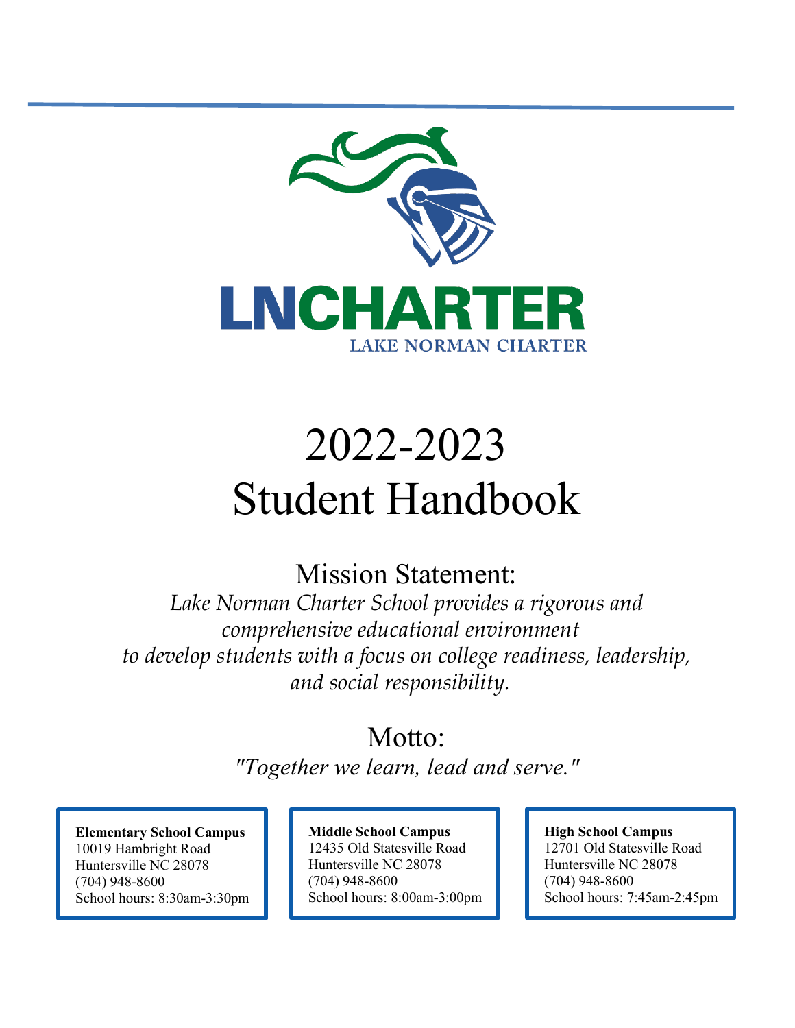LNCHARTER

LAKE NORMAN CHARTER

# 2022-2023 Student Handbook

## Mission Statement:

*Lake Norman Charter School provides a rigorous and comprehensive educational environment to develop students with a focus on college readiness, leadership, and social responsibility.*

## Motto:

*"Together we learn, lead and serve."*

**Elementary School Campus**
10019 Hambright Road
Huntersville NC 28078
(704) 948-8600
School hours: 8:30am-3:30pm

**Middle School Campus**
12435 Old Statesville Road
Huntersville NC 28078
(704) 948-8600
School hours: 8:00am-3:00pm

**High School Campus**
12701 Old Statesville Road
Huntersville NC 28078
(704) 948-8600
School hours: 7:45am-2:45pm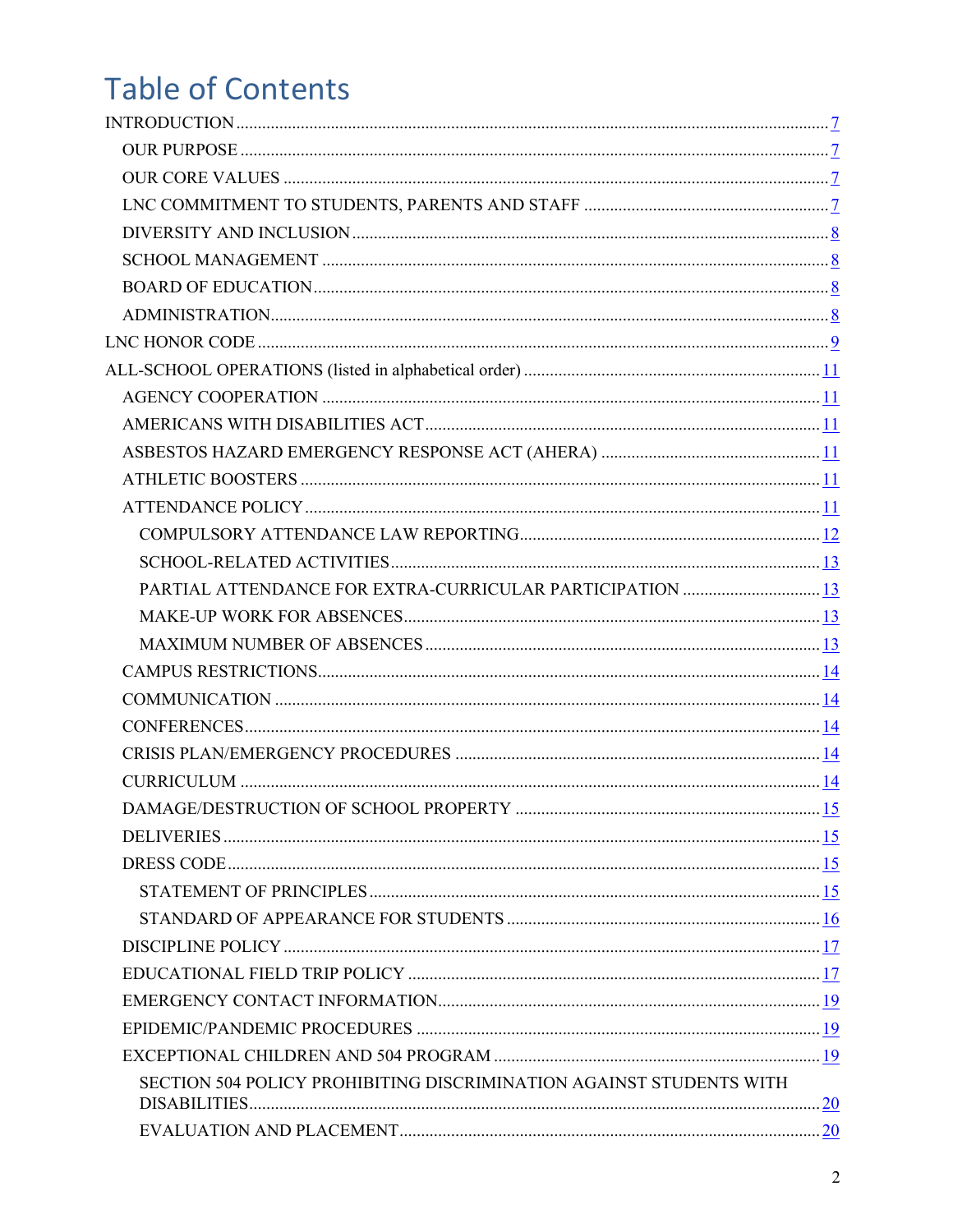# Table of Contents

INTRODUCTION ........................................................................................................................ 7

- OUR PURPOSE ....................................................................................................................... 7
- OUR CORE VALUES ............................................................................................................. 7
- LNC COMMITMENT TO STUDENTS, PARENTS AND STAFF ........................................ 7
- DIVERSITY AND INCLUSION ............................................................................................. 8
- SCHOOL MANAGEMENT ..................................................................................................... 8
- BOARD OF EDUCATION ...................................................................................................... 8
- ADMINISTRATION ................................................................................................................ 8

LNC HONOR CODE ................................................................................................................... 9

ALL-SCHOOL OPERATIONS (listed in alphabetical order) .................................................... 11

- AGENCY COOPERATION .................................................................................................... 11
- AMERICANS WITH DISABILITIES ACT ........................................................................... 11
- ASBESTOS HAZARD EMERGENCY RESPONSE ACT (AHERA) .................................... 11
- ATHLETIC BOOSTERS ........................................................................................................ 11
- ATTENDANCE POLICY ....................................................................................................... 11
  - COMPULSORY ATTENDANCE LAW REPORTING ...................................................... 12
  - SCHOOL-RELATED ACTIVITIES .................................................................................. 13
  - PARTIAL ATTENDANCE FOR EXTRA-CURRICULAR PARTICIPATION ................ 13
  - MAKE-UP WORK FOR ABSENCES ................................................................................ 13
  - MAXIMUM NUMBER OF ABSENCES ........................................................................... 13
- CAMPUS RESTRICTIONS .................................................................................................... 14
- COMMUNICATION ............................................................................................................. 14
- CONFERENCES .................................................................................................................... 14
- CRISIS PLAN/EMERGENCY PROCEDURES ..................................................................... 14
- CURRICULUM ..................................................................................................................... 14
- DAMAGE/DESTRUCTION OF SCHOOL PROPERTY ....................................................... 15
- DELIVERIES ......................................................................................................................... 15
- DRESS CODE ........................................................................................................................ 15
  - STATEMENT OF PRINCIPLES ........................................................................................ 15
  - STANDARD OF APPEARANCE FOR STUDENTS ......................................................... 16
- DISCIPLINE POLICY ............................................................................................................ 17
- EDUCATIONAL FIELD TRIP POLICY ................................................................................ 17
- EMERGENCY CONTACT INFORMATION ........................................................................ 19
- EPIDEMIC/PANDEMIC PROCEDURES .............................................................................. 19
- EXCEPTIONAL CHILDREN AND 504 PROGRAM ........................................................... 19
  - SECTION 504 POLICY PROHIBITING DISCRIMINATION AGAINST STUDENTS WITH DISABILITIES ................................................................................................................... 20
  - EVALUATION AND PLACEMENT ................................................................................. 20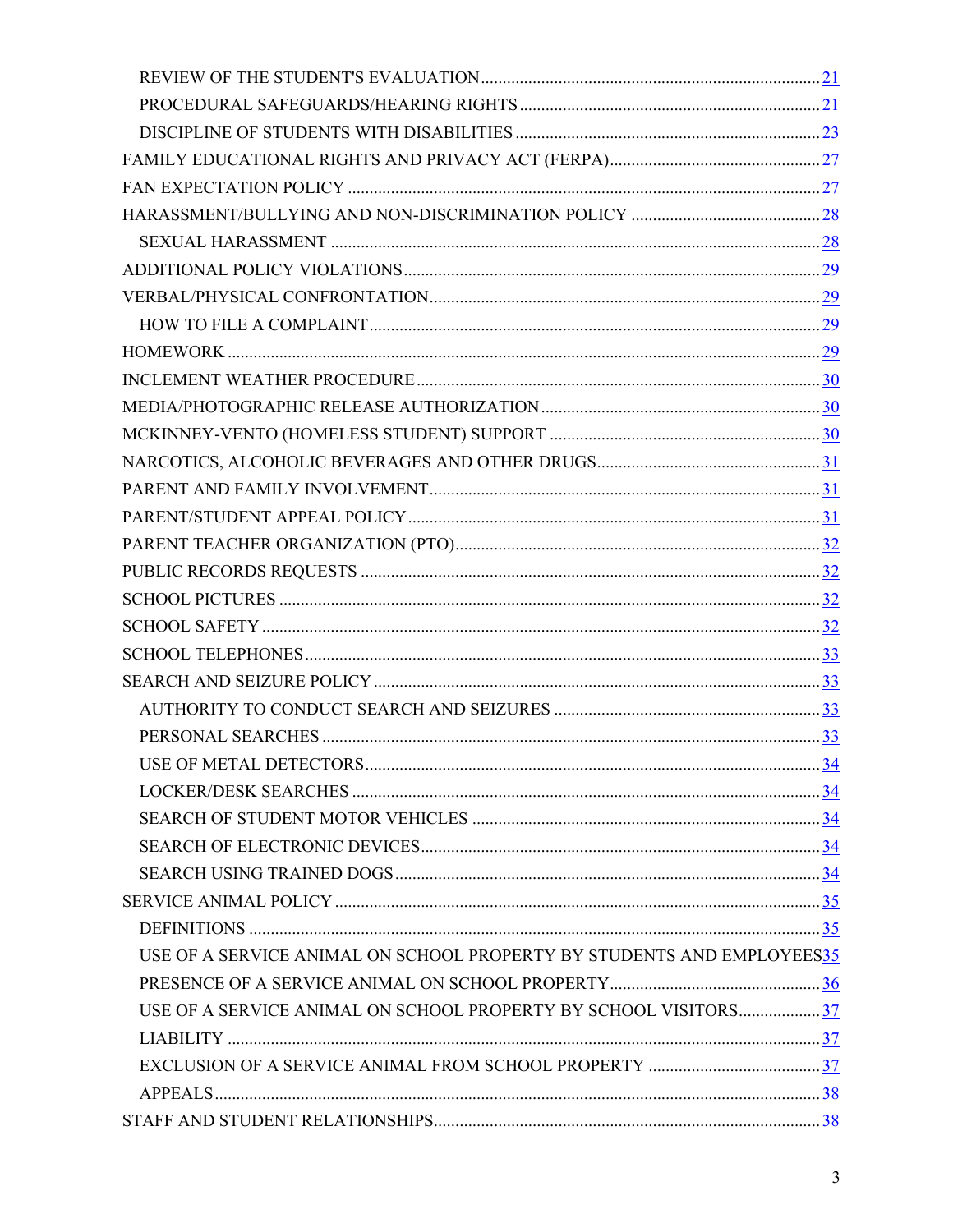- REVIEW OF THE STUDENT'S EVALUATION .......... 21
- PROCEDURAL SAFEGUARDS/HEARING RIGHTS .......... 21
- DISCIPLINE OF STUDENTS WITH DISABILITIES .......... 23

FAMILY EDUCATIONAL RIGHTS AND PRIVACY ACT (FERPA) .......... 27

FAN EXPECTATION POLICY .......... 27

HARASSMENT/BULLYING AND NON-DISCRIMINATION POLICY .......... 28

- SEXUAL HARASSMENT .......... 28

ADDITIONAL POLICY VIOLATIONS .......... 29

VERBAL/PHYSICAL CONFRONTATION .......... 29

- HOW TO FILE A COMPLAINT .......... 29

HOMEWORK .......... 29

INCLEMENT WEATHER PROCEDURE .......... 30

MEDIA/PHOTOGRAPHIC RELEASE AUTHORIZATION .......... 30

MCKINNEY-VENTO (HOMELESS STUDENT) SUPPORT .......... 30

NARCOTICS, ALCOHOLIC BEVERAGES AND OTHER DRUGS .......... 31

PARENT AND FAMILY INVOLVEMENT .......... 31

PARENT/STUDENT APPEAL POLICY .......... 31

PARENT TEACHER ORGANIZATION (PTO) .......... 32

PUBLIC RECORDS REQUESTS .......... 32

SCHOOL PICTURES .......... 32

SCHOOL SAFETY .......... 32

SCHOOL TELEPHONES .......... 33

SEARCH AND SEIZURE POLICY .......... 33

- AUTHORITY TO CONDUCT SEARCH AND SEIZURES .......... 33
- PERSONAL SEARCHES .......... 33
- USE OF METAL DETECTORS .......... 34
- LOCKER/DESK SEARCHES .......... 34
- SEARCH OF STUDENT MOTOR VEHICLES .......... 34
- SEARCH OF ELECTRONIC DEVICES .......... 34
- SEARCH USING TRAINED DOGS .......... 34

SERVICE ANIMAL POLICY .......... 35

- DEFINITIONS .......... 35
- USE OF A SERVICE ANIMAL ON SCHOOL PROPERTY BY STUDENTS AND EMPLOYEES .......... 35
- PRESENCE OF A SERVICE ANIMAL ON SCHOOL PROPERTY .......... 36
- USE OF A SERVICE ANIMAL ON SCHOOL PROPERTY BY SCHOOL VISITORS .......... 37
- LIABILITY .......... 37
- EXCLUSION OF A SERVICE ANIMAL FROM SCHOOL PROPERTY .......... 37
- APPEALS .......... 38

STAFF AND STUDENT RELATIONSHIPS .......... 38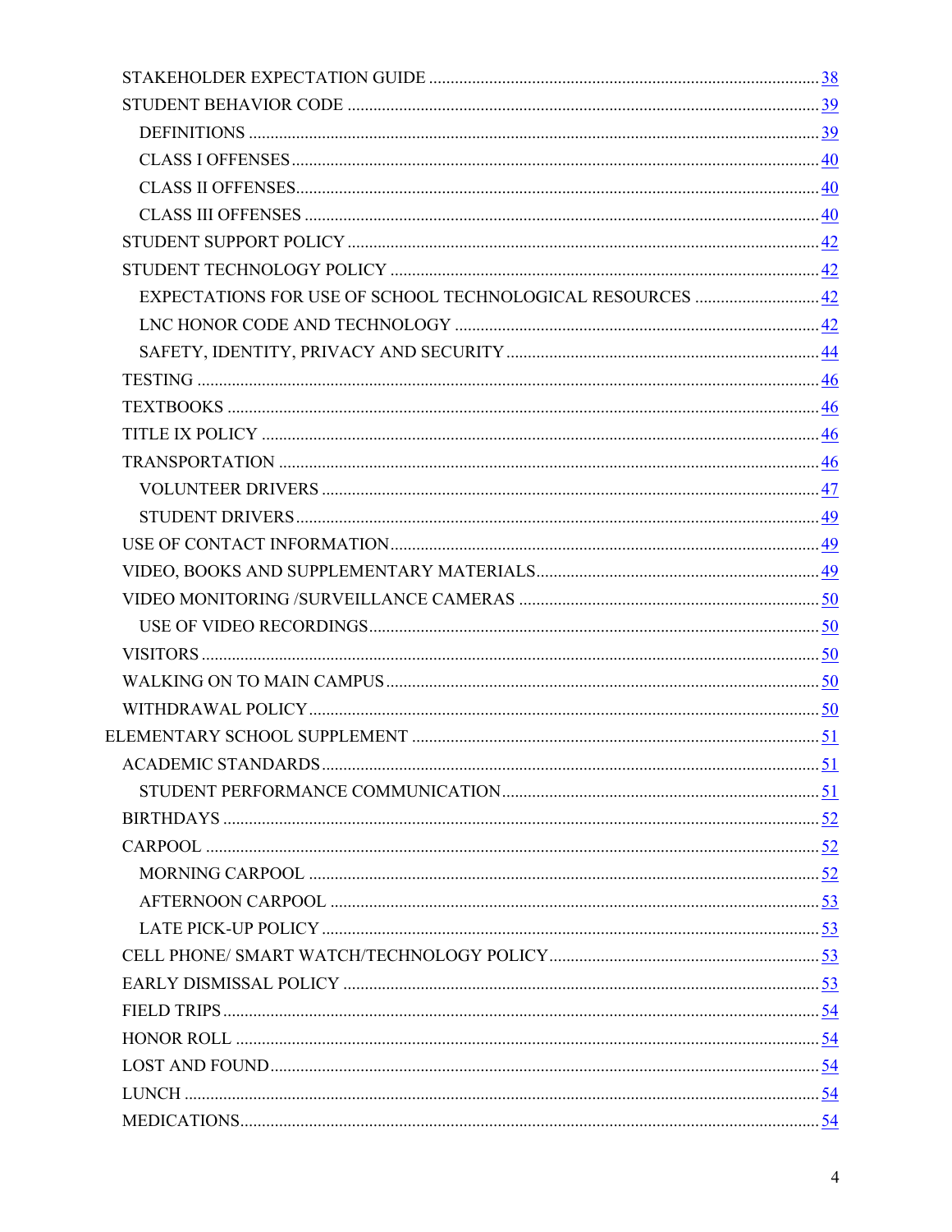STAKEHOLDER EXPECTATION GUIDE ........................................ 38
STUDENT BEHAVIOR CODE ........................................ 39
    DEFINITIONS ........................................ 39
    CLASS I OFFENSES ........................................ 40
    CLASS II OFFENSES ........................................ 40
    CLASS III OFFENSES ........................................ 40
STUDENT SUPPORT POLICY ........................................ 42
STUDENT TECHNOLOGY POLICY ........................................ 42
    EXPECTATIONS FOR USE OF SCHOOL TECHNOLOGICAL RESOURCES ........................................ 42
    LNC HONOR CODE AND TECHNOLOGY ........................................ 42
    SAFETY, IDENTITY, PRIVACY AND SECURITY ........................................ 44
TESTING ........................................ 46
TEXTBOOKS ........................................ 46
TITLE IX POLICY ........................................ 46
TRANSPORTATION ........................................ 46
    VOLUNTEER DRIVERS ........................................ 47
    STUDENT DRIVERS ........................................ 49
USE OF CONTACT INFORMATION ........................................ 49
VIDEO, BOOKS AND SUPPLEMENTARY MATERIALS ........................................ 49
VIDEO MONITORING /SURVEILLANCE CAMERAS ........................................ 50
    USE OF VIDEO RECORDINGS ........................................ 50
VISITORS ........................................ 50
WALKING ON TO MAIN CAMPUS ........................................ 50
WITHDRAWAL POLICY ........................................ 50
ELEMENTARY SCHOOL SUPPLEMENT ........................................ 51
ACADEMIC STANDARDS ........................................ 51
    STUDENT PERFORMANCE COMMUNICATION ........................................ 51
BIRTHDAYS ........................................ 52
CARPOOL ........................................ 52
    MORNING CARPOOL ........................................ 52
    AFTERNOON CARPOOL ........................................ 53
    LATE PICK-UP POLICY ........................................ 53
CELL PHONE/ SMART WATCH/TECHNOLOGY POLICY ........................................ 53
EARLY DISMISSAL POLICY ........................................ 53
FIELD TRIPS ........................................ 54
HONOR ROLL ........................................ 54
LOST AND FOUND ........................................ 54
LUNCH ........................................ 54
MEDICATIONS ........................................ 54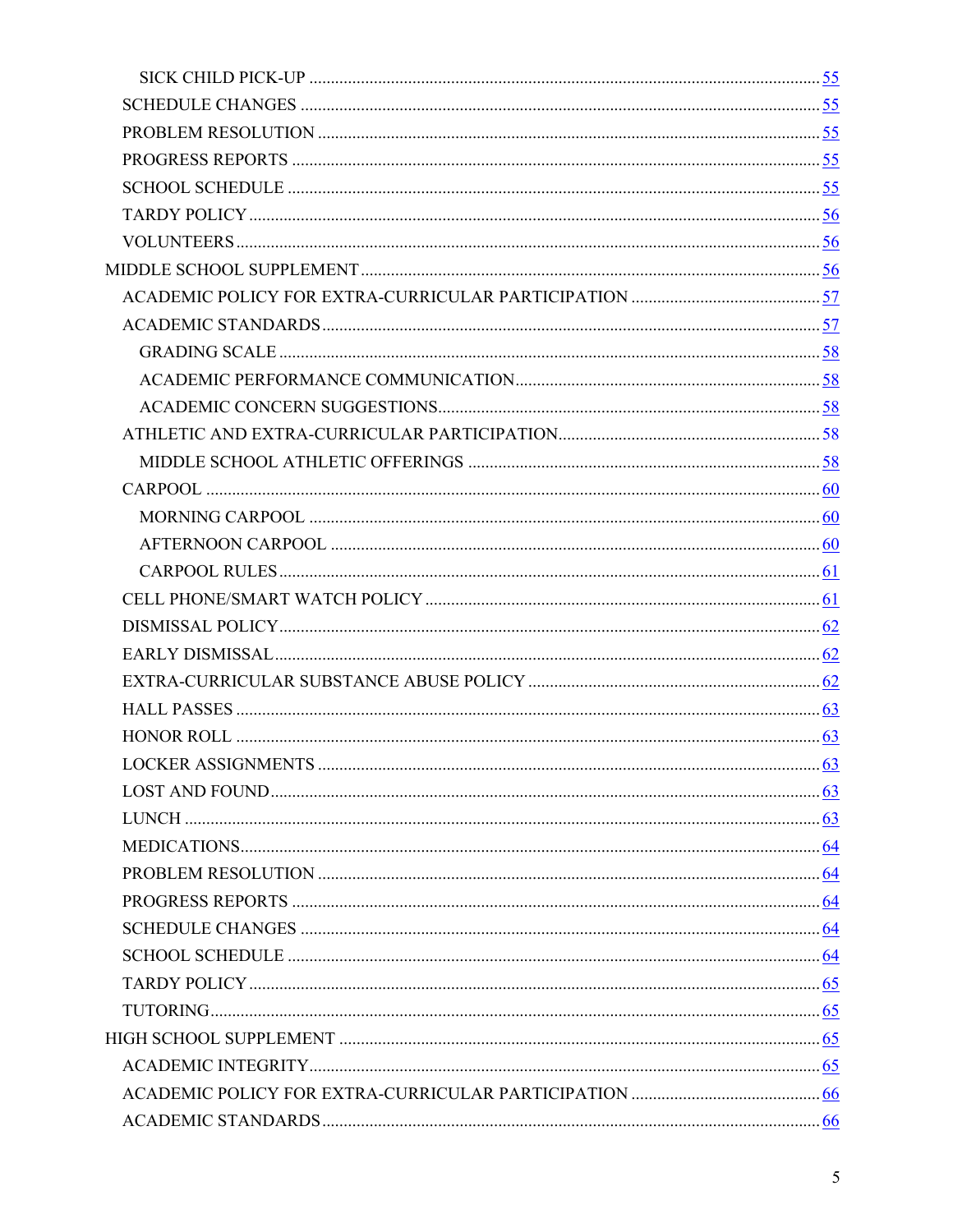- SICK CHILD PICK-UP ..... 55
- SCHEDULE CHANGES ..... 55
- PROBLEM RESOLUTION ..... 55
- PROGRESS REPORTS ..... 55
- SCHOOL SCHEDULE ..... 55
- TARDY POLICY ..... 56
- VOLUNTEERS ..... 56

MIDDLE SCHOOL SUPPLEMENT ..... 56

- ACADEMIC POLICY FOR EXTRA-CURRICULAR PARTICIPATION ..... 57
- ACADEMIC STANDARDS ..... 57
  - GRADING SCALE ..... 58
  - ACADEMIC PERFORMANCE COMMUNICATION ..... 58
  - ACADEMIC CONCERN SUGGESTIONS ..... 58
- ATHLETIC AND EXTRA-CURRICULAR PARTICIPATION ..... 58
  - MIDDLE SCHOOL ATHLETIC OFFERINGS ..... 58
- CARPOOL ..... 60
  - MORNING CARPOOL ..... 60
  - AFTERNOON CARPOOL ..... 60
  - CARPOOL RULES ..... 61
- CELL PHONE/SMART WATCH POLICY ..... 61
- DISMISSAL POLICY ..... 62
- EARLY DISMISSAL ..... 62
- EXTRA-CURRICULAR SUBSTANCE ABUSE POLICY ..... 62
- HALL PASSES ..... 63
- HONOR ROLL ..... 63
- LOCKER ASSIGNMENTS ..... 63
- LOST AND FOUND ..... 63
- LUNCH ..... 63
- MEDICATIONS ..... 64
- PROBLEM RESOLUTION ..... 64
- PROGRESS REPORTS ..... 64
- SCHEDULE CHANGES ..... 64
- SCHOOL SCHEDULE ..... 64
- TARDY POLICY ..... 65
- TUTORING ..... 65

HIGH SCHOOL SUPPLEMENT ..... 65

- ACADEMIC INTEGRITY ..... 65
- ACADEMIC POLICY FOR EXTRA-CURRICULAR PARTICIPATION ..... 66
- ACADEMIC STANDARDS ..... 66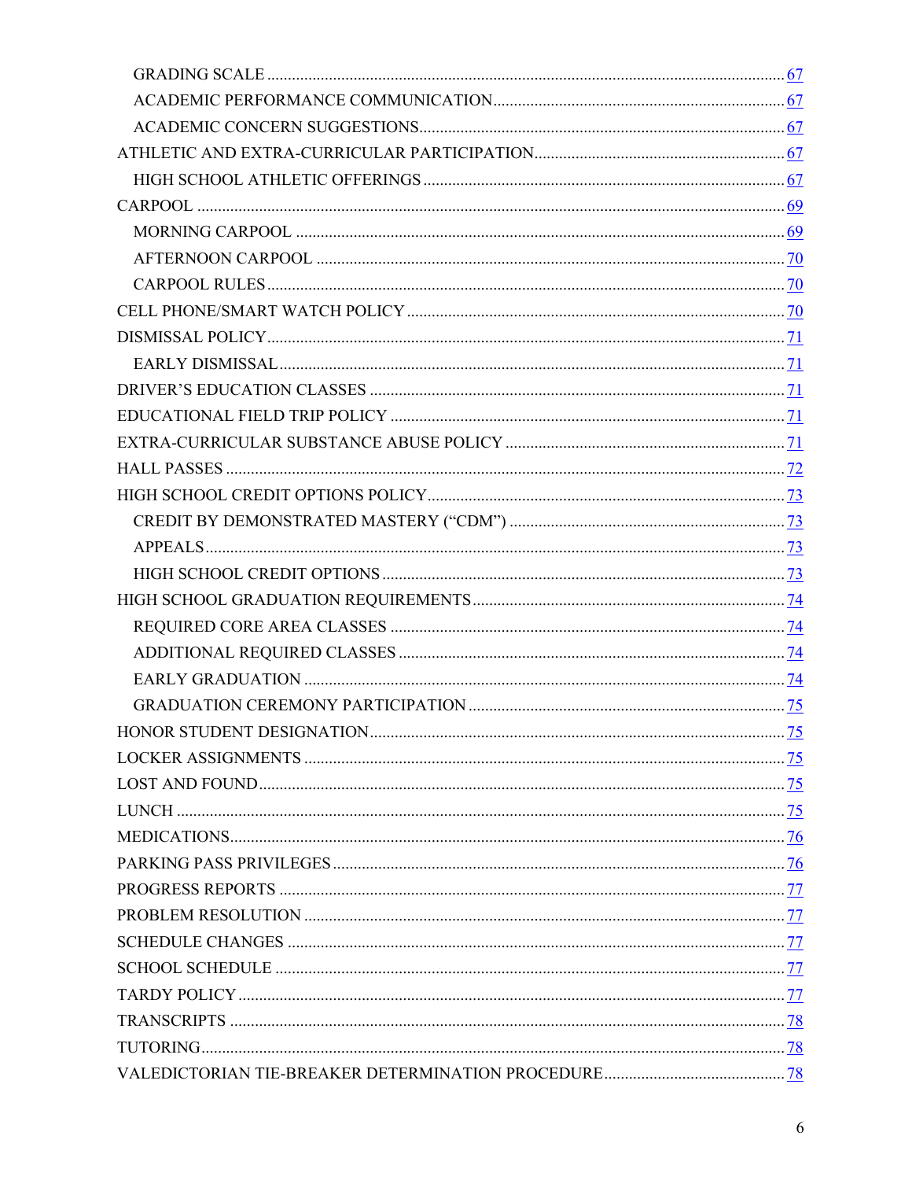- GRADING SCALE ........ 67
- ACADEMIC PERFORMANCE COMMUNICATION ........ 67
- ACADEMIC CONCERN SUGGESTIONS ........ 67

ATHLETIC AND EXTRA-CURRICULAR PARTICIPATION ........ 67

- HIGH SCHOOL ATHLETIC OFFERINGS ........ 67

CARPOOL ........ 69

- MORNING CARPOOL ........ 69
- AFTERNOON CARPOOL ........ 70
- CARPOOL RULES ........ 70

CELL PHONE/SMART WATCH POLICY ........ 70

DISMISSAL POLICY ........ 71

- EARLY DISMISSAL ........ 71

DRIVER'S EDUCATION CLASSES ........ 71

EDUCATIONAL FIELD TRIP POLICY ........ 71

EXTRA-CURRICULAR SUBSTANCE ABUSE POLICY ........ 71

HALL PASSES ........ 72

HIGH SCHOOL CREDIT OPTIONS POLICY ........ 73

- CREDIT BY DEMONSTRATED MASTERY ("CDM") ........ 73
- APPEALS ........ 73
- HIGH SCHOOL CREDIT OPTIONS ........ 73

HIGH SCHOOL GRADUATION REQUIREMENTS ........ 74

- REQUIRED CORE AREA CLASSES ........ 74
- ADDITIONAL REQUIRED CLASSES ........ 74
- EARLY GRADUATION ........ 74
- GRADUATION CEREMONY PARTICIPATION ........ 75

HONOR STUDENT DESIGNATION ........ 75

LOCKER ASSIGNMENTS ........ 75

LOST AND FOUND ........ 75

LUNCH ........ 75

MEDICATIONS ........ 76

PARKING PASS PRIVILEGES ........ 76

PROGRESS REPORTS ........ 77

PROBLEM RESOLUTION ........ 77

SCHEDULE CHANGES ........ 77

SCHOOL SCHEDULE ........ 77

TARDY POLICY ........ 77

TRANSCRIPTS ........ 78

TUTORING ........ 78

VALEDICTORIAN TIE-BREAKER DETERMINATION PROCEDURE ........ 78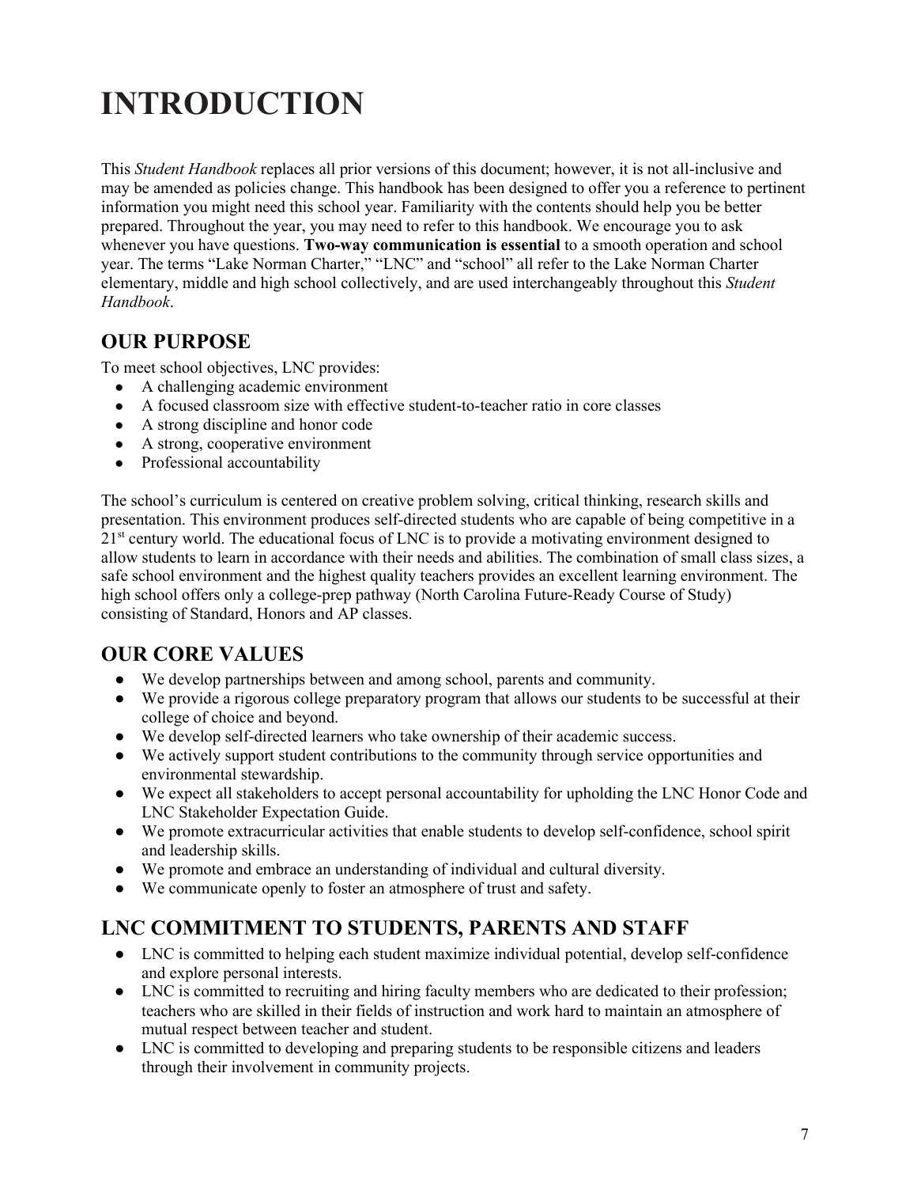# INTRODUCTION

This *Student Handbook* replaces all prior versions of this document; however, it is not all-inclusive and may be amended as policies change. This handbook has been designed to offer you a reference to pertinent information you might need this school year. Familiarity with the contents should help you be better prepared. Throughout the year, you may need to refer to this handbook. We encourage you to ask whenever you have questions. **Two-way communication is essential** to a smooth operation and school year. The terms "Lake Norman Charter," "LNC" and "school" all refer to the Lake Norman Charter elementary, middle and high school collectively, and are used interchangeably throughout this *Student Handbook*.

## OUR PURPOSE

To meet school objectives, LNC provides:

- A challenging academic environment
- A focused classroom size with effective student-to-teacher ratio in core classes
- A strong discipline and honor code
- A strong, cooperative environment
- Professional accountability

The school's curriculum is centered on creative problem solving, critical thinking, research skills and presentation. This environment produces self-directed students who are capable of being competitive in a 21st century world. The educational focus of LNC is to provide a motivating environment designed to allow students to learn in accordance with their needs and abilities. The combination of small class sizes, a safe school environment and the highest quality teachers provides an excellent learning environment. The high school offers only a college-prep pathway (North Carolina Future-Ready Course of Study) consisting of Standard, Honors and AP classes.

## OUR CORE VALUES

- We develop partnerships between and among school, parents and community.
- We provide a rigorous college preparatory program that allows our students to be successful at their college of choice and beyond.
- We develop self-directed learners who take ownership of their academic success.
- We actively support student contributions to the community through service opportunities and environmental stewardship.
- We expect all stakeholders to accept personal accountability for upholding the LNC Honor Code and LNC Stakeholder Expectation Guide.
- We promote extracurricular activities that enable students to develop self-confidence, school spirit and leadership skills.
- We promote and embrace an understanding of individual and cultural diversity.
- We communicate openly to foster an atmosphere of trust and safety.

## LNC COMMITMENT TO STUDENTS, PARENTS AND STAFF

- LNC is committed to helping each student maximize individual potential, develop self-confidence and explore personal interests.
- LNC is committed to recruiting and hiring faculty members who are dedicated to their profession; teachers who are skilled in their fields of instruction and work hard to maintain an atmosphere of mutual respect between teacher and student.
- LNC is committed to developing and preparing students to be responsible citizens and leaders through their involvement in community projects.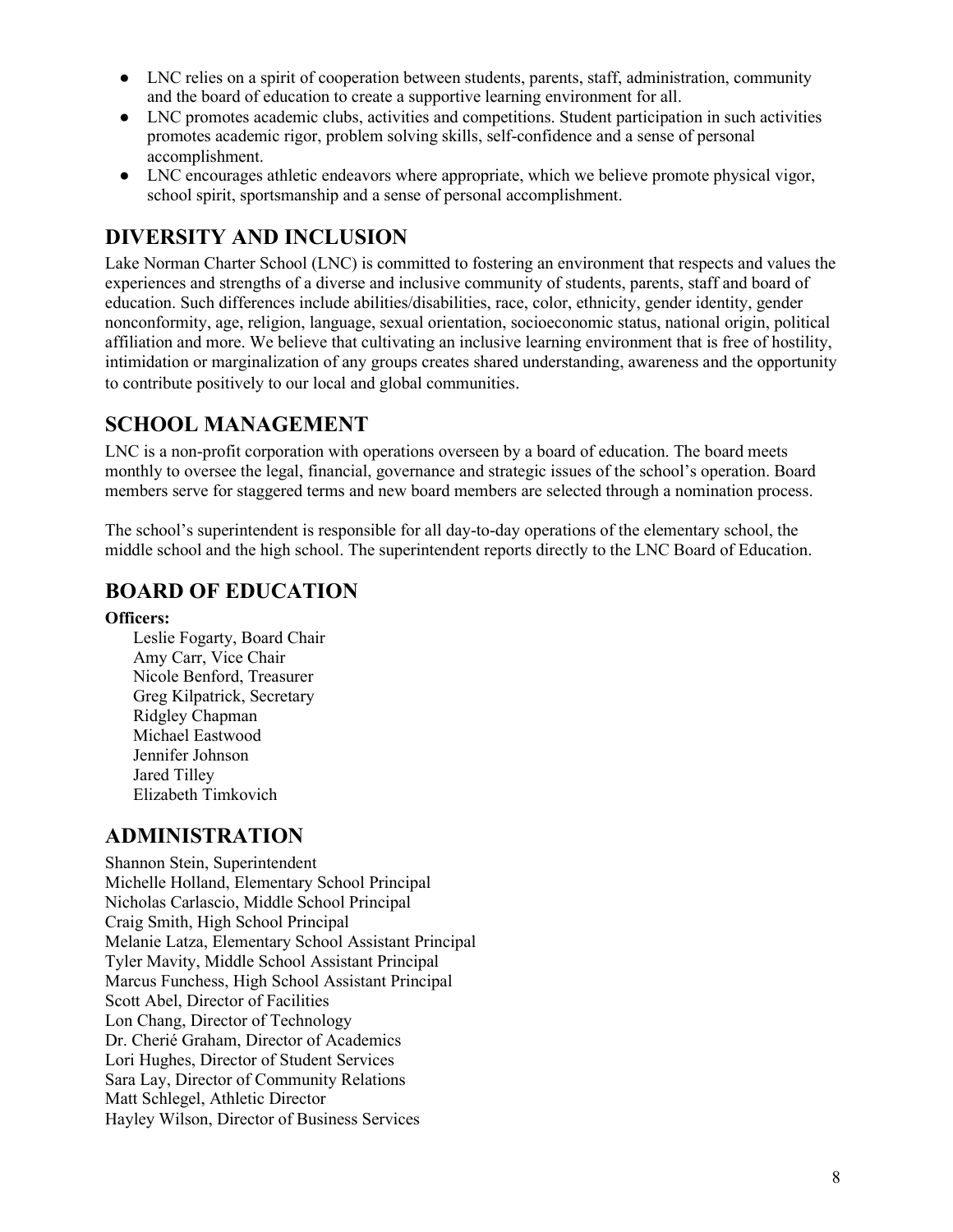- LNC relies on a spirit of cooperation between students, parents, staff, administration, community and the board of education to create a supportive learning environment for all.
- LNC promotes academic clubs, activities and competitions. Student participation in such activities promotes academic rigor, problem solving skills, self-confidence and a sense of personal accomplishment.
- LNC encourages athletic endeavors where appropriate, which we believe promote physical vigor, school spirit, sportsmanship and a sense of personal accomplishment.

## DIVERSITY AND INCLUSION

Lake Norman Charter School (LNC) is committed to fostering an environment that respects and values the experiences and strengths of a diverse and inclusive community of students, parents, staff and board of education. Such differences include abilities/disabilities, race, color, ethnicity, gender identity, gender nonconformity, age, religion, language, sexual orientation, socioeconomic status, national origin, political affiliation and more. We believe that cultivating an inclusive learning environment that is free of hostility, intimidation or marginalization of any groups creates shared understanding, awareness and the opportunity to contribute positively to our local and global communities.

## SCHOOL MANAGEMENT

LNC is a non-profit corporation with operations overseen by a board of education. The board meets monthly to oversee the legal, financial, governance and strategic issues of the school's operation. Board members serve for staggered terms and new board members are selected through a nomination process.

The school's superintendent is responsible for all day-to-day operations of the elementary school, the middle school and the high school. The superintendent reports directly to the LNC Board of Education.

## BOARD OF EDUCATION

**Officers:**

Leslie Fogarty, Board Chair
Amy Carr, Vice Chair
Nicole Benford, Treasurer
Greg Kilpatrick, Secretary
Ridgley Chapman
Michael Eastwood
Jennifer Johnson
Jared Tilley
Elizabeth Timkovich

## ADMINISTRATION

Shannon Stein, Superintendent
Michelle Holland, Elementary School Principal
Nicholas Carlascio, Middle School Principal
Craig Smith, High School Principal
Melanie Latza, Elementary School Assistant Principal
Tyler Mavity, Middle School Assistant Principal
Marcus Funchess, High School Assistant Principal
Scott Abel, Director of Facilities
Lon Chang, Director of Technology
Dr. Cherié Graham, Director of Academics
Lori Hughes, Director of Student Services
Sara Lay, Director of Community Relations
Matt Schlegel, Athletic Director
Hayley Wilson, Director of Business Services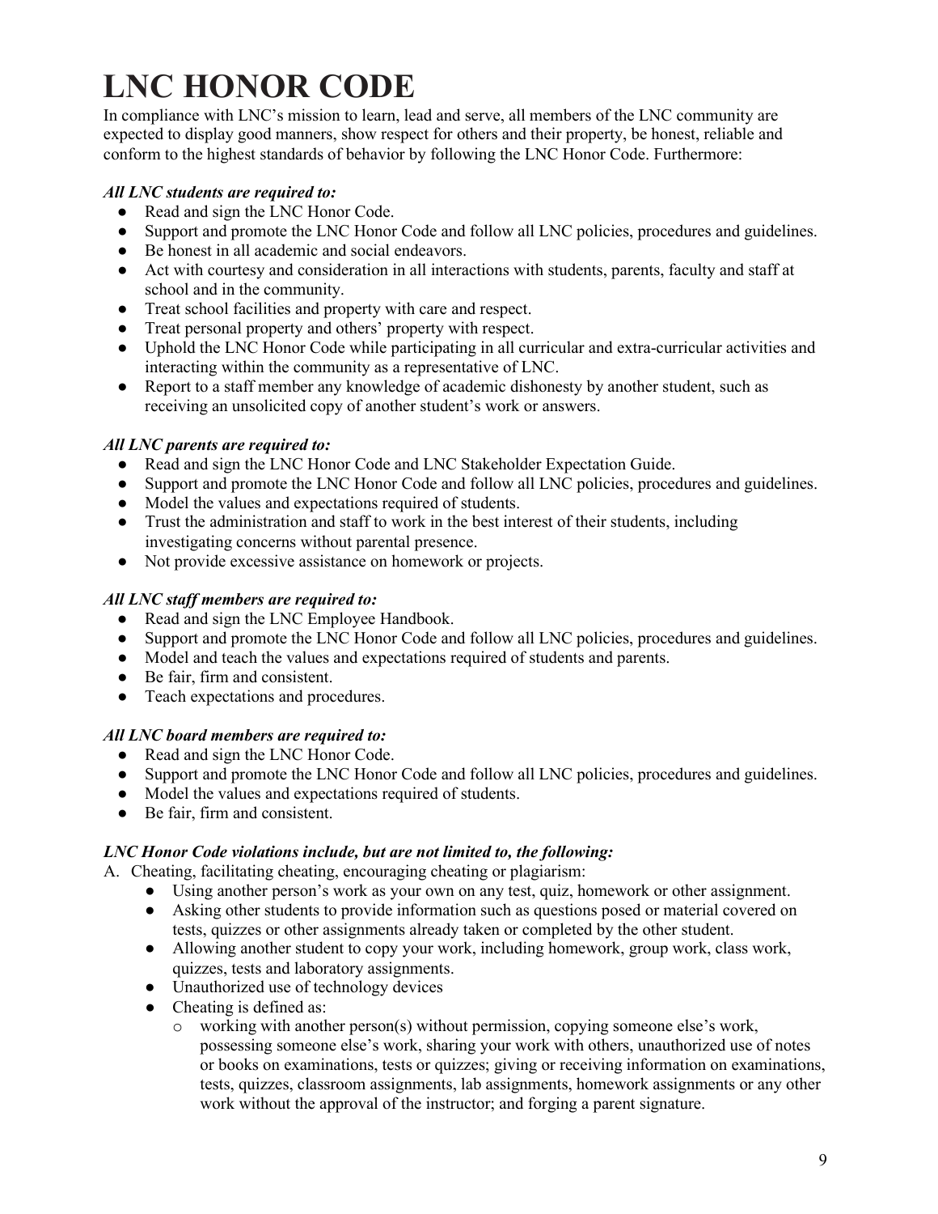# LNC HONOR CODE

In compliance with LNC's mission to learn, lead and serve, all members of the LNC community are expected to display good manners, show respect for others and their property, be honest, reliable and conform to the highest standards of behavior by following the LNC Honor Code. Furthermore:

***All LNC students are required to:***

- Read and sign the LNC Honor Code.
- Support and promote the LNC Honor Code and follow all LNC policies, procedures and guidelines.
- Be honest in all academic and social endeavors.
- Act with courtesy and consideration in all interactions with students, parents, faculty and staff at school and in the community.
- Treat school facilities and property with care and respect.
- Treat personal property and others' property with respect.
- Uphold the LNC Honor Code while participating in all curricular and extra-curricular activities and interacting within the community as a representative of LNC.
- Report to a staff member any knowledge of academic dishonesty by another student, such as receiving an unsolicited copy of another student's work or answers.

***All LNC parents are required to:***

- Read and sign the LNC Honor Code and LNC Stakeholder Expectation Guide.
- Support and promote the LNC Honor Code and follow all LNC policies, procedures and guidelines.
- Model the values and expectations required of students.
- Trust the administration and staff to work in the best interest of their students, including investigating concerns without parental presence.
- Not provide excessive assistance on homework or projects.

***All LNC staff members are required to:***

- Read and sign the LNC Employee Handbook.
- Support and promote the LNC Honor Code and follow all LNC policies, procedures and guidelines.
- Model and teach the values and expectations required of students and parents.
- Be fair, firm and consistent.
- Teach expectations and procedures.

***All LNC board members are required to:***

- Read and sign the LNC Honor Code.
- Support and promote the LNC Honor Code and follow all LNC policies, procedures and guidelines.
- Model the values and expectations required of students.
- Be fair, firm and consistent.

***LNC Honor Code violations include, but are not limited to, the following:***

A. Cheating, facilitating cheating, encouraging cheating or plagiarism:
   - Using another person's work as your own on any test, quiz, homework or other assignment.
   - Asking other students to provide information such as questions posed or material covered on tests, quizzes or other assignments already taken or completed by the other student.
   - Allowing another student to copy your work, including homework, group work, class work, quizzes, tests and laboratory assignments.
   - Unauthorized use of technology devices
   - Cheating is defined as:
     - working with another person(s) without permission, copying someone else's work, possessing someone else's work, sharing your work with others, unauthorized use of notes or books on examinations, tests or quizzes; giving or receiving information on examinations, tests, quizzes, classroom assignments, lab assignments, homework assignments or any other work without the approval of the instructor; and forging a parent signature.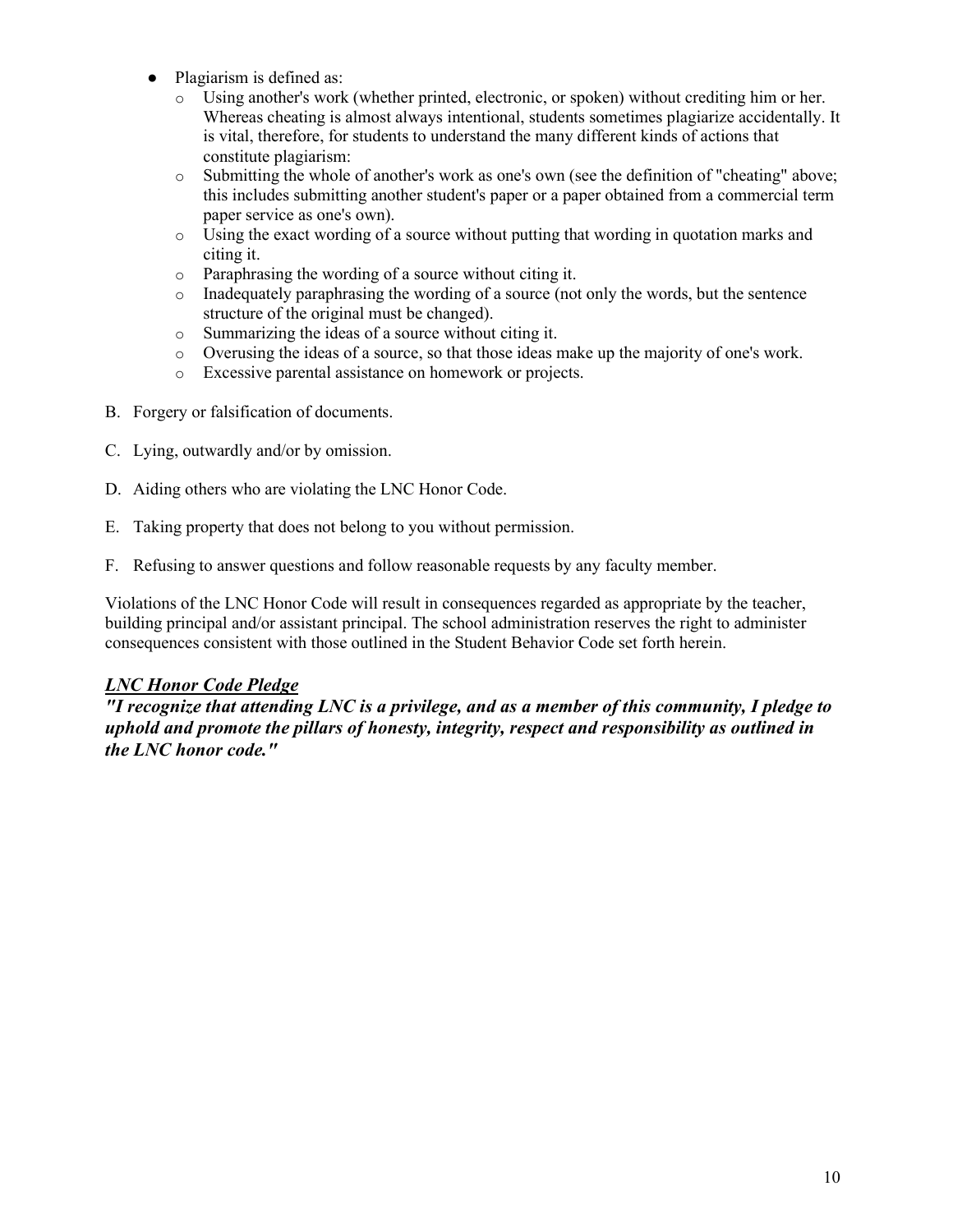- Plagiarism is defined as:
  - Using another's work (whether printed, electronic, or spoken) without crediting him or her. Whereas cheating is almost always intentional, students sometimes plagiarize accidentally. It is vital, therefore, for students to understand the many different kinds of actions that constitute plagiarism:
  - Submitting the whole of another's work as one's own (see the definition of "cheating" above; this includes submitting another student's paper or a paper obtained from a commercial term paper service as one's own).
  - Using the exact wording of a source without putting that wording in quotation marks and citing it.
  - Paraphrasing the wording of a source without citing it.
  - Inadequately paraphrasing the wording of a source (not only the words, but the sentence structure of the original must be changed).
  - Summarizing the ideas of a source without citing it.
  - Overusing the ideas of a source, so that those ideas make up the majority of one's work.
  - Excessive parental assistance on homework or projects.

B. Forgery or falsification of documents.

C. Lying, outwardly and/or by omission.

D. Aiding others who are violating the LNC Honor Code.

E. Taking property that does not belong to you without permission.

F. Refusing to answer questions and follow reasonable requests by any faculty member.

Violations of the LNC Honor Code will result in consequences regarded as appropriate by the teacher, building principal and/or assistant principal. The school administration reserves the right to administer consequences consistent with those outlined in the Student Behavior Code set forth herein.

### ***<u>LNC Honor Code Pledge</u>***

***"I recognize that attending LNC is a privilege, and as a member of this community, I pledge to uphold and promote the pillars of honesty, integrity, respect and responsibility as outlined in the LNC honor code."***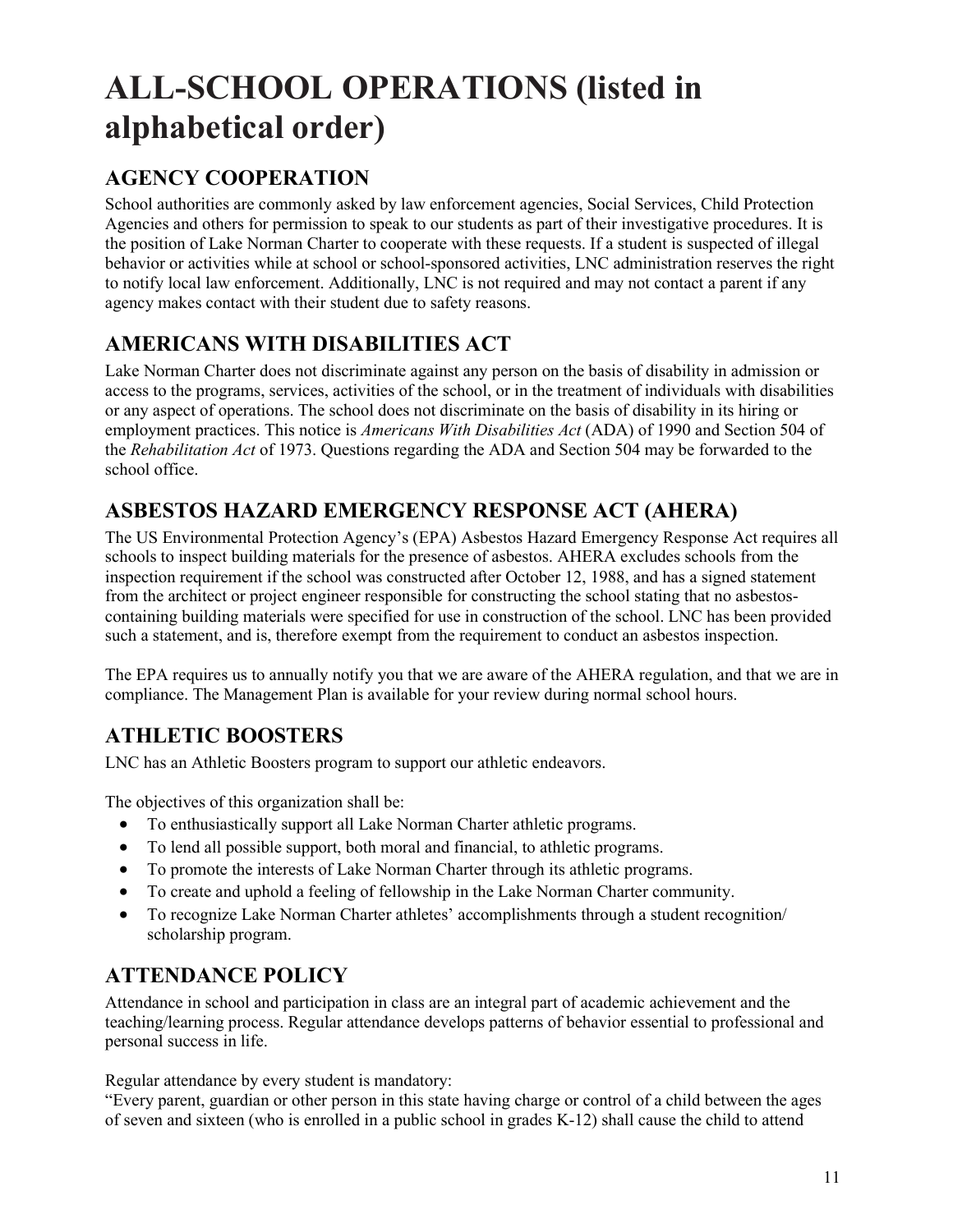# ALL-SCHOOL OPERATIONS (listed in alphabetical order)

## AGENCY COOPERATION

School authorities are commonly asked by law enforcement agencies, Social Services, Child Protection Agencies and others for permission to speak to our students as part of their investigative procedures. It is the position of Lake Norman Charter to cooperate with these requests. If a student is suspected of illegal behavior or activities while at school or school-sponsored activities, LNC administration reserves the right to notify local law enforcement. Additionally, LNC is not required and may not contact a parent if any agency makes contact with their student due to safety reasons.

## AMERICANS WITH DISABILITIES ACT

Lake Norman Charter does not discriminate against any person on the basis of disability in admission or access to the programs, services, activities of the school, or in the treatment of individuals with disabilities or any aspect of operations. The school does not discriminate on the basis of disability in its hiring or employment practices. This notice is *Americans With Disabilities Act* (ADA) of 1990 and Section 504 of the *Rehabilitation Act* of 1973. Questions regarding the ADA and Section 504 may be forwarded to the school office.

## ASBESTOS HAZARD EMERGENCY RESPONSE ACT (AHERA)

The US Environmental Protection Agency's (EPA) Asbestos Hazard Emergency Response Act requires all schools to inspect building materials for the presence of asbestos. AHERA excludes schools from the inspection requirement if the school was constructed after October 12, 1988, and has a signed statement from the architect or project engineer responsible for constructing the school stating that no asbestos-containing building materials were specified for use in construction of the school. LNC has been provided such a statement, and is, therefore exempt from the requirement to conduct an asbestos inspection.

The EPA requires us to annually notify you that we are aware of the AHERA regulation, and that we are in compliance. The Management Plan is available for your review during normal school hours.

## ATHLETIC BOOSTERS

LNC has an Athletic Boosters program to support our athletic endeavors.

The objectives of this organization shall be:

- To enthusiastically support all Lake Norman Charter athletic programs.
- To lend all possible support, both moral and financial, to athletic programs.
- To promote the interests of Lake Norman Charter through its athletic programs.
- To create and uphold a feeling of fellowship in the Lake Norman Charter community.
- To recognize Lake Norman Charter athletes' accomplishments through a student recognition/ scholarship program.

## ATTENDANCE POLICY

Attendance in school and participation in class are an integral part of academic achievement and the teaching/learning process. Regular attendance develops patterns of behavior essential to professional and personal success in life.

Regular attendance by every student is mandatory:
"Every parent, guardian or other person in this state having charge or control of a child between the ages of seven and sixteen (who is enrolled in a public school in grades K-12) shall cause the child to attend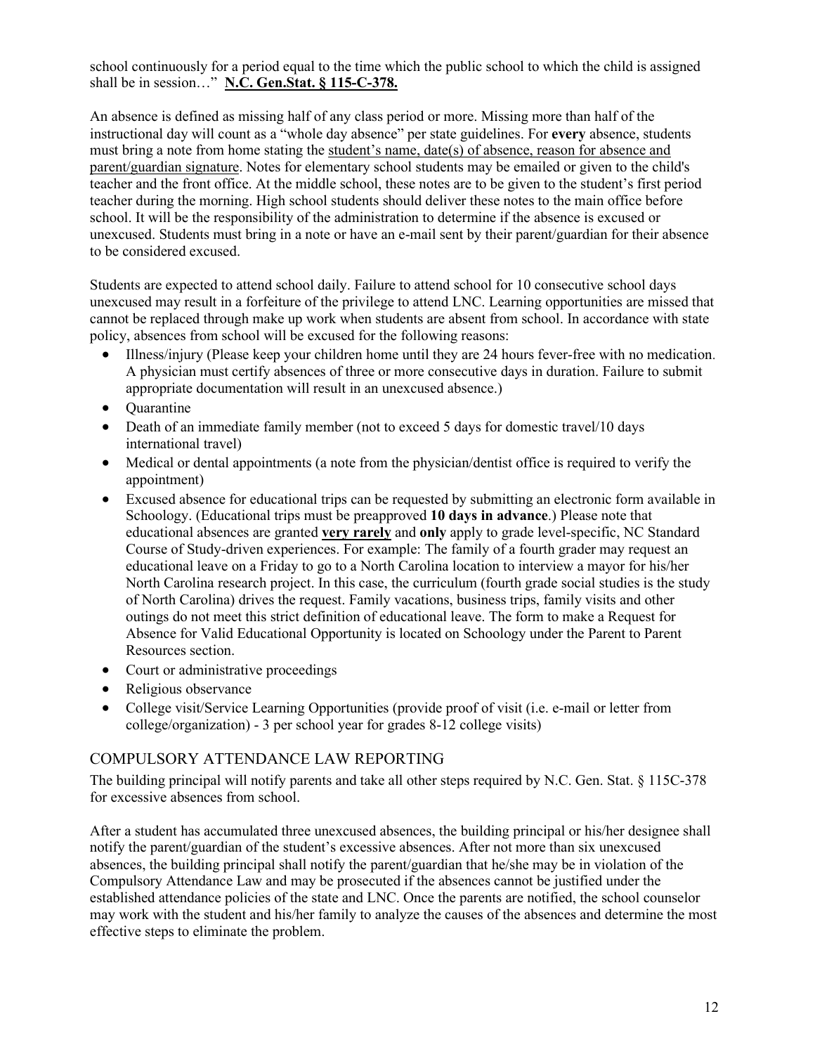school continuously for a period equal to the time which the public school to which the child is assigned shall be in session…" **N.C. Gen.Stat. § 115-C-378.**

An absence is defined as missing half of any class period or more. Missing more than half of the instructional day will count as a "whole day absence" per state guidelines. For **every** absence, students must bring a note from home stating the student's name, date(s) of absence, reason for absence and parent/guardian signature. Notes for elementary school students may be emailed or given to the child's teacher and the front office. At the middle school, these notes are to be given to the student's first period teacher during the morning. High school students should deliver these notes to the main office before school. It will be the responsibility of the administration to determine if the absence is excused or unexcused. Students must bring in a note or have an e-mail sent by their parent/guardian for their absence to be considered excused.

Students are expected to attend school daily. Failure to attend school for 10 consecutive school days unexcused may result in a forfeiture of the privilege to attend LNC. Learning opportunities are missed that cannot be replaced through make up work when students are absent from school. In accordance with state policy, absences from school will be excused for the following reasons:

- Illness/injury (Please keep your children home until they are 24 hours fever-free with no medication. A physician must certify absences of three or more consecutive days in duration. Failure to submit appropriate documentation will result in an unexcused absence.)
- Quarantine
- Death of an immediate family member (not to exceed 5 days for domestic travel/10 days international travel)
- Medical or dental appointments (a note from the physician/dentist office is required to verify the appointment)
- Excused absence for educational trips can be requested by submitting an electronic form available in Schoology. (Educational trips must be preapproved **10 days in advance**.) Please note that educational absences are granted **very rarely** and **only** apply to grade level-specific, NC Standard Course of Study-driven experiences. For example: The family of a fourth grader may request an educational leave on a Friday to go to a North Carolina location to interview a mayor for his/her North Carolina research project. In this case, the curriculum (fourth grade social studies is the study of North Carolina) drives the request. Family vacations, business trips, family visits and other outings do not meet this strict definition of educational leave. The form to make a Request for Absence for Valid Educational Opportunity is located on Schoology under the Parent to Parent Resources section.
- Court or administrative proceedings
- Religious observance
- College visit/Service Learning Opportunities (provide proof of visit (i.e. e-mail or letter from college/organization) - 3 per school year for grades 8-12 college visits)

## COMPULSORY ATTENDANCE LAW REPORTING

The building principal will notify parents and take all other steps required by N.C. Gen. Stat. § 115C-378 for excessive absences from school.

After a student has accumulated three unexcused absences, the building principal or his/her designee shall notify the parent/guardian of the student's excessive absences. After not more than six unexcused absences, the building principal shall notify the parent/guardian that he/she may be in violation of the Compulsory Attendance Law and may be prosecuted if the absences cannot be justified under the established attendance policies of the state and LNC. Once the parents are notified, the school counselor may work with the student and his/her family to analyze the causes of the absences and determine the most effective steps to eliminate the problem.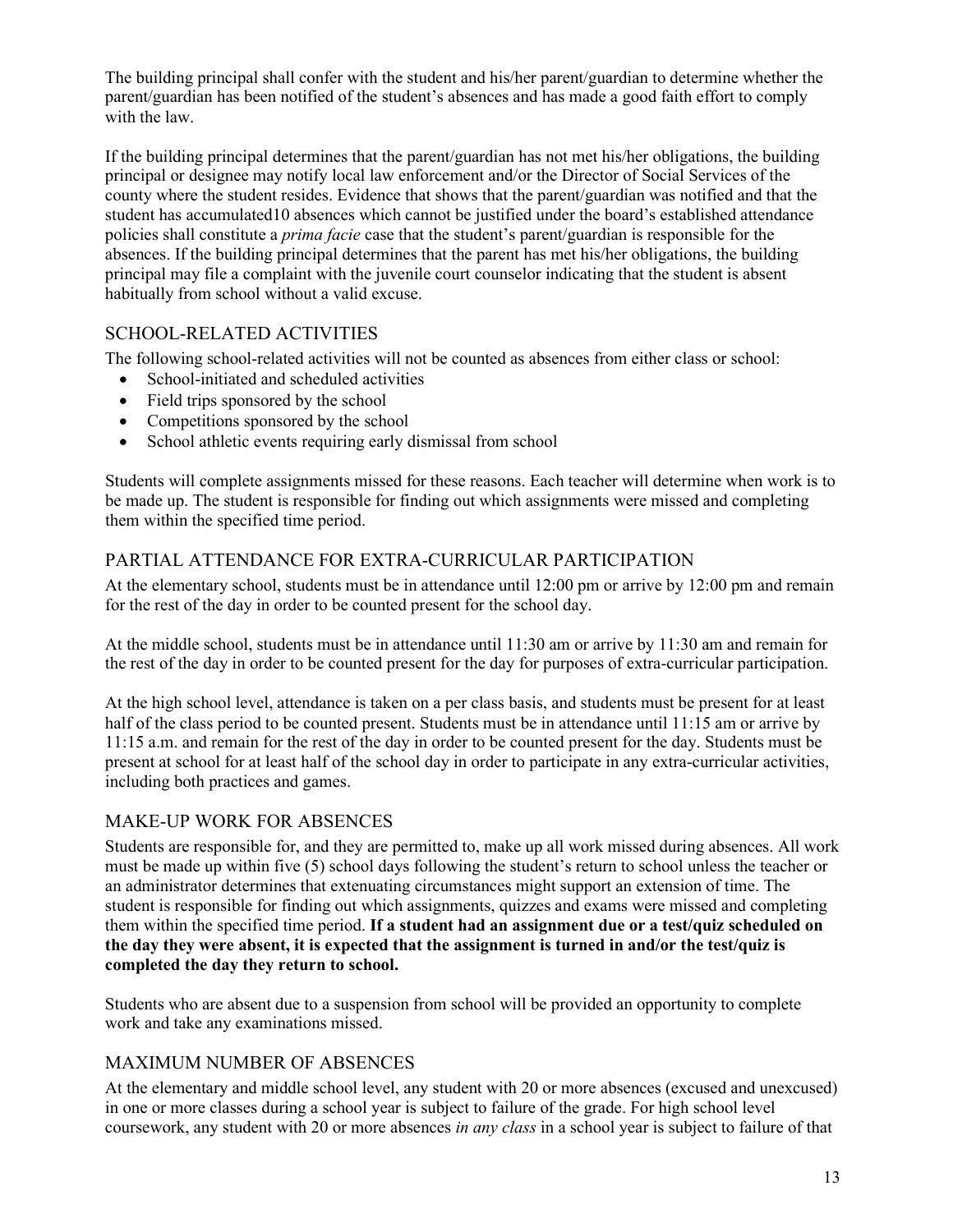The building principal shall confer with the student and his/her parent/guardian to determine whether the parent/guardian has been notified of the student's absences and has made a good faith effort to comply with the law.

If the building principal determines that the parent/guardian has not met his/her obligations, the building principal or designee may notify local law enforcement and/or the Director of Social Services of the county where the student resides. Evidence that shows that the parent/guardian was notified and that the student has accumulated10 absences which cannot be justified under the board's established attendance policies shall constitute a *prima facie* case that the student's parent/guardian is responsible for the absences. If the building principal determines that the parent has met his/her obligations, the building principal may file a complaint with the juvenile court counselor indicating that the student is absent habitually from school without a valid excuse.

## SCHOOL-RELATED ACTIVITIES

The following school-related activities will not be counted as absences from either class or school:

- School-initiated and scheduled activities
- Field trips sponsored by the school
- Competitions sponsored by the school
- School athletic events requiring early dismissal from school

Students will complete assignments missed for these reasons. Each teacher will determine when work is to be made up. The student is responsible for finding out which assignments were missed and completing them within the specified time period.

## PARTIAL ATTENDANCE FOR EXTRA-CURRICULAR PARTICIPATION

At the elementary school, students must be in attendance until 12:00 pm or arrive by 12:00 pm and remain for the rest of the day in order to be counted present for the school day.

At the middle school, students must be in attendance until 11:30 am or arrive by 11:30 am and remain for the rest of the day in order to be counted present for the day for purposes of extra-curricular participation.

At the high school level, attendance is taken on a per class basis, and students must be present for at least half of the class period to be counted present. Students must be in attendance until 11:15 am or arrive by 11:15 a.m. and remain for the rest of the day in order to be counted present for the day. Students must be present at school for at least half of the school day in order to participate in any extra-curricular activities, including both practices and games.

## MAKE-UP WORK FOR ABSENCES

Students are responsible for, and they are permitted to, make up all work missed during absences. All work must be made up within five (5) school days following the student's return to school unless the teacher or an administrator determines that extenuating circumstances might support an extension of time. The student is responsible for finding out which assignments, quizzes and exams were missed and completing them within the specified time period. **If a student had an assignment due or a test/quiz scheduled on the day they were absent, it is expected that the assignment is turned in and/or the test/quiz is completed the day they return to school.**

Students who are absent due to a suspension from school will be provided an opportunity to complete work and take any examinations missed.

## MAXIMUM NUMBER OF ABSENCES

At the elementary and middle school level, any student with 20 or more absences (excused and unexcused) in one or more classes during a school year is subject to failure of the grade. For high school level coursework, any student with 20 or more absences *in any class* in a school year is subject to failure of that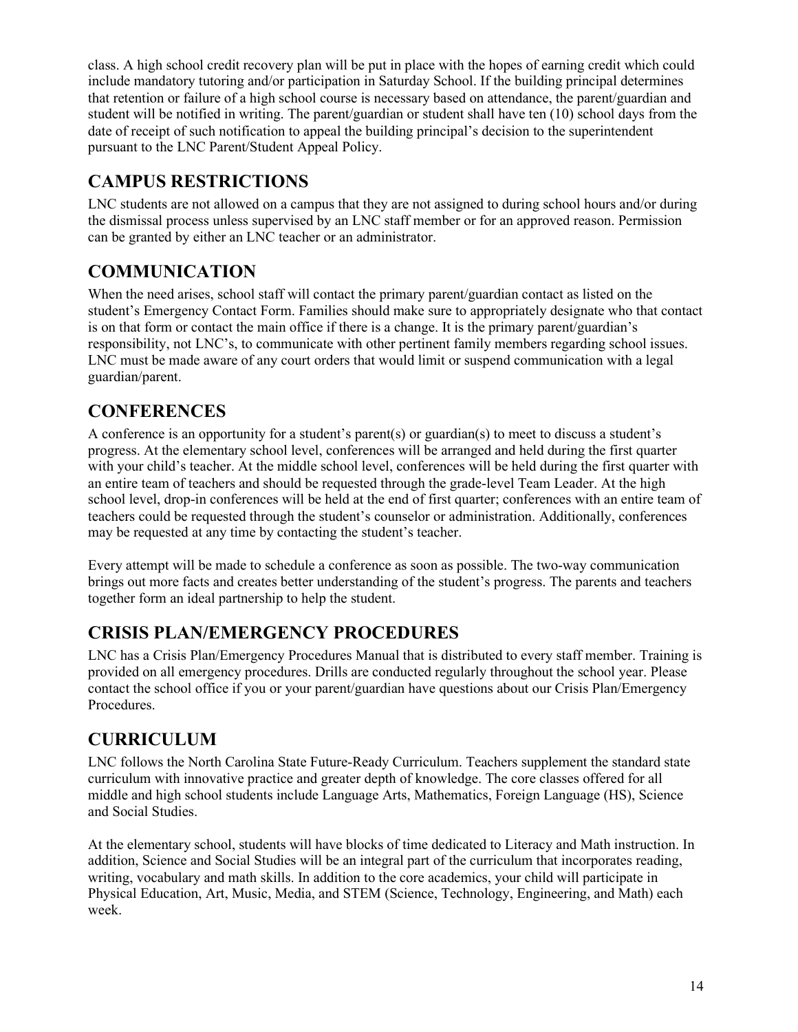class. A high school credit recovery plan will be put in place with the hopes of earning credit which could include mandatory tutoring and/or participation in Saturday School. If the building principal determines that retention or failure of a high school course is necessary based on attendance, the parent/guardian and student will be notified in writing. The parent/guardian or student shall have ten (10) school days from the date of receipt of such notification to appeal the building principal's decision to the superintendent pursuant to the LNC Parent/Student Appeal Policy.

## CAMPUS RESTRICTIONS

LNC students are not allowed on a campus that they are not assigned to during school hours and/or during the dismissal process unless supervised by an LNC staff member or for an approved reason. Permission can be granted by either an LNC teacher or an administrator.

## COMMUNICATION

When the need arises, school staff will contact the primary parent/guardian contact as listed on the student's Emergency Contact Form. Families should make sure to appropriately designate who that contact is on that form or contact the main office if there is a change. It is the primary parent/guardian's responsibility, not LNC's, to communicate with other pertinent family members regarding school issues. LNC must be made aware of any court orders that would limit or suspend communication with a legal guardian/parent.

## CONFERENCES

A conference is an opportunity for a student's parent(s) or guardian(s) to meet to discuss a student's progress. At the elementary school level, conferences will be arranged and held during the first quarter with your child's teacher. At the middle school level, conferences will be held during the first quarter with an entire team of teachers and should be requested through the grade-level Team Leader. At the high school level, drop-in conferences will be held at the end of first quarter; conferences with an entire team of teachers could be requested through the student's counselor or administration. Additionally, conferences may be requested at any time by contacting the student's teacher.

Every attempt will be made to schedule a conference as soon as possible. The two-way communication brings out more facts and creates better understanding of the student's progress. The parents and teachers together form an ideal partnership to help the student.

## CRISIS PLAN/EMERGENCY PROCEDURES

LNC has a Crisis Plan/Emergency Procedures Manual that is distributed to every staff member. Training is provided on all emergency procedures. Drills are conducted regularly throughout the school year. Please contact the school office if you or your parent/guardian have questions about our Crisis Plan/Emergency Procedures.

## CURRICULUM

LNC follows the North Carolina State Future-Ready Curriculum. Teachers supplement the standard state curriculum with innovative practice and greater depth of knowledge. The core classes offered for all middle and high school students include Language Arts, Mathematics, Foreign Language (HS), Science and Social Studies.

At the elementary school, students will have blocks of time dedicated to Literacy and Math instruction. In addition, Science and Social Studies will be an integral part of the curriculum that incorporates reading, writing, vocabulary and math skills. In addition to the core academics, your child will participate in Physical Education, Art, Music, Media, and STEM (Science, Technology, Engineering, and Math) each week.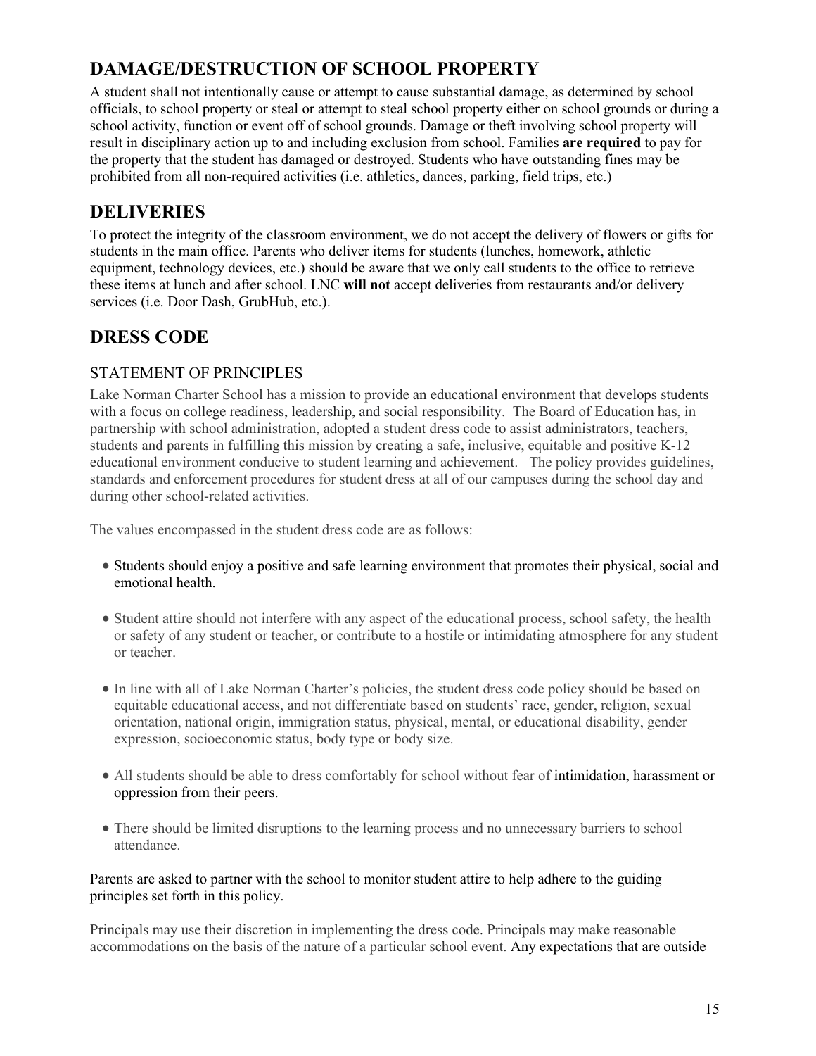## DAMAGE/DESTRUCTION OF SCHOOL PROPERTY

A student shall not intentionally cause or attempt to cause substantial damage, as determined by school officials, to school property or steal or attempt to steal school property either on school grounds or during a school activity, function or event off of school grounds. Damage or theft involving school property will result in disciplinary action up to and including exclusion from school. Families **are required** to pay for the property that the student has damaged or destroyed. Students who have outstanding fines may be prohibited from all non-required activities (i.e. athletics, dances, parking, field trips, etc.)

## DELIVERIES

To protect the integrity of the classroom environment, we do not accept the delivery of flowers or gifts for students in the main office. Parents who deliver items for students (lunches, homework, athletic equipment, technology devices, etc.) should be aware that we only call students to the office to retrieve these items at lunch and after school. LNC **will not** accept deliveries from restaurants and/or delivery services (i.e. Door Dash, GrubHub, etc.).

## DRESS CODE

### STATEMENT OF PRINCIPLES

Lake Norman Charter School has a mission to provide an educational environment that develops students with a focus on college readiness, leadership, and social responsibility. The Board of Education has, in partnership with school administration, adopted a student dress code to assist administrators, teachers, students and parents in fulfilling this mission by creating a safe, inclusive, equitable and positive K-12 educational environment conducive to student learning and achievement. The policy provides guidelines, standards and enforcement procedures for student dress at all of our campuses during the school day and during other school-related activities.

The values encompassed in the student dress code are as follows:

- Students should enjoy a positive and safe learning environment that promotes their physical, social and emotional health.
- Student attire should not interfere with any aspect of the educational process, school safety, the health or safety of any student or teacher, or contribute to a hostile or intimidating atmosphere for any student or teacher.
- In line with all of Lake Norman Charter's policies, the student dress code policy should be based on equitable educational access, and not differentiate based on students' race, gender, religion, sexual orientation, national origin, immigration status, physical, mental, or educational disability, gender expression, socioeconomic status, body type or body size.
- All students should be able to dress comfortably for school without fear of intimidation, harassment or oppression from their peers.
- There should be limited disruptions to the learning process and no unnecessary barriers to school attendance.

Parents are asked to partner with the school to monitor student attire to help adhere to the guiding principles set forth in this policy.

Principals may use their discretion in implementing the dress code. Principals may make reasonable accommodations on the basis of the nature of a particular school event. Any expectations that are outside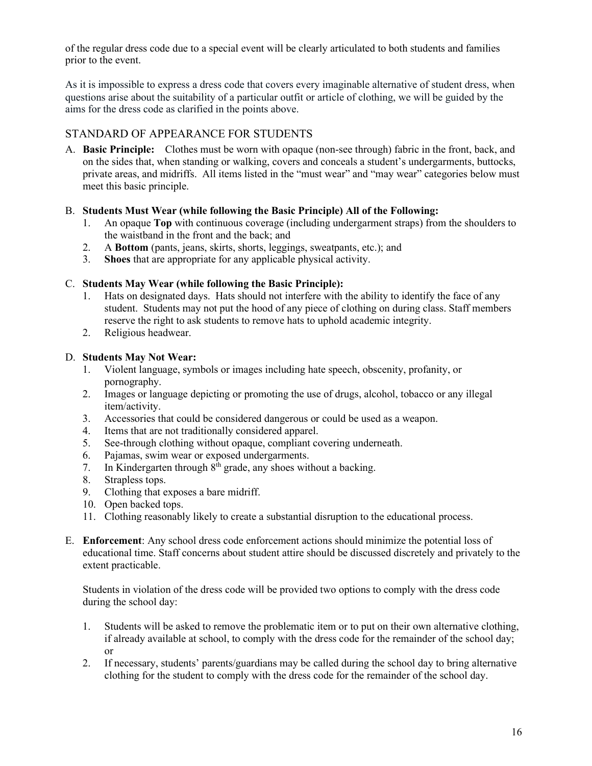of the regular dress code due to a special event will be clearly articulated to both students and families prior to the event.

As it is impossible to express a dress code that covers every imaginable alternative of student dress, when questions arise about the suitability of a particular outfit or article of clothing, we will be guided by the aims for the dress code as clarified in the points above.

## STANDARD OF APPEARANCE FOR STUDENTS

A. **Basic Principle:** Clothes must be worn with opaque (non-see through) fabric in the front, back, and on the sides that, when standing or walking, covers and conceals a student's undergarments, buttocks, private areas, and midriffs. All items listed in the "must wear" and "may wear" categories below must meet this basic principle.

B. **Students Must Wear (while following the Basic Principle) All of the Following:**
   1. An opaque **Top** with continuous coverage (including undergarment straps) from the shoulders to the waistband in the front and the back; and
   2. A **Bottom** (pants, jeans, skirts, shorts, leggings, sweatpants, etc.); and
   3. **Shoes** that are appropriate for any applicable physical activity.

C. **Students May Wear (while following the Basic Principle):**
   1. Hats on designated days. Hats should not interfere with the ability to identify the face of any student. Students may not put the hood of any piece of clothing on during class. Staff members reserve the right to ask students to remove hats to uphold academic integrity.
   2. Religious headwear.

D. **Students May Not Wear:**
   1. Violent language, symbols or images including hate speech, obscenity, profanity, or pornography.
   2. Images or language depicting or promoting the use of drugs, alcohol, tobacco or any illegal item/activity.
   3. Accessories that could be considered dangerous or could be used as a weapon.
   4. Items that are not traditionally considered apparel.
   5. See-through clothing without opaque, compliant covering underneath.
   6. Pajamas, swim wear or exposed undergarments.
   7. In Kindergarten through 8th grade, any shoes without a backing.
   8. Strapless tops.
   9. Clothing that exposes a bare midriff.
   10. Open backed tops.
   11. Clothing reasonably likely to create a substantial disruption to the educational process.

E. **Enforcement**: Any school dress code enforcement actions should minimize the potential loss of educational time. Staff concerns about student attire should be discussed discretely and privately to the extent practicable.

   Students in violation of the dress code will be provided two options to comply with the dress code during the school day:

   1. Students will be asked to remove the problematic item or to put on their own alternative clothing, if already available at school, to comply with the dress code for the remainder of the school day; or
   2. If necessary, students' parents/guardians may be called during the school day to bring alternative clothing for the student to comply with the dress code for the remainder of the school day.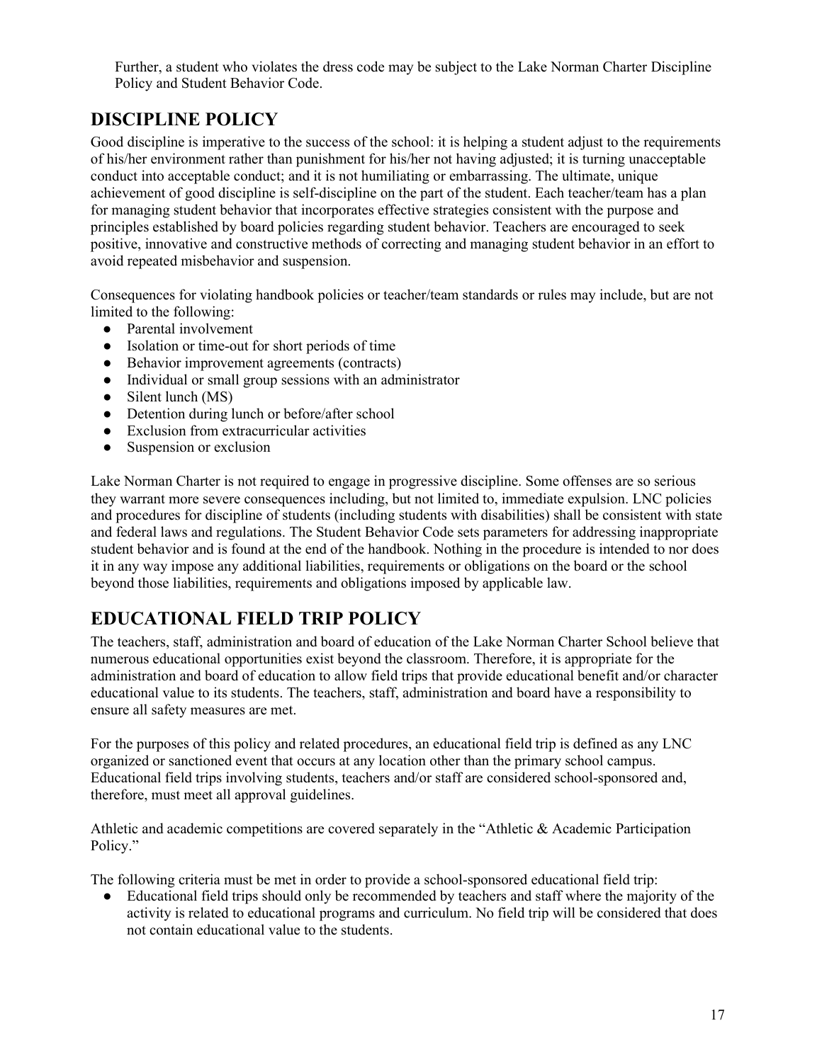Further, a student who violates the dress code may be subject to the Lake Norman Charter Discipline Policy and Student Behavior Code.

## DISCIPLINE POLICY

Good discipline is imperative to the success of the school: it is helping a student adjust to the requirements of his/her environment rather than punishment for his/her not having adjusted; it is turning unacceptable conduct into acceptable conduct; and it is not humiliating or embarrassing. The ultimate, unique achievement of good discipline is self-discipline on the part of the student. Each teacher/team has a plan for managing student behavior that incorporates effective strategies consistent with the purpose and principles established by board policies regarding student behavior. Teachers are encouraged to seek positive, innovative and constructive methods of correcting and managing student behavior in an effort to avoid repeated misbehavior and suspension.

Consequences for violating handbook policies or teacher/team standards or rules may include, but are not limited to the following:

- Parental involvement
- Isolation or time-out for short periods of time
- Behavior improvement agreements (contracts)
- Individual or small group sessions with an administrator
- Silent lunch (MS)
- Detention during lunch or before/after school
- Exclusion from extracurricular activities
- Suspension or exclusion

Lake Norman Charter is not required to engage in progressive discipline. Some offenses are so serious they warrant more severe consequences including, but not limited to, immediate expulsion. LNC policies and procedures for discipline of students (including students with disabilities) shall be consistent with state and federal laws and regulations. The Student Behavior Code sets parameters for addressing inappropriate student behavior and is found at the end of the handbook. Nothing in the procedure is intended to nor does it in any way impose any additional liabilities, requirements or obligations on the board or the school beyond those liabilities, requirements and obligations imposed by applicable law.

## EDUCATIONAL FIELD TRIP POLICY

The teachers, staff, administration and board of education of the Lake Norman Charter School believe that numerous educational opportunities exist beyond the classroom. Therefore, it is appropriate for the administration and board of education to allow field trips that provide educational benefit and/or character educational value to its students. The teachers, staff, administration and board have a responsibility to ensure all safety measures are met.

For the purposes of this policy and related procedures, an educational field trip is defined as any LNC organized or sanctioned event that occurs at any location other than the primary school campus. Educational field trips involving students, teachers and/or staff are considered school-sponsored and, therefore, must meet all approval guidelines.

Athletic and academic competitions are covered separately in the "Athletic & Academic Participation Policy."

The following criteria must be met in order to provide a school-sponsored educational field trip:

- Educational field trips should only be recommended by teachers and staff where the majority of the activity is related to educational programs and curriculum. No field trip will be considered that does not contain educational value to the students.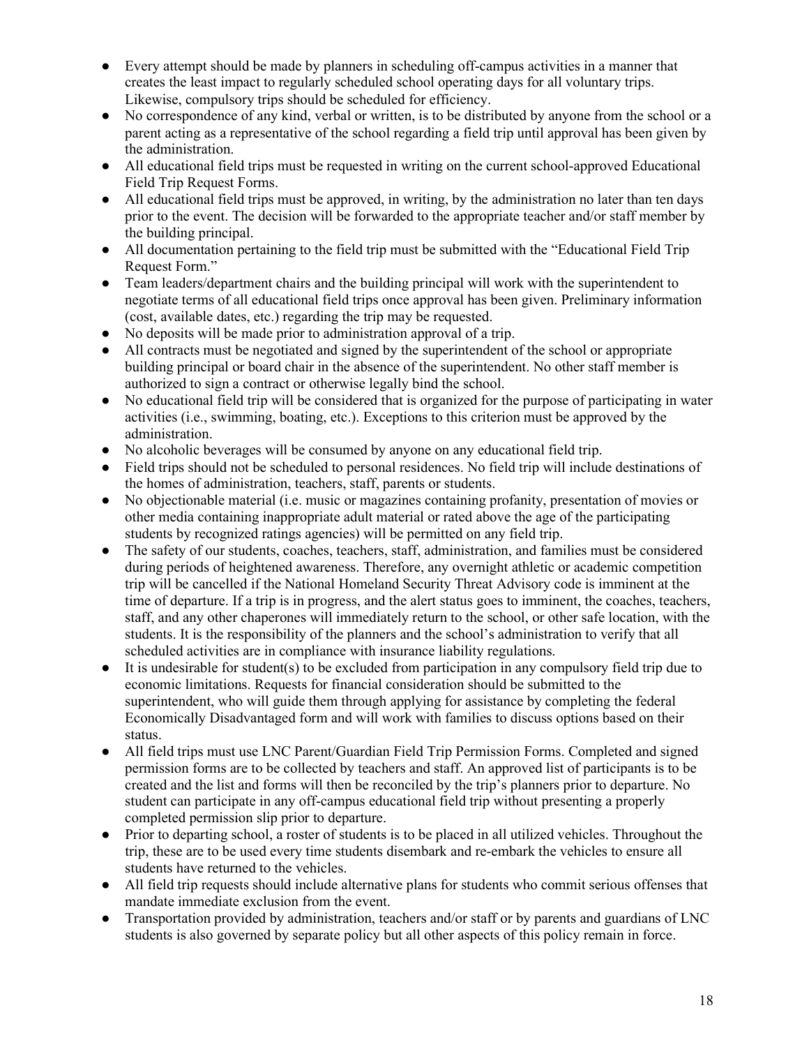- Every attempt should be made by planners in scheduling off-campus activities in a manner that creates the least impact to regularly scheduled school operating days for all voluntary trips. Likewise, compulsory trips should be scheduled for efficiency.
- No correspondence of any kind, verbal or written, is to be distributed by anyone from the school or a parent acting as a representative of the school regarding a field trip until approval has been given by the administration.
- All educational field trips must be requested in writing on the current school-approved Educational Field Trip Request Forms.
- All educational field trips must be approved, in writing, by the administration no later than ten days prior to the event. The decision will be forwarded to the appropriate teacher and/or staff member by the building principal.
- All documentation pertaining to the field trip must be submitted with the "Educational Field Trip Request Form."
- Team leaders/department chairs and the building principal will work with the superintendent to negotiate terms of all educational field trips once approval has been given. Preliminary information (cost, available dates, etc.) regarding the trip may be requested.
- No deposits will be made prior to administration approval of a trip.
- All contracts must be negotiated and signed by the superintendent of the school or appropriate building principal or board chair in the absence of the superintendent. No other staff member is authorized to sign a contract or otherwise legally bind the school.
- No educational field trip will be considered that is organized for the purpose of participating in water activities (i.e., swimming, boating, etc.). Exceptions to this criterion must be approved by the administration.
- No alcoholic beverages will be consumed by anyone on any educational field trip.
- Field trips should not be scheduled to personal residences. No field trip will include destinations of the homes of administration, teachers, staff, parents or students.
- No objectionable material (i.e. music or magazines containing profanity, presentation of movies or other media containing inappropriate adult material or rated above the age of the participating students by recognized ratings agencies) will be permitted on any field trip.
- The safety of our students, coaches, teachers, staff, administration, and families must be considered during periods of heightened awareness. Therefore, any overnight athletic or academic competition trip will be cancelled if the National Homeland Security Threat Advisory code is imminent at the time of departure. If a trip is in progress, and the alert status goes to imminent, the coaches, teachers, staff, and any other chaperones will immediately return to the school, or other safe location, with the students. It is the responsibility of the planners and the school's administration to verify that all scheduled activities are in compliance with insurance liability regulations.
- It is undesirable for student(s) to be excluded from participation in any compulsory field trip due to economic limitations. Requests for financial consideration should be submitted to the superintendent, who will guide them through applying for assistance by completing the federal Economically Disadvantaged form and will work with families to discuss options based on their status.
- All field trips must use LNC Parent/Guardian Field Trip Permission Forms. Completed and signed permission forms are to be collected by teachers and staff. An approved list of participants is to be created and the list and forms will then be reconciled by the trip's planners prior to departure. No student can participate in any off-campus educational field trip without presenting a properly completed permission slip prior to departure.
- Prior to departing school, a roster of students is to be placed in all utilized vehicles. Throughout the trip, these are to be used every time students disembark and re-embark the vehicles to ensure all students have returned to the vehicles.
- All field trip requests should include alternative plans for students who commit serious offenses that mandate immediate exclusion from the event.
- Transportation provided by administration, teachers and/or staff or by parents and guardians of LNC students is also governed by separate policy but all other aspects of this policy remain in force.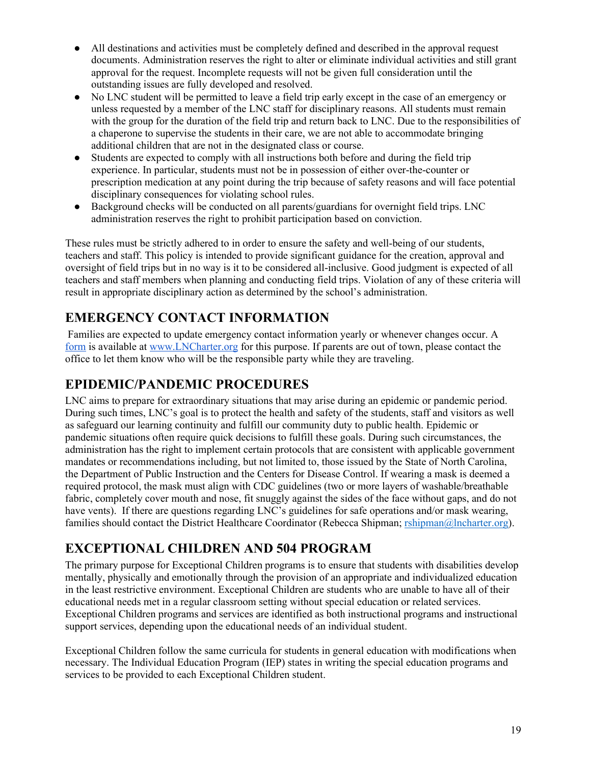- All destinations and activities must be completely defined and described in the approval request documents. Administration reserves the right to alter or eliminate individual activities and still grant approval for the request. Incomplete requests will not be given full consideration until the outstanding issues are fully developed and resolved.
- No LNC student will be permitted to leave a field trip early except in the case of an emergency or unless requested by a member of the LNC staff for disciplinary reasons. All students must remain with the group for the duration of the field trip and return back to LNC. Due to the responsibilities of a chaperone to supervise the students in their care, we are not able to accommodate bringing additional children that are not in the designated class or course.
- Students are expected to comply with all instructions both before and during the field trip experience. In particular, students must not be in possession of either over-the-counter or prescription medication at any point during the trip because of safety reasons and will face potential disciplinary consequences for violating school rules.
- Background checks will be conducted on all parents/guardians for overnight field trips. LNC administration reserves the right to prohibit participation based on conviction.

These rules must be strictly adhered to in order to ensure the safety and well-being of our students, teachers and staff. This policy is intended to provide significant guidance for the creation, approval and oversight of field trips but in no way is it to be considered all-inclusive. Good judgment is expected of all teachers and staff members when planning and conducting field trips. Violation of any of these criteria will result in appropriate disciplinary action as determined by the school's administration.

## EMERGENCY CONTACT INFORMATION

Families are expected to update emergency contact information yearly or whenever changes occur. A form is available at www.LNCharter.org for this purpose. If parents are out of town, please contact the office to let them know who will be the responsible party while they are traveling.

## EPIDEMIC/PANDEMIC PROCEDURES

LNC aims to prepare for extraordinary situations that may arise during an epidemic or pandemic period. During such times, LNC's goal is to protect the health and safety of the students, staff and visitors as well as safeguard our learning continuity and fulfill our community duty to public health. Epidemic or pandemic situations often require quick decisions to fulfill these goals. During such circumstances, the administration has the right to implement certain protocols that are consistent with applicable government mandates or recommendations including, but not limited to, those issued by the State of North Carolina, the Department of Public Instruction and the Centers for Disease Control. If wearing a mask is deemed a required protocol, the mask must align with CDC guidelines (two or more layers of washable/breathable fabric, completely cover mouth and nose, fit snuggly against the sides of the face without gaps, and do not have vents). If there are questions regarding LNC's guidelines for safe operations and/or mask wearing, families should contact the District Healthcare Coordinator (Rebecca Shipman; rshipman@lncharter.org).

## EXCEPTIONAL CHILDREN AND 504 PROGRAM

The primary purpose for Exceptional Children programs is to ensure that students with disabilities develop mentally, physically and emotionally through the provision of an appropriate and individualized education in the least restrictive environment. Exceptional Children are students who are unable to have all of their educational needs met in a regular classroom setting without special education or related services. Exceptional Children programs and services are identified as both instructional programs and instructional support services, depending upon the educational needs of an individual student.

Exceptional Children follow the same curricula for students in general education with modifications when necessary. The Individual Education Program (IEP) states in writing the special education programs and services to be provided to each Exceptional Children student.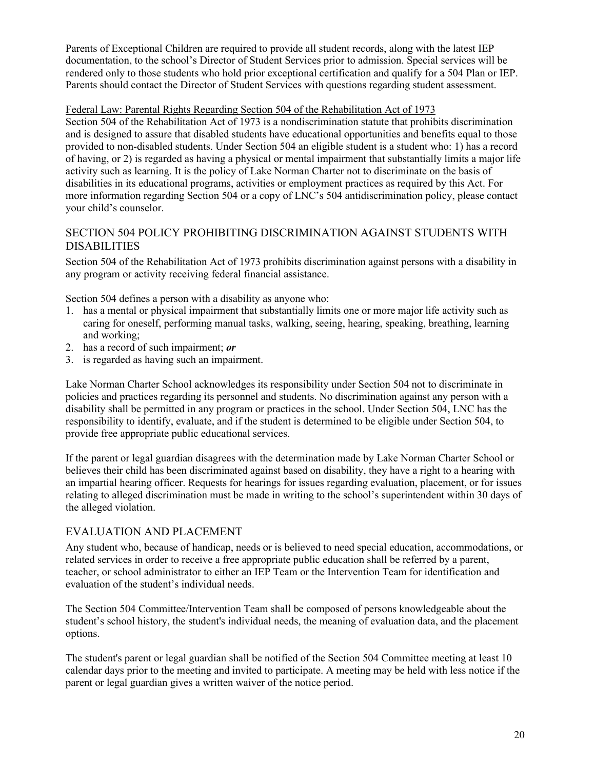Parents of Exceptional Children are required to provide all student records, along with the latest IEP documentation, to the school's Director of Student Services prior to admission. Special services will be rendered only to those students who hold prior exceptional certification and qualify for a 504 Plan or IEP. Parents should contact the Director of Student Services with questions regarding student assessment.

Federal Law: Parental Rights Regarding Section 504 of the Rehabilitation Act of 1973

Section 504 of the Rehabilitation Act of 1973 is a nondiscrimination statute that prohibits discrimination and is designed to assure that disabled students have educational opportunities and benefits equal to those provided to non-disabled students. Under Section 504 an eligible student is a student who: 1) has a record of having, or 2) is regarded as having a physical or mental impairment that substantially limits a major life activity such as learning. It is the policy of Lake Norman Charter not to discriminate on the basis of disabilities in its educational programs, activities or employment practices as required by this Act. For more information regarding Section 504 or a copy of LNC's 504 antidiscrimination policy, please contact your child's counselor.

## SECTION 504 POLICY PROHIBITING DISCRIMINATION AGAINST STUDENTS WITH DISABILITIES

Section 504 of the Rehabilitation Act of 1973 prohibits discrimination against persons with a disability in any program or activity receiving federal financial assistance.

Section 504 defines a person with a disability as anyone who:

1. has a mental or physical impairment that substantially limits one or more major life activity such as caring for oneself, performing manual tasks, walking, seeing, hearing, speaking, breathing, learning and working;
2. has a record of such impairment; ***or***
3. is regarded as having such an impairment.

Lake Norman Charter School acknowledges its responsibility under Section 504 not to discriminate in policies and practices regarding its personnel and students. No discrimination against any person with a disability shall be permitted in any program or practices in the school. Under Section 504, LNC has the responsibility to identify, evaluate, and if the student is determined to be eligible under Section 504, to provide free appropriate public educational services.

If the parent or legal guardian disagrees with the determination made by Lake Norman Charter School or believes their child has been discriminated against based on disability, they have a right to a hearing with an impartial hearing officer. Requests for hearings for issues regarding evaluation, placement, or for issues relating to alleged discrimination must be made in writing to the school's superintendent within 30 days of the alleged violation.

## EVALUATION AND PLACEMENT

Any student who, because of handicap, needs or is believed to need special education, accommodations, or related services in order to receive a free appropriate public education shall be referred by a parent, teacher, or school administrator to either an IEP Team or the Intervention Team for identification and evaluation of the student's individual needs.

The Section 504 Committee/Intervention Team shall be composed of persons knowledgeable about the student's school history, the student's individual needs, the meaning of evaluation data, and the placement options.

The student's parent or legal guardian shall be notified of the Section 504 Committee meeting at least 10 calendar days prior to the meeting and invited to participate. A meeting may be held with less notice if the parent or legal guardian gives a written waiver of the notice period.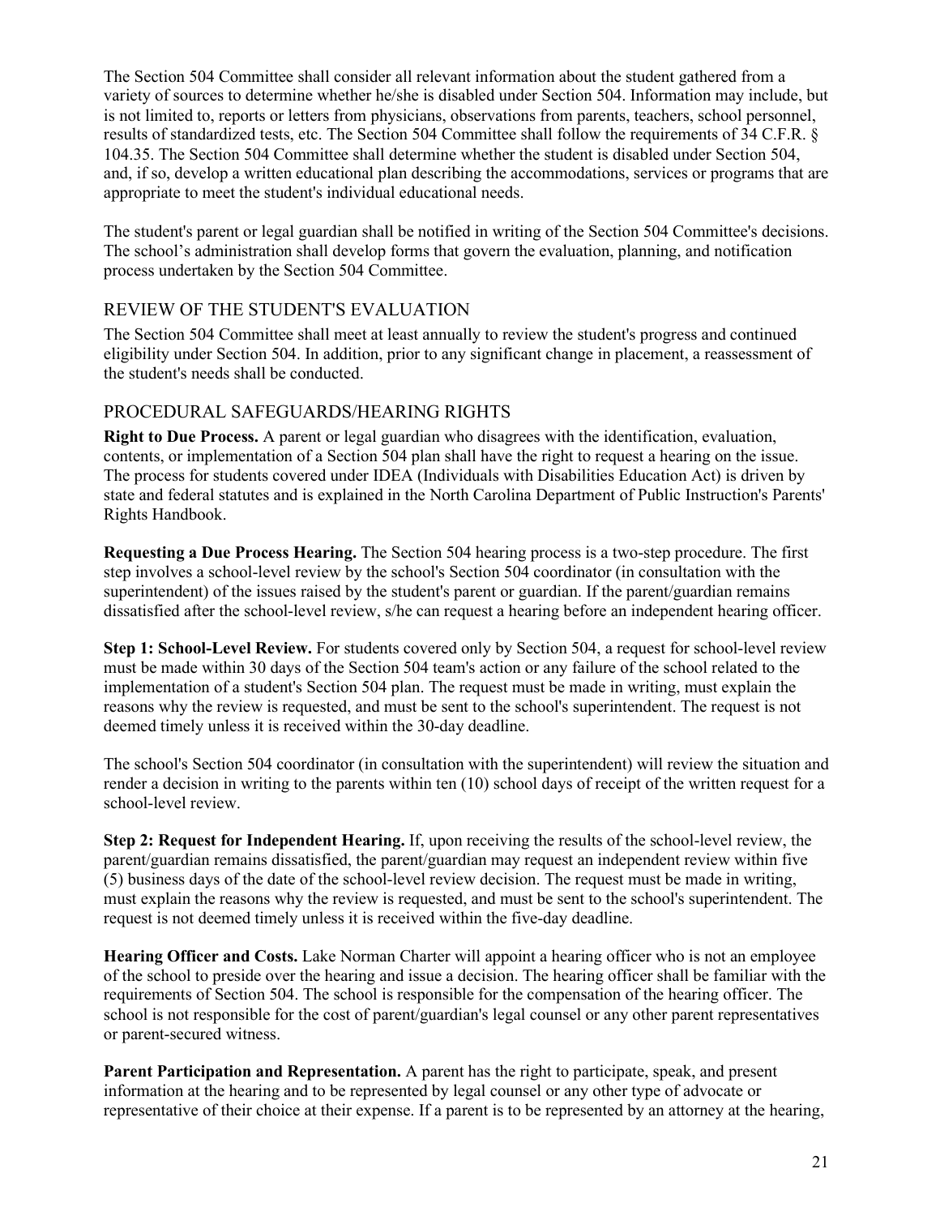The Section 504 Committee shall consider all relevant information about the student gathered from a variety of sources to determine whether he/she is disabled under Section 504. Information may include, but is not limited to, reports or letters from physicians, observations from parents, teachers, school personnel, results of standardized tests, etc. The Section 504 Committee shall follow the requirements of 34 C.F.R. § 104.35. The Section 504 Committee shall determine whether the student is disabled under Section 504, and, if so, develop a written educational plan describing the accommodations, services or programs that are appropriate to meet the student's individual educational needs.

The student's parent or legal guardian shall be notified in writing of the Section 504 Committee's decisions. The school's administration shall develop forms that govern the evaluation, planning, and notification process undertaken by the Section 504 Committee.

## REVIEW OF THE STUDENT'S EVALUATION

The Section 504 Committee shall meet at least annually to review the student's progress and continued eligibility under Section 504. In addition, prior to any significant change in placement, a reassessment of the student's needs shall be conducted.

## PROCEDURAL SAFEGUARDS/HEARING RIGHTS

**Right to Due Process.** A parent or legal guardian who disagrees with the identification, evaluation, contents, or implementation of a Section 504 plan shall have the right to request a hearing on the issue. The process for students covered under IDEA (Individuals with Disabilities Education Act) is driven by state and federal statutes and is explained in the North Carolina Department of Public Instruction's Parents' Rights Handbook.

**Requesting a Due Process Hearing.** The Section 504 hearing process is a two-step procedure. The first step involves a school-level review by the school's Section 504 coordinator (in consultation with the superintendent) of the issues raised by the student's parent or guardian. If the parent/guardian remains dissatisfied after the school-level review, s/he can request a hearing before an independent hearing officer.

**Step 1: School-Level Review.** For students covered only by Section 504, a request for school-level review must be made within 30 days of the Section 504 team's action or any failure of the school related to the implementation of a student's Section 504 plan. The request must be made in writing, must explain the reasons why the review is requested, and must be sent to the school's superintendent. The request is not deemed timely unless it is received within the 30-day deadline.

The school's Section 504 coordinator (in consultation with the superintendent) will review the situation and render a decision in writing to the parents within ten (10) school days of receipt of the written request for a school-level review.

**Step 2: Request for Independent Hearing.** If, upon receiving the results of the school-level review, the parent/guardian remains dissatisfied, the parent/guardian may request an independent review within five (5) business days of the date of the school-level review decision. The request must be made in writing, must explain the reasons why the review is requested, and must be sent to the school's superintendent. The request is not deemed timely unless it is received within the five-day deadline.

**Hearing Officer and Costs.** Lake Norman Charter will appoint a hearing officer who is not an employee of the school to preside over the hearing and issue a decision. The hearing officer shall be familiar with the requirements of Section 504. The school is responsible for the compensation of the hearing officer. The school is not responsible for the cost of parent/guardian's legal counsel or any other parent representatives or parent-secured witness.

**Parent Participation and Representation.** A parent has the right to participate, speak, and present information at the hearing and to be represented by legal counsel or any other type of advocate or representative of their choice at their expense. If a parent is to be represented by an attorney at the hearing,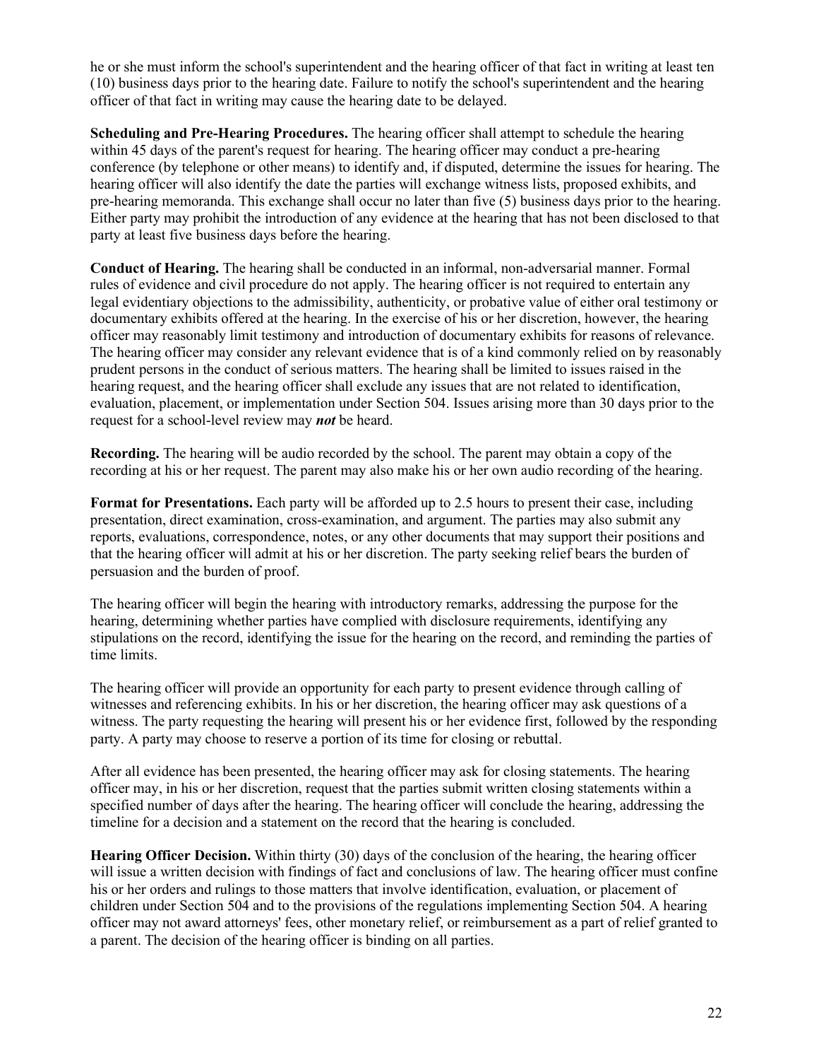he or she must inform the school's superintendent and the hearing officer of that fact in writing at least ten (10) business days prior to the hearing date. Failure to notify the school's superintendent and the hearing officer of that fact in writing may cause the hearing date to be delayed.

**Scheduling and Pre-Hearing Procedures.** The hearing officer shall attempt to schedule the hearing within 45 days of the parent's request for hearing. The hearing officer may conduct a pre-hearing conference (by telephone or other means) to identify and, if disputed, determine the issues for hearing. The hearing officer will also identify the date the parties will exchange witness lists, proposed exhibits, and pre-hearing memoranda. This exchange shall occur no later than five (5) business days prior to the hearing. Either party may prohibit the introduction of any evidence at the hearing that has not been disclosed to that party at least five business days before the hearing.

**Conduct of Hearing.** The hearing shall be conducted in an informal, non-adversarial manner. Formal rules of evidence and civil procedure do not apply. The hearing officer is not required to entertain any legal evidentiary objections to the admissibility, authenticity, or probative value of either oral testimony or documentary exhibits offered at the hearing. In the exercise of his or her discretion, however, the hearing officer may reasonably limit testimony and introduction of documentary exhibits for reasons of relevance. The hearing officer may consider any relevant evidence that is of a kind commonly relied on by reasonably prudent persons in the conduct of serious matters. The hearing shall be limited to issues raised in the hearing request, and the hearing officer shall exclude any issues that are not related to identification, evaluation, placement, or implementation under Section 504. Issues arising more than 30 days prior to the request for a school-level review may ***not*** be heard.

**Recording.** The hearing will be audio recorded by the school. The parent may obtain a copy of the recording at his or her request. The parent may also make his or her own audio recording of the hearing.

**Format for Presentations.** Each party will be afforded up to 2.5 hours to present their case, including presentation, direct examination, cross-examination, and argument. The parties may also submit any reports, evaluations, correspondence, notes, or any other documents that may support their positions and that the hearing officer will admit at his or her discretion. The party seeking relief bears the burden of persuasion and the burden of proof.

The hearing officer will begin the hearing with introductory remarks, addressing the purpose for the hearing, determining whether parties have complied with disclosure requirements, identifying any stipulations on the record, identifying the issue for the hearing on the record, and reminding the parties of time limits.

The hearing officer will provide an opportunity for each party to present evidence through calling of witnesses and referencing exhibits. In his or her discretion, the hearing officer may ask questions of a witness. The party requesting the hearing will present his or her evidence first, followed by the responding party. A party may choose to reserve a portion of its time for closing or rebuttal.

After all evidence has been presented, the hearing officer may ask for closing statements. The hearing officer may, in his or her discretion, request that the parties submit written closing statements within a specified number of days after the hearing. The hearing officer will conclude the hearing, addressing the timeline for a decision and a statement on the record that the hearing is concluded.

**Hearing Officer Decision.** Within thirty (30) days of the conclusion of the hearing, the hearing officer will issue a written decision with findings of fact and conclusions of law. The hearing officer must confine his or her orders and rulings to those matters that involve identification, evaluation, or placement of children under Section 504 and to the provisions of the regulations implementing Section 504. A hearing officer may not award attorneys' fees, other monetary relief, or reimbursement as a part of relief granted to a parent. The decision of the hearing officer is binding on all parties.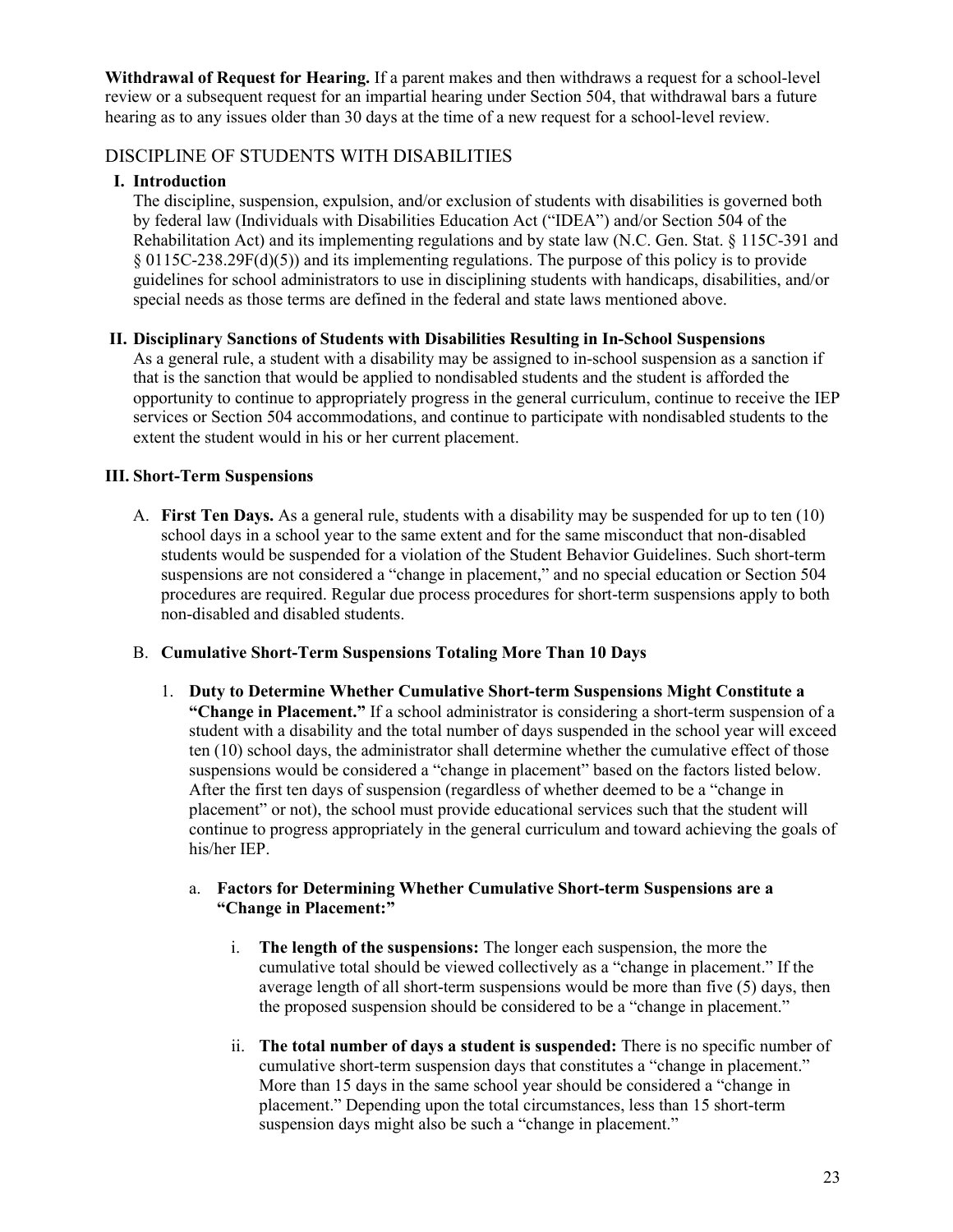**Withdrawal of Request for Hearing.** If a parent makes and then withdraws a request for a school-level review or a subsequent request for an impartial hearing under Section 504, that withdrawal bars a future hearing as to any issues older than 30 days at the time of a new request for a school-level review.

## DISCIPLINE OF STUDENTS WITH DISABILITIES

### I. Introduction

The discipline, suspension, expulsion, and/or exclusion of students with disabilities is governed both by federal law (Individuals with Disabilities Education Act ("IDEA") and/or Section 504 of the Rehabilitation Act) and its implementing regulations and by state law (N.C. Gen. Stat. § 115C-391 and § 0115C-238.29F(d)(5)) and its implementing regulations. The purpose of this policy is to provide guidelines for school administrators to use in disciplining students with handicaps, disabilities, and/or special needs as those terms are defined in the federal and state laws mentioned above.

### II. Disciplinary Sanctions of Students with Disabilities Resulting in In-School Suspensions

As a general rule, a student with a disability may be assigned to in-school suspension as a sanction if that is the sanction that would be applied to nondisabled students and the student is afforded the opportunity to continue to appropriately progress in the general curriculum, continue to receive the IEP services or Section 504 accommodations, and continue to participate with nondisabled students to the extent the student would in his or her current placement.

### III. Short-Term Suspensions

A. **First Ten Days.** As a general rule, students with a disability may be suspended for up to ten (10) school days in a school year to the same extent and for the same misconduct that non-disabled students would be suspended for a violation of the Student Behavior Guidelines. Such short-term suspensions are not considered a "change in placement," and no special education or Section 504 procedures are required. Regular due process procedures for short-term suspensions apply to both non-disabled and disabled students.

B. **Cumulative Short-Term Suspensions Totaling More Than 10 Days**

1. **Duty to Determine Whether Cumulative Short-term Suspensions Might Constitute a "Change in Placement."** If a school administrator is considering a short-term suspension of a student with a disability and the total number of days suspended in the school year will exceed ten (10) school days, the administrator shall determine whether the cumulative effect of those suspensions would be considered a "change in placement" based on the factors listed below. After the first ten days of suspension (regardless of whether deemed to be a "change in placement" or not), the school must provide educational services such that the student will continue to progress appropriately in the general curriculum and toward achieving the goals of his/her IEP.

   a. **Factors for Determining Whether Cumulative Short-term Suspensions are a "Change in Placement:"**

      i. **The length of the suspensions:** The longer each suspension, the more the cumulative total should be viewed collectively as a "change in placement." If the average length of all short-term suspensions would be more than five (5) days, then the proposed suspension should be considered to be a "change in placement."

      ii. **The total number of days a student is suspended:** There is no specific number of cumulative short-term suspension days that constitutes a "change in placement." More than 15 days in the same school year should be considered a "change in placement." Depending upon the total circumstances, less than 15 short-term suspension days might also be such a "change in placement."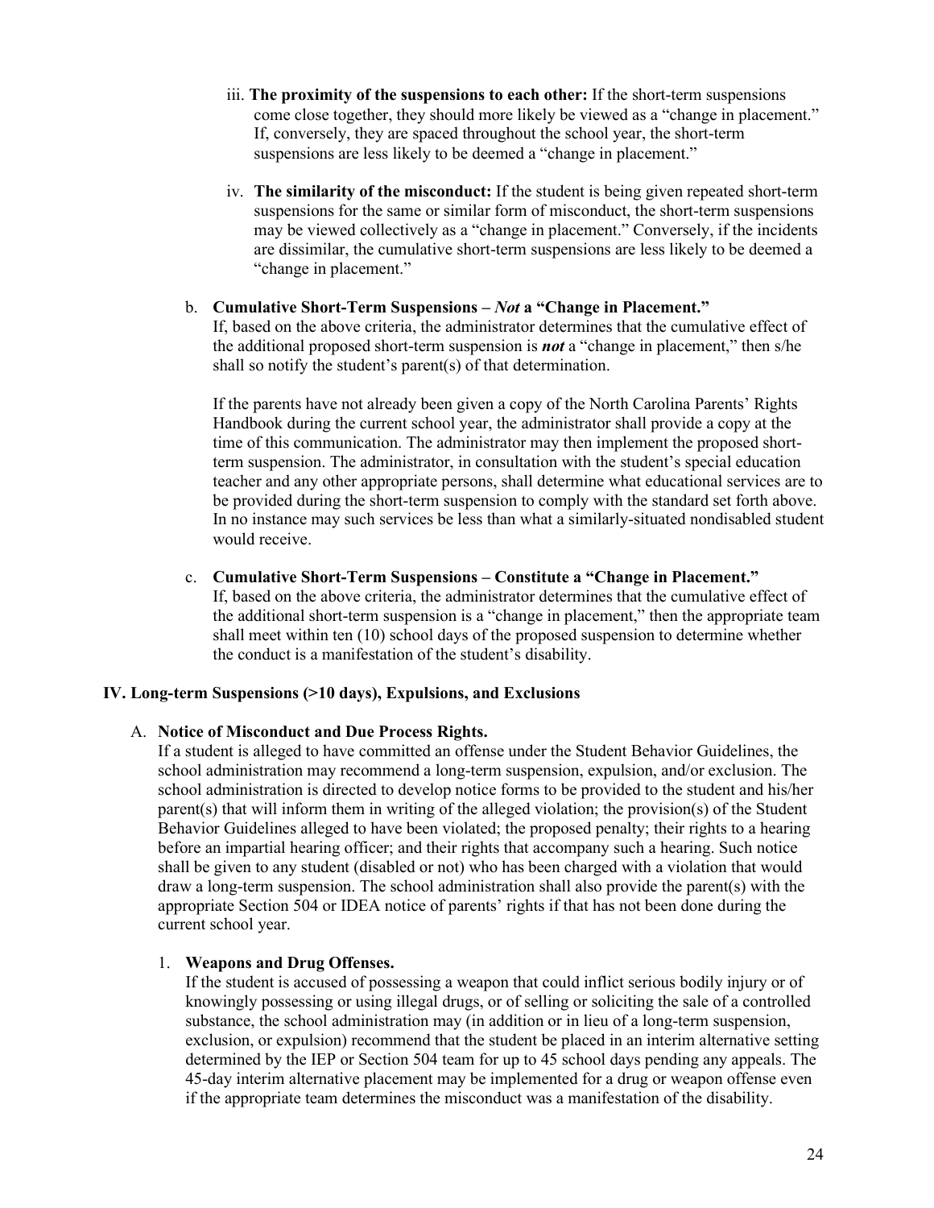iii. **The proximity of the suspensions to each other:** If the short-term suspensions come close together, they should more likely be viewed as a "change in placement." If, conversely, they are spaced throughout the school year, the short-term suspensions are less likely to be deemed a "change in placement."

iv. **The similarity of the misconduct:** If the student is being given repeated short-term suspensions for the same or similar form of misconduct, the short-term suspensions may be viewed collectively as a "change in placement." Conversely, if the incidents are dissimilar, the cumulative short-term suspensions are less likely to be deemed a "change in placement."

b. **Cumulative Short-Term Suspensions – *Not* a "Change in Placement."**
If, based on the above criteria, the administrator determines that the cumulative effect of the additional proposed short-term suspension is ***not*** a "change in placement," then s/he shall so notify the student's parent(s) of that determination.

If the parents have not already been given a copy of the North Carolina Parents' Rights Handbook during the current school year, the administrator shall provide a copy at the time of this communication. The administrator may then implement the proposed short-term suspension. The administrator, in consultation with the student's special education teacher and any other appropriate persons, shall determine what educational services are to be provided during the short-term suspension to comply with the standard set forth above. In no instance may such services be less than what a similarly-situated nondisabled student would receive.

c. **Cumulative Short-Term Suspensions – Constitute a "Change in Placement."**
If, based on the above criteria, the administrator determines that the cumulative effect of the additional short-term suspension is a "change in placement," then the appropriate team shall meet within ten (10) school days of the proposed suspension to determine whether the conduct is a manifestation of the student's disability.

## IV. Long-term Suspensions (>10 days), Expulsions, and Exclusions

A. **Notice of Misconduct and Due Process Rights.**
If a student is alleged to have committed an offense under the Student Behavior Guidelines, the school administration may recommend a long-term suspension, expulsion, and/or exclusion. The school administration is directed to develop notice forms to be provided to the student and his/her parent(s) that will inform them in writing of the alleged violation; the provision(s) of the Student Behavior Guidelines alleged to have been violated; the proposed penalty; their rights to a hearing before an impartial hearing officer; and their rights that accompany such a hearing. Such notice shall be given to any student (disabled or not) who has been charged with a violation that would draw a long-term suspension. The school administration shall also provide the parent(s) with the appropriate Section 504 or IDEA notice of parents' rights if that has not been done during the current school year.

1. **Weapons and Drug Offenses.**
If the student is accused of possessing a weapon that could inflict serious bodily injury or of knowingly possessing or using illegal drugs, or of selling or soliciting the sale of a controlled substance, the school administration may (in addition or in lieu of a long-term suspension, exclusion, or expulsion) recommend that the student be placed in an interim alternative setting determined by the IEP or Section 504 team for up to 45 school days pending any appeals. The 45-day interim alternative placement may be implemented for a drug or weapon offense even if the appropriate team determines the misconduct was a manifestation of the disability.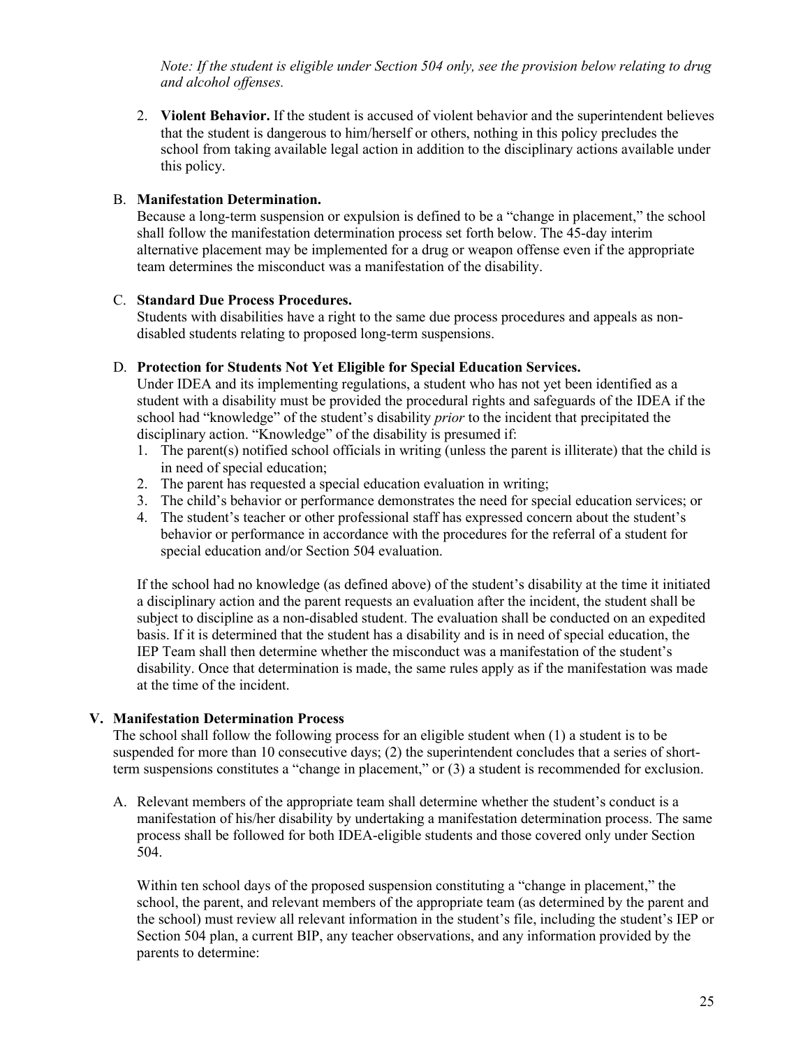*Note: If the student is eligible under Section 504 only, see the provision below relating to drug and alcohol offenses.*

2. **Violent Behavior.** If the student is accused of violent behavior and the superintendent believes that the student is dangerous to him/herself or others, nothing in this policy precludes the school from taking available legal action in addition to the disciplinary actions available under this policy.

B. **Manifestation Determination.**
Because a long-term suspension or expulsion is defined to be a "change in placement," the school shall follow the manifestation determination process set forth below. The 45-day interim alternative placement may be implemented for a drug or weapon offense even if the appropriate team determines the misconduct was a manifestation of the disability.

C. **Standard Due Process Procedures.**
Students with disabilities have a right to the same due process procedures and appeals as non-disabled students relating to proposed long-term suspensions.

D. **Protection for Students Not Yet Eligible for Special Education Services.**
Under IDEA and its implementing regulations, a student who has not yet been identified as a student with a disability must be provided the procedural rights and safeguards of the IDEA if the school had "knowledge" of the student's disability *prior* to the incident that precipitated the disciplinary action. "Knowledge" of the disability is presumed if:

1. The parent(s) notified school officials in writing (unless the parent is illiterate) that the child is in need of special education;
2. The parent has requested a special education evaluation in writing;
3. The child's behavior or performance demonstrates the need for special education services; or
4. The student's teacher or other professional staff has expressed concern about the student's behavior or performance in accordance with the procedures for the referral of a student for special education and/or Section 504 evaluation.

If the school had no knowledge (as defined above) of the student's disability at the time it initiated a disciplinary action and the parent requests an evaluation after the incident, the student shall be subject to discipline as a non-disabled student. The evaluation shall be conducted on an expedited basis. If it is determined that the student has a disability and is in need of special education, the IEP Team shall then determine whether the misconduct was a manifestation of the student's disability. Once that determination is made, the same rules apply as if the manifestation was made at the time of the incident.

## V. Manifestation Determination Process

The school shall follow the following process for an eligible student when (1) a student is to be suspended for more than 10 consecutive days; (2) the superintendent concludes that a series of short-term suspensions constitutes a "change in placement," or (3) a student is recommended for exclusion.

A. Relevant members of the appropriate team shall determine whether the student's conduct is a manifestation of his/her disability by undertaking a manifestation determination process. The same process shall be followed for both IDEA-eligible students and those covered only under Section 504.

Within ten school days of the proposed suspension constituting a "change in placement," the school, the parent, and relevant members of the appropriate team (as determined by the parent and the school) must review all relevant information in the student's file, including the student's IEP or Section 504 plan, a current BIP, any teacher observations, and any information provided by the parents to determine: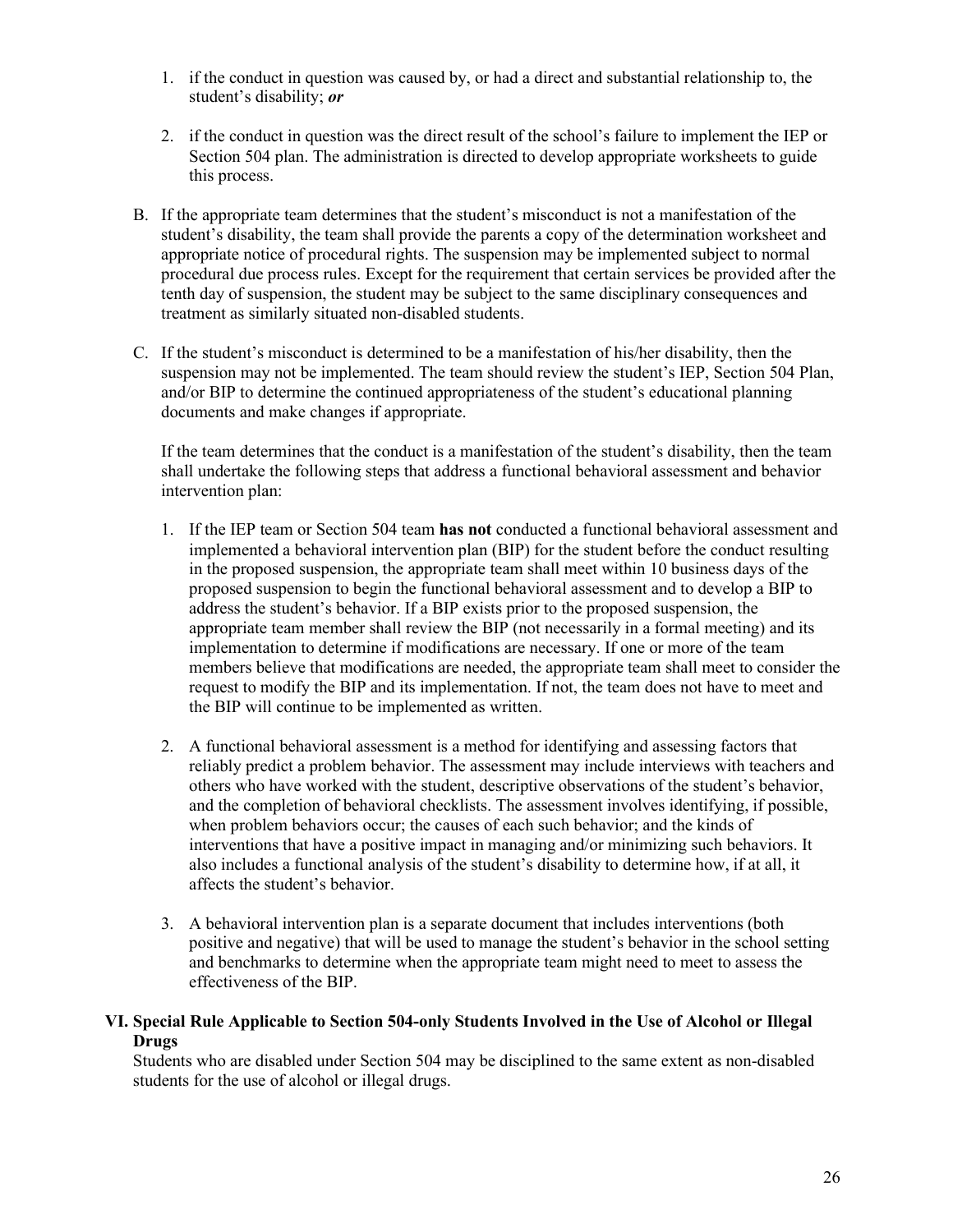1. if the conduct in question was caused by, or had a direct and substantial relationship to, the student's disability; ***or***

2. if the conduct in question was the direct result of the school's failure to implement the IEP or Section 504 plan. The administration is directed to develop appropriate worksheets to guide this process.

B. If the appropriate team determines that the student's misconduct is not a manifestation of the student's disability, the team shall provide the parents a copy of the determination worksheet and appropriate notice of procedural rights. The suspension may be implemented subject to normal procedural due process rules. Except for the requirement that certain services be provided after the tenth day of suspension, the student may be subject to the same disciplinary consequences and treatment as similarly situated non-disabled students.

C. If the student's misconduct is determined to be a manifestation of his/her disability, then the suspension may not be implemented. The team should review the student's IEP, Section 504 Plan, and/or BIP to determine the continued appropriateness of the student's educational planning documents and make changes if appropriate.

   If the team determines that the conduct is a manifestation of the student's disability, then the team shall undertake the following steps that address a functional behavioral assessment and behavior intervention plan:

   1. If the IEP team or Section 504 team **has not** conducted a functional behavioral assessment and implemented a behavioral intervention plan (BIP) for the student before the conduct resulting in the proposed suspension, the appropriate team shall meet within 10 business days of the proposed suspension to begin the functional behavioral assessment and to develop a BIP to address the student's behavior. If a BIP exists prior to the proposed suspension, the appropriate team member shall review the BIP (not necessarily in a formal meeting) and its implementation to determine if modifications are necessary. If one or more of the team members believe that modifications are needed, the appropriate team shall meet to consider the request to modify the BIP and its implementation. If not, the team does not have to meet and the BIP will continue to be implemented as written.

   2. A functional behavioral assessment is a method for identifying and assessing factors that reliably predict a problem behavior. The assessment may include interviews with teachers and others who have worked with the student, descriptive observations of the student's behavior, and the completion of behavioral checklists. The assessment involves identifying, if possible, when problem behaviors occur; the causes of each such behavior; and the kinds of interventions that have a positive impact in managing and/or minimizing such behaviors. It also includes a functional analysis of the student's disability to determine how, if at all, it affects the student's behavior.

   3. A behavioral intervention plan is a separate document that includes interventions (both positive and negative) that will be used to manage the student's behavior in the school setting and benchmarks to determine when the appropriate team might need to meet to assess the effectiveness of the BIP.

## VI. Special Rule Applicable to Section 504-only Students Involved in the Use of Alcohol or Illegal Drugs

Students who are disabled under Section 504 may be disciplined to the same extent as non-disabled students for the use of alcohol or illegal drugs.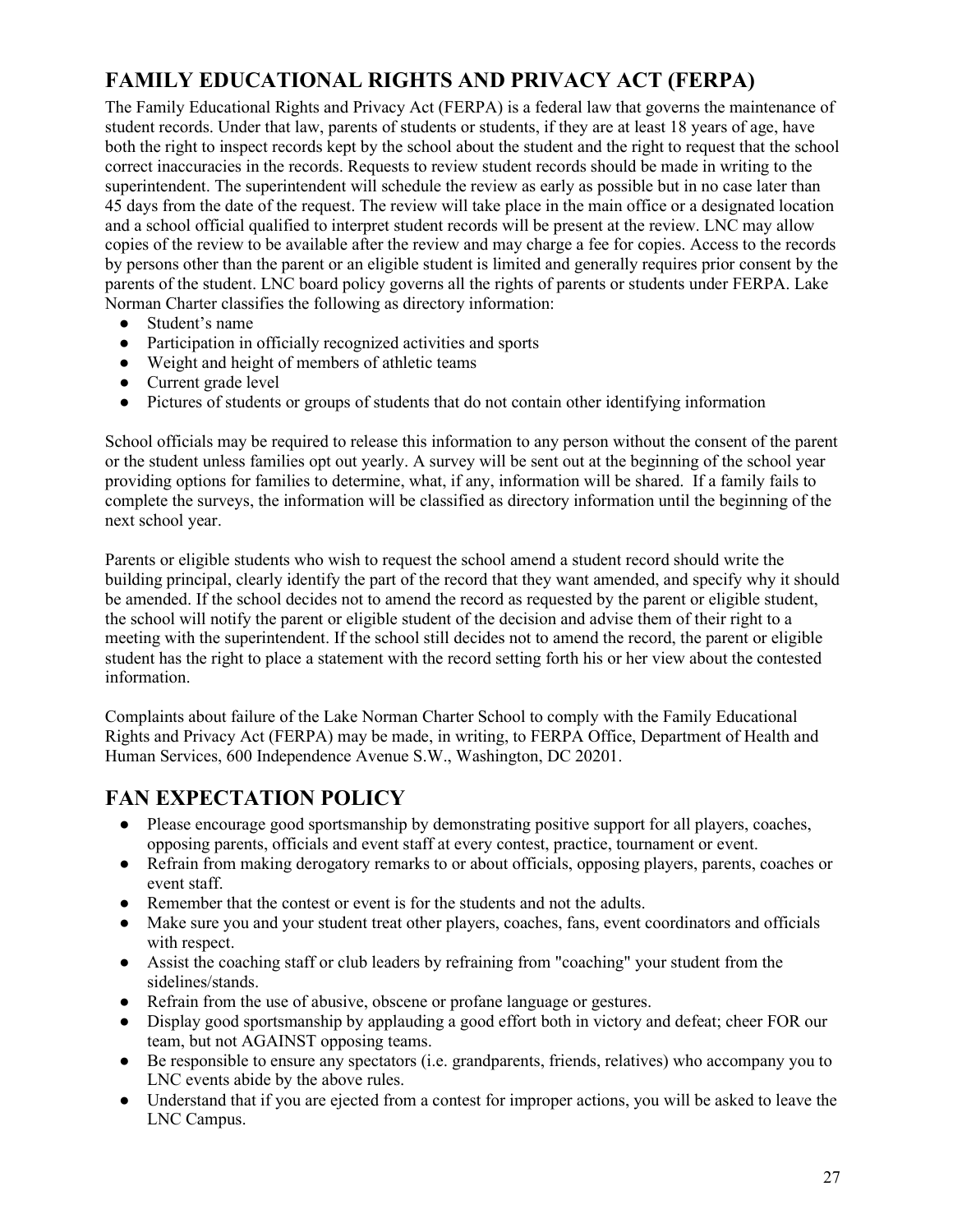## FAMILY EDUCATIONAL RIGHTS AND PRIVACY ACT (FERPA)

The Family Educational Rights and Privacy Act (FERPA) is a federal law that governs the maintenance of student records. Under that law, parents of students or students, if they are at least 18 years of age, have both the right to inspect records kept by the school about the student and the right to request that the school correct inaccuracies in the records. Requests to review student records should be made in writing to the superintendent. The superintendent will schedule the review as early as possible but in no case later than 45 days from the date of the request. The review will take place in the main office or a designated location and a school official qualified to interpret student records will be present at the review. LNC may allow copies of the review to be available after the review and may charge a fee for copies. Access to the records by persons other than the parent or an eligible student is limited and generally requires prior consent by the parents of the student. LNC board policy governs all the rights of parents or students under FERPA. Lake Norman Charter classifies the following as directory information:

- Student's name
- Participation in officially recognized activities and sports
- Weight and height of members of athletic teams
- Current grade level
- Pictures of students or groups of students that do not contain other identifying information

School officials may be required to release this information to any person without the consent of the parent or the student unless families opt out yearly. A survey will be sent out at the beginning of the school year providing options for families to determine, what, if any, information will be shared. If a family fails to complete the surveys, the information will be classified as directory information until the beginning of the next school year.

Parents or eligible students who wish to request the school amend a student record should write the building principal, clearly identify the part of the record that they want amended, and specify why it should be amended. If the school decides not to amend the record as requested by the parent or eligible student, the school will notify the parent or eligible student of the decision and advise them of their right to a meeting with the superintendent. If the school still decides not to amend the record, the parent or eligible student has the right to place a statement with the record setting forth his or her view about the contested information.

Complaints about failure of the Lake Norman Charter School to comply with the Family Educational Rights and Privacy Act (FERPA) may be made, in writing, to FERPA Office, Department of Health and Human Services, 600 Independence Avenue S.W., Washington, DC 20201.

## FAN EXPECTATION POLICY

- Please encourage good sportsmanship by demonstrating positive support for all players, coaches, opposing parents, officials and event staff at every contest, practice, tournament or event.
- Refrain from making derogatory remarks to or about officials, opposing players, parents, coaches or event staff.
- Remember that the contest or event is for the students and not the adults.
- Make sure you and your student treat other players, coaches, fans, event coordinators and officials with respect.
- Assist the coaching staff or club leaders by refraining from "coaching" your student from the sidelines/stands.
- Refrain from the use of abusive, obscene or profane language or gestures.
- Display good sportsmanship by applauding a good effort both in victory and defeat; cheer FOR our team, but not AGAINST opposing teams.
- Be responsible to ensure any spectators (i.e. grandparents, friends, relatives) who accompany you to LNC events abide by the above rules.
- Understand that if you are ejected from a contest for improper actions, you will be asked to leave the LNC Campus.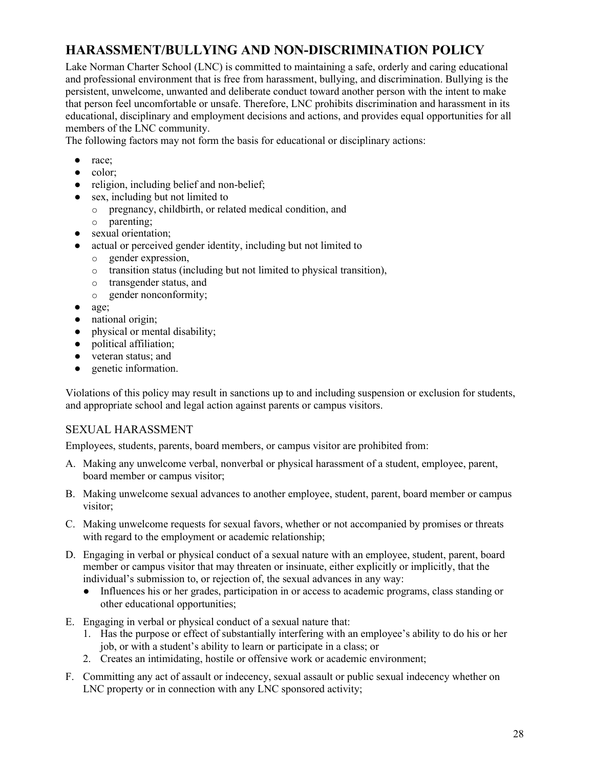## HARASSMENT/BULLYING AND NON-DISCRIMINATION POLICY

Lake Norman Charter School (LNC) is committed to maintaining a safe, orderly and caring educational and professional environment that is free from harassment, bullying, and discrimination. Bullying is the persistent, unwelcome, unwanted and deliberate conduct toward another person with the intent to make that person feel uncomfortable or unsafe. Therefore, LNC prohibits discrimination and harassment in its educational, disciplinary and employment decisions and actions, and provides equal opportunities for all members of the LNC community.

The following factors may not form the basis for educational or disciplinary actions:

- race;
- color;
- religion, including belief and non-belief;
- sex, including but not limited to
  - pregnancy, childbirth, or related medical condition, and
  - parenting;
- sexual orientation;
- actual or perceived gender identity, including but not limited to
  - gender expression,
  - transition status (including but not limited to physical transition),
  - transgender status, and
  - gender nonconformity;
- age;
- national origin;
- physical or mental disability;
- political affiliation;
- veteran status; and
- genetic information.

Violations of this policy may result in sanctions up to and including suspension or exclusion for students, and appropriate school and legal action against parents or campus visitors.

### SEXUAL HARASSMENT

Employees, students, parents, board members, or campus visitor are prohibited from:

A. Making any unwelcome verbal, nonverbal or physical harassment of a student, employee, parent, board member or campus visitor;

B. Making unwelcome sexual advances to another employee, student, parent, board member or campus visitor;

C. Making unwelcome requests for sexual favors, whether or not accompanied by promises or threats with regard to the employment or academic relationship;

D. Engaging in verbal or physical conduct of a sexual nature with an employee, student, parent, board member or campus visitor that may threaten or insinuate, either explicitly or implicitly, that the individual's submission to, or rejection of, the sexual advances in any way:
   - Influences his or her grades, participation in or access to academic programs, class standing or other educational opportunities;

E. Engaging in verbal or physical conduct of a sexual nature that:
   1. Has the purpose or effect of substantially interfering with an employee's ability to do his or her job, or with a student's ability to learn or participate in a class; or
   2. Creates an intimidating, hostile or offensive work or academic environment;

F. Committing any act of assault or indecency, sexual assault or public sexual indecency whether on LNC property or in connection with any LNC sponsored activity;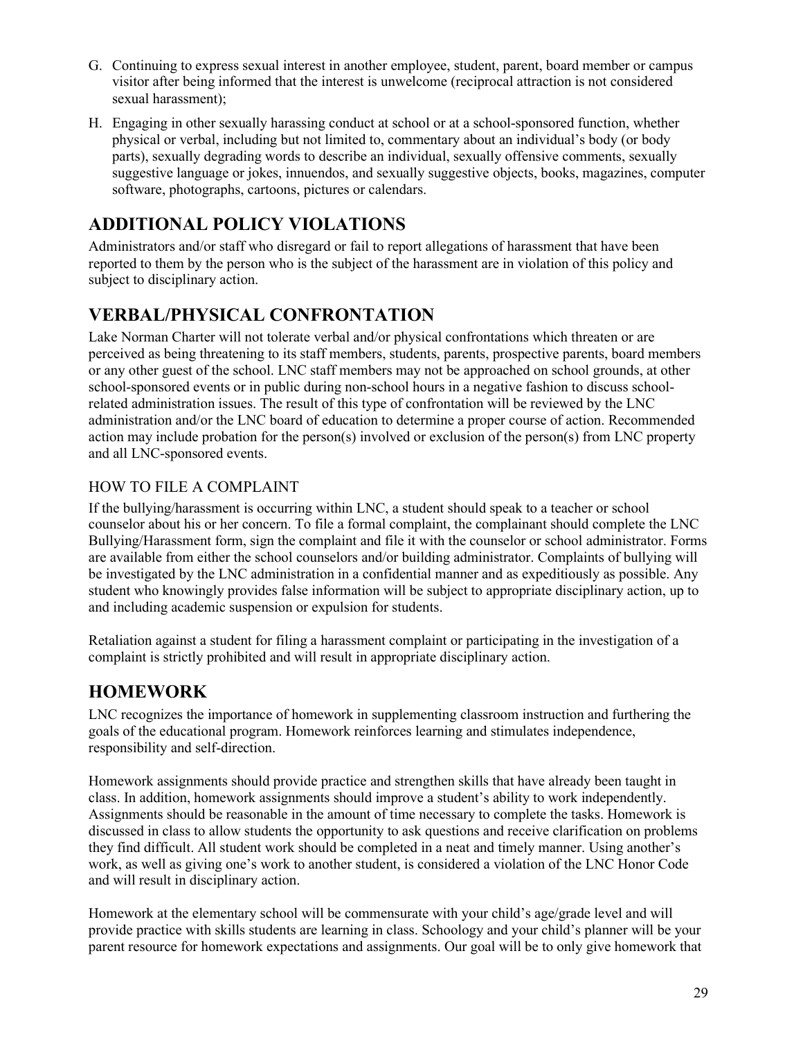G. Continuing to express sexual interest in another employee, student, parent, board member or campus visitor after being informed that the interest is unwelcome (reciprocal attraction is not considered sexual harassment);

H. Engaging in other sexually harassing conduct at school or at a school-sponsored function, whether physical or verbal, including but not limited to, commentary about an individual's body (or body parts), sexually degrading words to describe an individual, sexually offensive comments, sexually suggestive language or jokes, innuendos, and sexually suggestive objects, books, magazines, computer software, photographs, cartoons, pictures or calendars.

## ADDITIONAL POLICY VIOLATIONS

Administrators and/or staff who disregard or fail to report allegations of harassment that have been reported to them by the person who is the subject of the harassment are in violation of this policy and subject to disciplinary action.

## VERBAL/PHYSICAL CONFRONTATION

Lake Norman Charter will not tolerate verbal and/or physical confrontations which threaten or are perceived as being threatening to its staff members, students, parents, prospective parents, board members or any other guest of the school. LNC staff members may not be approached on school grounds, at other school-sponsored events or in public during non-school hours in a negative fashion to discuss school-related administration issues. The result of this type of confrontation will be reviewed by the LNC administration and/or the LNC board of education to determine a proper course of action. Recommended action may include probation for the person(s) involved or exclusion of the person(s) from LNC property and all LNC-sponsored events.

### HOW TO FILE A COMPLAINT

If the bullying/harassment is occurring within LNC, a student should speak to a teacher or school counselor about his or her concern. To file a formal complaint, the complainant should complete the LNC Bullying/Harassment form, sign the complaint and file it with the counselor or school administrator. Forms are available from either the school counselors and/or building administrator. Complaints of bullying will be investigated by the LNC administration in a confidential manner and as expeditiously as possible. Any student who knowingly provides false information will be subject to appropriate disciplinary action, up to and including academic suspension or expulsion for students.

Retaliation against a student for filing a harassment complaint or participating in the investigation of a complaint is strictly prohibited and will result in appropriate disciplinary action.

## HOMEWORK

LNC recognizes the importance of homework in supplementing classroom instruction and furthering the goals of the educational program. Homework reinforces learning and stimulates independence, responsibility and self-direction.

Homework assignments should provide practice and strengthen skills that have already been taught in class. In addition, homework assignments should improve a student's ability to work independently. Assignments should be reasonable in the amount of time necessary to complete the tasks. Homework is discussed in class to allow students the opportunity to ask questions and receive clarification on problems they find difficult. All student work should be completed in a neat and timely manner. Using another's work, as well as giving one's work to another student, is considered a violation of the LNC Honor Code and will result in disciplinary action.

Homework at the elementary school will be commensurate with your child's age/grade level and will provide practice with skills students are learning in class. Schoology and your child's planner will be your parent resource for homework expectations and assignments. Our goal will be to only give homework that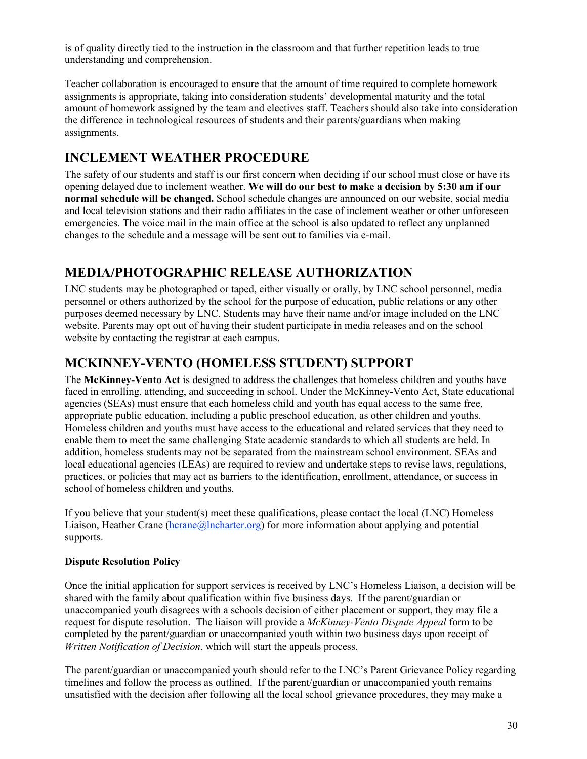is of quality directly tied to the instruction in the classroom and that further repetition leads to true understanding and comprehension.

Teacher collaboration is encouraged to ensure that the amount of time required to complete homework assignments is appropriate, taking into consideration students' developmental maturity and the total amount of homework assigned by the team and electives staff. Teachers should also take into consideration the difference in technological resources of students and their parents/guardians when making assignments.

## INCLEMENT WEATHER PROCEDURE

The safety of our students and staff is our first concern when deciding if our school must close or have its opening delayed due to inclement weather. **We will do our best to make a decision by 5:30 am if our normal schedule will be changed.** School schedule changes are announced on our website, social media and local television stations and their radio affiliates in the case of inclement weather or other unforeseen emergencies. The voice mail in the main office at the school is also updated to reflect any unplanned changes to the schedule and a message will be sent out to families via e-mail.

## MEDIA/PHOTOGRAPHIC RELEASE AUTHORIZATION

LNC students may be photographed or taped, either visually or orally, by LNC school personnel, media personnel or others authorized by the school for the purpose of education, public relations or any other purposes deemed necessary by LNC. Students may have their name and/or image included on the LNC website. Parents may opt out of having their student participate in media releases and on the school website by contacting the registrar at each campus.

## MCKINNEY-VENTO (HOMELESS STUDENT) SUPPORT

The **McKinney-Vento Act** is designed to address the challenges that homeless children and youths have faced in enrolling, attending, and succeeding in school. Under the McKinney-Vento Act, State educational agencies (SEAs) must ensure that each homeless child and youth has equal access to the same free, appropriate public education, including a public preschool education, as other children and youths. Homeless children and youths must have access to the educational and related services that they need to enable them to meet the same challenging State academic standards to which all students are held. In addition, homeless students may not be separated from the mainstream school environment. SEAs and local educational agencies (LEAs) are required to review and undertake steps to revise laws, regulations, practices, or policies that may act as barriers to the identification, enrollment, attendance, or success in school of homeless children and youths.

If you believe that your student(s) meet these qualifications, please contact the local (LNC) Homeless Liaison, Heather Crane (hcrane@lncharter.org) for more information about applying and potential supports.

### Dispute Resolution Policy

Once the initial application for support services is received by LNC's Homeless Liaison, a decision will be shared with the family about qualification within five business days. If the parent/guardian or unaccompanied youth disagrees with a schools decision of either placement or support, they may file a request for dispute resolution. The liaison will provide a *McKinney-Vento Dispute Appeal* form to be completed by the parent/guardian or unaccompanied youth within two business days upon receipt of *Written Notification of Decision*, which will start the appeals process.

The parent/guardian or unaccompanied youth should refer to the LNC's Parent Grievance Policy regarding timelines and follow the process as outlined. If the parent/guardian or unaccompanied youth remains unsatisfied with the decision after following all the local school grievance procedures, they may make a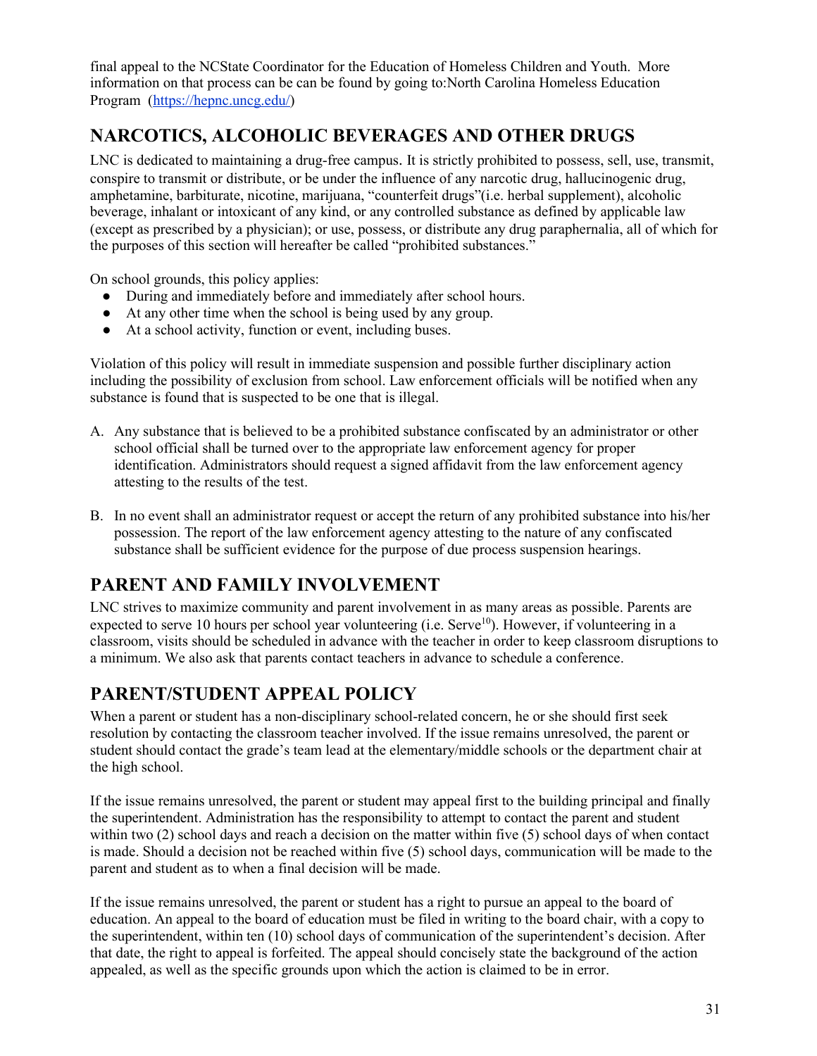final appeal to the NCState Coordinator for the Education of Homeless Children and Youth. More information on that process can be can be found by going to:North Carolina Homeless Education Program (https://hepnc.uncg.edu/)

## NARCOTICS, ALCOHOLIC BEVERAGES AND OTHER DRUGS

LNC is dedicated to maintaining a drug-free campus. It is strictly prohibited to possess, sell, use, transmit, conspire to transmit or distribute, or be under the influence of any narcotic drug, hallucinogenic drug, amphetamine, barbiturate, nicotine, marijuana, "counterfeit drugs"(i.e. herbal supplement), alcoholic beverage, inhalant or intoxicant of any kind, or any controlled substance as defined by applicable law (except as prescribed by a physician); or use, possess, or distribute any drug paraphernalia, all of which for the purposes of this section will hereafter be called "prohibited substances."

On school grounds, this policy applies:

- During and immediately before and immediately after school hours.
- At any other time when the school is being used by any group.
- At a school activity, function or event, including buses.

Violation of this policy will result in immediate suspension and possible further disciplinary action including the possibility of exclusion from school. Law enforcement officials will be notified when any substance is found that is suspected to be one that is illegal.

A. Any substance that is believed to be a prohibited substance confiscated by an administrator or other school official shall be turned over to the appropriate law enforcement agency for proper identification. Administrators should request a signed affidavit from the law enforcement agency attesting to the results of the test.

B. In no event shall an administrator request or accept the return of any prohibited substance into his/her possession. The report of the law enforcement agency attesting to the nature of any confiscated substance shall be sufficient evidence for the purpose of due process suspension hearings.

## PARENT AND FAMILY INVOLVEMENT

LNC strives to maximize community and parent involvement in as many areas as possible. Parents are expected to serve 10 hours per school year volunteering (i.e. Serve[10]). However, if volunteering in a classroom, visits should be scheduled in advance with the teacher in order to keep classroom disruptions to a minimum. We also ask that parents contact teachers in advance to schedule a conference.

## PARENT/STUDENT APPEAL POLICY

When a parent or student has a non-disciplinary school-related concern, he or she should first seek resolution by contacting the classroom teacher involved. If the issue remains unresolved, the parent or student should contact the grade's team lead at the elementary/middle schools or the department chair at the high school.

If the issue remains unresolved, the parent or student may appeal first to the building principal and finally the superintendent. Administration has the responsibility to attempt to contact the parent and student within two (2) school days and reach a decision on the matter within five (5) school days of when contact is made. Should a decision not be reached within five (5) school days, communication will be made to the parent and student as to when a final decision will be made.

If the issue remains unresolved, the parent or student has a right to pursue an appeal to the board of education. An appeal to the board of education must be filed in writing to the board chair, with a copy to the superintendent, within ten (10) school days of communication of the superintendent's decision. After that date, the right to appeal is forfeited. The appeal should concisely state the background of the action appealed, as well as the specific grounds upon which the action is claimed to be in error.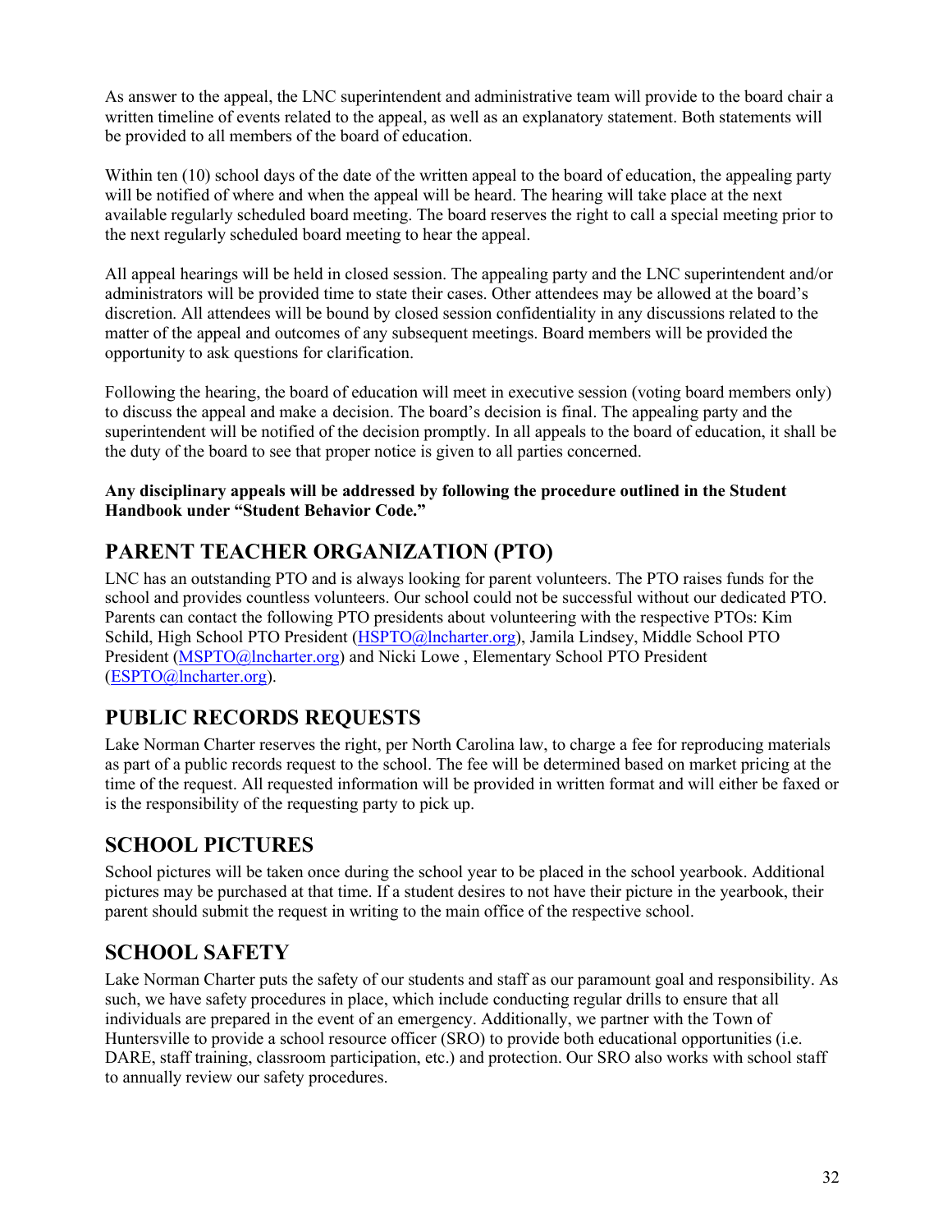As answer to the appeal, the LNC superintendent and administrative team will provide to the board chair a written timeline of events related to the appeal, as well as an explanatory statement. Both statements will be provided to all members of the board of education.

Within ten (10) school days of the date of the written appeal to the board of education, the appealing party will be notified of where and when the appeal will be heard. The hearing will take place at the next available regularly scheduled board meeting. The board reserves the right to call a special meeting prior to the next regularly scheduled board meeting to hear the appeal.

All appeal hearings will be held in closed session. The appealing party and the LNC superintendent and/or administrators will be provided time to state their cases. Other attendees may be allowed at the board's discretion. All attendees will be bound by closed session confidentiality in any discussions related to the matter of the appeal and outcomes of any subsequent meetings. Board members will be provided the opportunity to ask questions for clarification.

Following the hearing, the board of education will meet in executive session (voting board members only) to discuss the appeal and make a decision. The board's decision is final. The appealing party and the superintendent will be notified of the decision promptly. In all appeals to the board of education, it shall be the duty of the board to see that proper notice is given to all parties concerned.

**Any disciplinary appeals will be addressed by following the procedure outlined in the Student Handbook under "Student Behavior Code."**

## PARENT TEACHER ORGANIZATION (PTO)

LNC has an outstanding PTO and is always looking for parent volunteers. The PTO raises funds for the school and provides countless volunteers. Our school could not be successful without our dedicated PTO. Parents can contact the following PTO presidents about volunteering with the respective PTOs: Kim Schild, High School PTO President (HSPTO@lncharter.org), Jamila Lindsey, Middle School PTO President (MSPTO@lncharter.org) and Nicki Lowe , Elementary School PTO President (ESPTO@lncharter.org).

## PUBLIC RECORDS REQUESTS

Lake Norman Charter reserves the right, per North Carolina law, to charge a fee for reproducing materials as part of a public records request to the school. The fee will be determined based on market pricing at the time of the request. All requested information will be provided in written format and will either be faxed or is the responsibility of the requesting party to pick up.

## SCHOOL PICTURES

School pictures will be taken once during the school year to be placed in the school yearbook. Additional pictures may be purchased at that time. If a student desires to not have their picture in the yearbook, their parent should submit the request in writing to the main office of the respective school.

## SCHOOL SAFETY

Lake Norman Charter puts the safety of our students and staff as our paramount goal and responsibility. As such, we have safety procedures in place, which include conducting regular drills to ensure that all individuals are prepared in the event of an emergency. Additionally, we partner with the Town of Huntersville to provide a school resource officer (SRO) to provide both educational opportunities (i.e. DARE, staff training, classroom participation, etc.) and protection. Our SRO also works with school staff to annually review our safety procedures.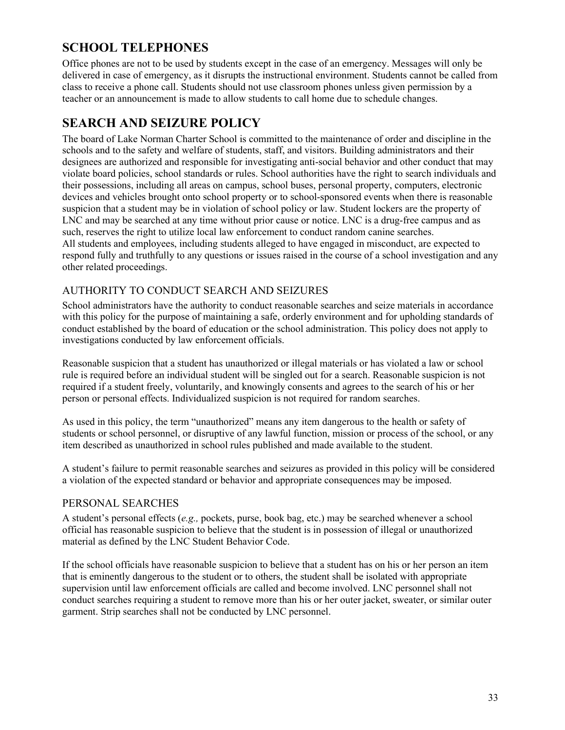## SCHOOL TELEPHONES

Office phones are not to be used by students except in the case of an emergency. Messages will only be delivered in case of emergency, as it disrupts the instructional environment. Students cannot be called from class to receive a phone call. Students should not use classroom phones unless given permission by a teacher or an announcement is made to allow students to call home due to schedule changes.

## SEARCH AND SEIZURE POLICY

The board of Lake Norman Charter School is committed to the maintenance of order and discipline in the schools and to the safety and welfare of students, staff, and visitors. Building administrators and their designees are authorized and responsible for investigating anti-social behavior and other conduct that may violate board policies, school standards or rules. School authorities have the right to search individuals and their possessions, including all areas on campus, school buses, personal property, computers, electronic devices and vehicles brought onto school property or to school-sponsored events when there is reasonable suspicion that a student may be in violation of school policy or law. Student lockers are the property of LNC and may be searched at any time without prior cause or notice. LNC is a drug-free campus and as such, reserves the right to utilize local law enforcement to conduct random canine searches.
All students and employees, including students alleged to have engaged in misconduct, are expected to respond fully and truthfully to any questions or issues raised in the course of a school investigation and any other related proceedings.

### AUTHORITY TO CONDUCT SEARCH AND SEIZURES

School administrators have the authority to conduct reasonable searches and seize materials in accordance with this policy for the purpose of maintaining a safe, orderly environment and for upholding standards of conduct established by the board of education or the school administration. This policy does not apply to investigations conducted by law enforcement officials.

Reasonable suspicion that a student has unauthorized or illegal materials or has violated a law or school rule is required before an individual student will be singled out for a search. Reasonable suspicion is not required if a student freely, voluntarily, and knowingly consents and agrees to the search of his or her person or personal effects. Individualized suspicion is not required for random searches.

As used in this policy, the term "unauthorized" means any item dangerous to the health or safety of students or school personnel, or disruptive of any lawful function, mission or process of the school, or any item described as unauthorized in school rules published and made available to the student.

A student's failure to permit reasonable searches and seizures as provided in this policy will be considered a violation of the expected standard or behavior and appropriate consequences may be imposed.

### PERSONAL SEARCHES

A student's personal effects (*e.g.,* pockets, purse, book bag, etc.) may be searched whenever a school official has reasonable suspicion to believe that the student is in possession of illegal or unauthorized material as defined by the LNC Student Behavior Code.

If the school officials have reasonable suspicion to believe that a student has on his or her person an item that is eminently dangerous to the student or to others, the student shall be isolated with appropriate supervision until law enforcement officials are called and become involved. LNC personnel shall not conduct searches requiring a student to remove more than his or her outer jacket, sweater, or similar outer garment. Strip searches shall not be conducted by LNC personnel.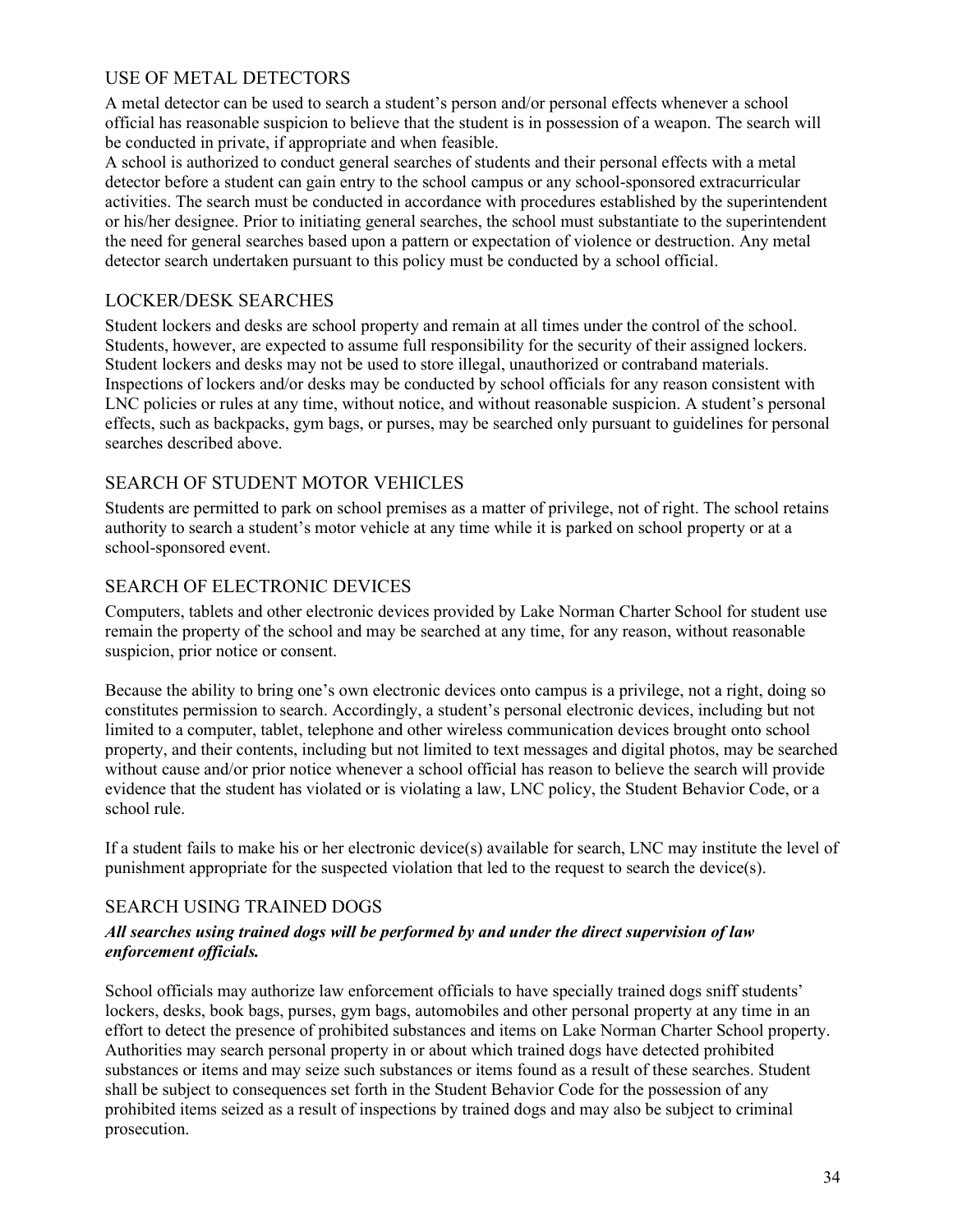## USE OF METAL DETECTORS

A metal detector can be used to search a student's person and/or personal effects whenever a school official has reasonable suspicion to believe that the student is in possession of a weapon. The search will be conducted in private, if appropriate and when feasible.

A school is authorized to conduct general searches of students and their personal effects with a metal detector before a student can gain entry to the school campus or any school-sponsored extracurricular activities. The search must be conducted in accordance with procedures established by the superintendent or his/her designee. Prior to initiating general searches, the school must substantiate to the superintendent the need for general searches based upon a pattern or expectation of violence or destruction. Any metal detector search undertaken pursuant to this policy must be conducted by a school official.

## LOCKER/DESK SEARCHES

Student lockers and desks are school property and remain at all times under the control of the school. Students, however, are expected to assume full responsibility for the security of their assigned lockers. Student lockers and desks may not be used to store illegal, unauthorized or contraband materials. Inspections of lockers and/or desks may be conducted by school officials for any reason consistent with LNC policies or rules at any time, without notice, and without reasonable suspicion. A student's personal effects, such as backpacks, gym bags, or purses, may be searched only pursuant to guidelines for personal searches described above.

## SEARCH OF STUDENT MOTOR VEHICLES

Students are permitted to park on school premises as a matter of privilege, not of right. The school retains authority to search a student's motor vehicle at any time while it is parked on school property or at a school-sponsored event.

## SEARCH OF ELECTRONIC DEVICES

Computers, tablets and other electronic devices provided by Lake Norman Charter School for student use remain the property of the school and may be searched at any time, for any reason, without reasonable suspicion, prior notice or consent.

Because the ability to bring one's own electronic devices onto campus is a privilege, not a right, doing so constitutes permission to search. Accordingly, a student's personal electronic devices, including but not limited to a computer, tablet, telephone and other wireless communication devices brought onto school property, and their contents, including but not limited to text messages and digital photos, may be searched without cause and/or prior notice whenever a school official has reason to believe the search will provide evidence that the student has violated or is violating a law, LNC policy, the Student Behavior Code, or a school rule.

If a student fails to make his or her electronic device(s) available for search, LNC may institute the level of punishment appropriate for the suspected violation that led to the request to search the device(s).

## SEARCH USING TRAINED DOGS

***All searches using trained dogs will be performed by and under the direct supervision of law enforcement officials.***

School officials may authorize law enforcement officials to have specially trained dogs sniff students' lockers, desks, book bags, purses, gym bags, automobiles and other personal property at any time in an effort to detect the presence of prohibited substances and items on Lake Norman Charter School property. Authorities may search personal property in or about which trained dogs have detected prohibited substances or items and may seize such substances or items found as a result of these searches. Student shall be subject to consequences set forth in the Student Behavior Code for the possession of any prohibited items seized as a result of inspections by trained dogs and may also be subject to criminal prosecution.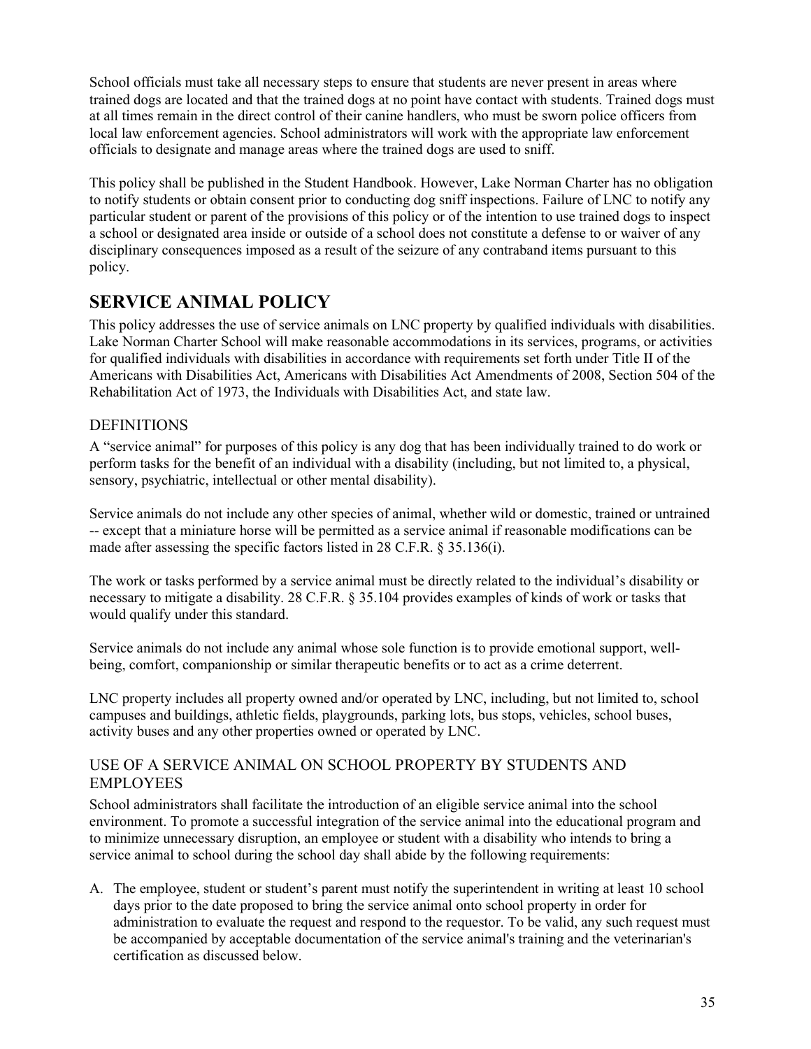School officials must take all necessary steps to ensure that students are never present in areas where trained dogs are located and that the trained dogs at no point have contact with students. Trained dogs must at all times remain in the direct control of their canine handlers, who must be sworn police officers from local law enforcement agencies. School administrators will work with the appropriate law enforcement officials to designate and manage areas where the trained dogs are used to sniff.

This policy shall be published in the Student Handbook. However, Lake Norman Charter has no obligation to notify students or obtain consent prior to conducting dog sniff inspections. Failure of LNC to notify any particular student or parent of the provisions of this policy or of the intention to use trained dogs to inspect a school or designated area inside or outside of a school does not constitute a defense to or waiver of any disciplinary consequences imposed as a result of the seizure of any contraband items pursuant to this policy.

## SERVICE ANIMAL POLICY

This policy addresses the use of service animals on LNC property by qualified individuals with disabilities. Lake Norman Charter School will make reasonable accommodations in its services, programs, or activities for qualified individuals with disabilities in accordance with requirements set forth under Title II of the Americans with Disabilities Act, Americans with Disabilities Act Amendments of 2008, Section 504 of the Rehabilitation Act of 1973, the Individuals with Disabilities Act, and state law.

### DEFINITIONS

A "service animal" for purposes of this policy is any dog that has been individually trained to do work or perform tasks for the benefit of an individual with a disability (including, but not limited to, a physical, sensory, psychiatric, intellectual or other mental disability).

Service animals do not include any other species of animal, whether wild or domestic, trained or untrained -- except that a miniature horse will be permitted as a service animal if reasonable modifications can be made after assessing the specific factors listed in 28 C.F.R. § 35.136(i).

The work or tasks performed by a service animal must be directly related to the individual's disability or necessary to mitigate a disability. 28 C.F.R. § 35.104 provides examples of kinds of work or tasks that would qualify under this standard.

Service animals do not include any animal whose sole function is to provide emotional support, well-being, comfort, companionship or similar therapeutic benefits or to act as a crime deterrent.

LNC property includes all property owned and/or operated by LNC, including, but not limited to, school campuses and buildings, athletic fields, playgrounds, parking lots, bus stops, vehicles, school buses, activity buses and any other properties owned or operated by LNC.

### USE OF A SERVICE ANIMAL ON SCHOOL PROPERTY BY STUDENTS AND EMPLOYEES

School administrators shall facilitate the introduction of an eligible service animal into the school environment. To promote a successful integration of the service animal into the educational program and to minimize unnecessary disruption, an employee or student with a disability who intends to bring a service animal to school during the school day shall abide by the following requirements:

A. The employee, student or student's parent must notify the superintendent in writing at least 10 school days prior to the date proposed to bring the service animal onto school property in order for administration to evaluate the request and respond to the requestor. To be valid, any such request must be accompanied by acceptable documentation of the service animal's training and the veterinarian's certification as discussed below.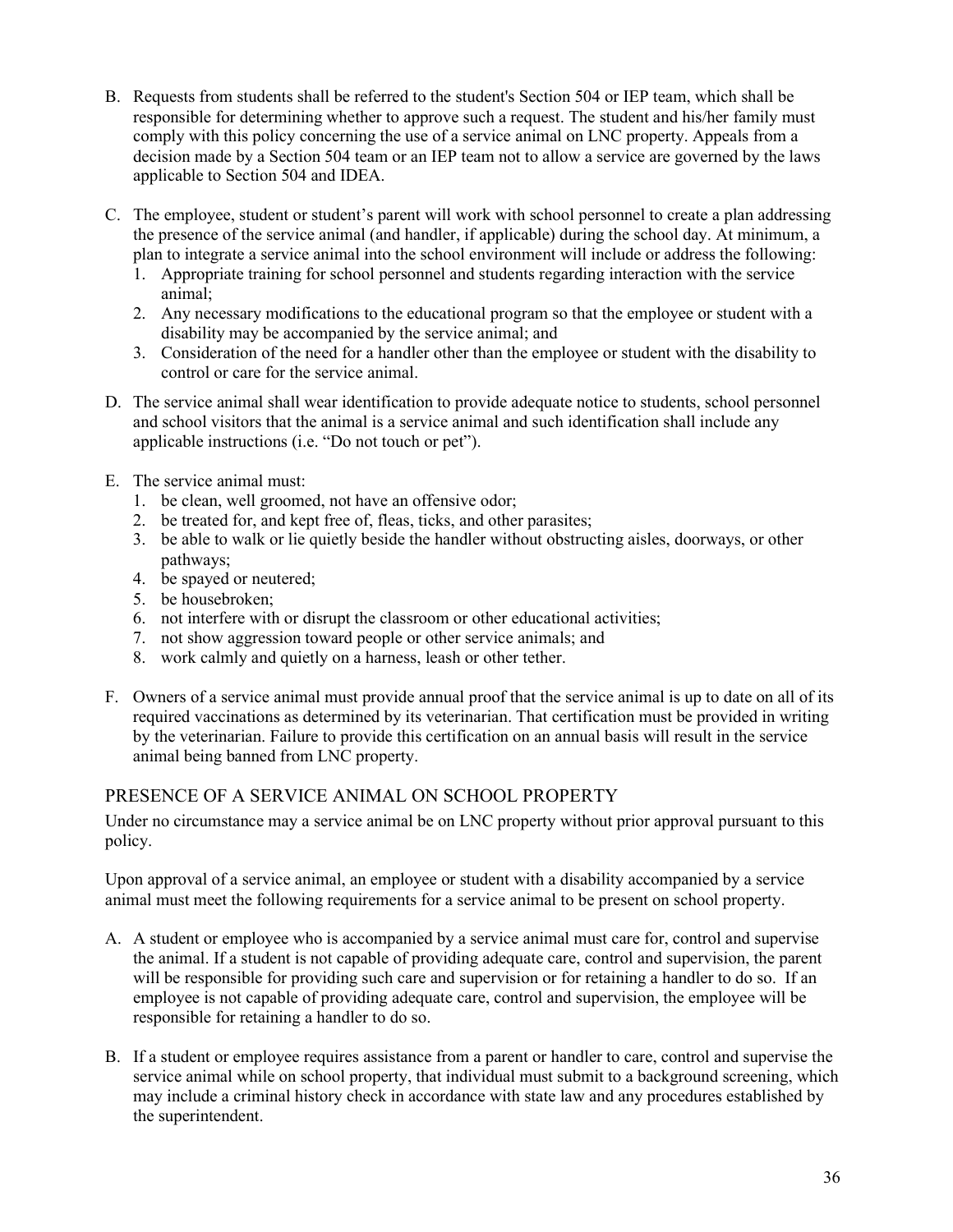B. Requests from students shall be referred to the student's Section 504 or IEP team, which shall be responsible for determining whether to approve such a request. The student and his/her family must comply with this policy concerning the use of a service animal on LNC property. Appeals from a decision made by a Section 504 team or an IEP team not to allow a service are governed by the laws applicable to Section 504 and IDEA.

C. The employee, student or student's parent will work with school personnel to create a plan addressing the presence of the service animal (and handler, if applicable) during the school day. At minimum, a plan to integrate a service animal into the school environment will include or address the following:
   1. Appropriate training for school personnel and students regarding interaction with the service animal;
   2. Any necessary modifications to the educational program so that the employee or student with a disability may be accompanied by the service animal; and
   3. Consideration of the need for a handler other than the employee or student with the disability to control or care for the service animal.

D. The service animal shall wear identification to provide adequate notice to students, school personnel and school visitors that the animal is a service animal and such identification shall include any applicable instructions (i.e. "Do not touch or pet").

E. The service animal must:
   1. be clean, well groomed, not have an offensive odor;
   2. be treated for, and kept free of, fleas, ticks, and other parasites;
   3. be able to walk or lie quietly beside the handler without obstructing aisles, doorways, or other pathways;
   4. be spayed or neutered;
   5. be housebroken;
   6. not interfere with or disrupt the classroom or other educational activities;
   7. not show aggression toward people or other service animals; and
   8. work calmly and quietly on a harness, leash or other tether.

F. Owners of a service animal must provide annual proof that the service animal is up to date on all of its required vaccinations as determined by its veterinarian. That certification must be provided in writing by the veterinarian. Failure to provide this certification on an annual basis will result in the service animal being banned from LNC property.

## PRESENCE OF A SERVICE ANIMAL ON SCHOOL PROPERTY

Under no circumstance may a service animal be on LNC property without prior approval pursuant to this policy.

Upon approval of a service animal, an employee or student with a disability accompanied by a service animal must meet the following requirements for a service animal to be present on school property.

A. A student or employee who is accompanied by a service animal must care for, control and supervise the animal. If a student is not capable of providing adequate care, control and supervision, the parent will be responsible for providing such care and supervision or for retaining a handler to do so. If an employee is not capable of providing adequate care, control and supervision, the employee will be responsible for retaining a handler to do so.

B. If a student or employee requires assistance from a parent or handler to care, control and supervise the service animal while on school property, that individual must submit to a background screening, which may include a criminal history check in accordance with state law and any procedures established by the superintendent.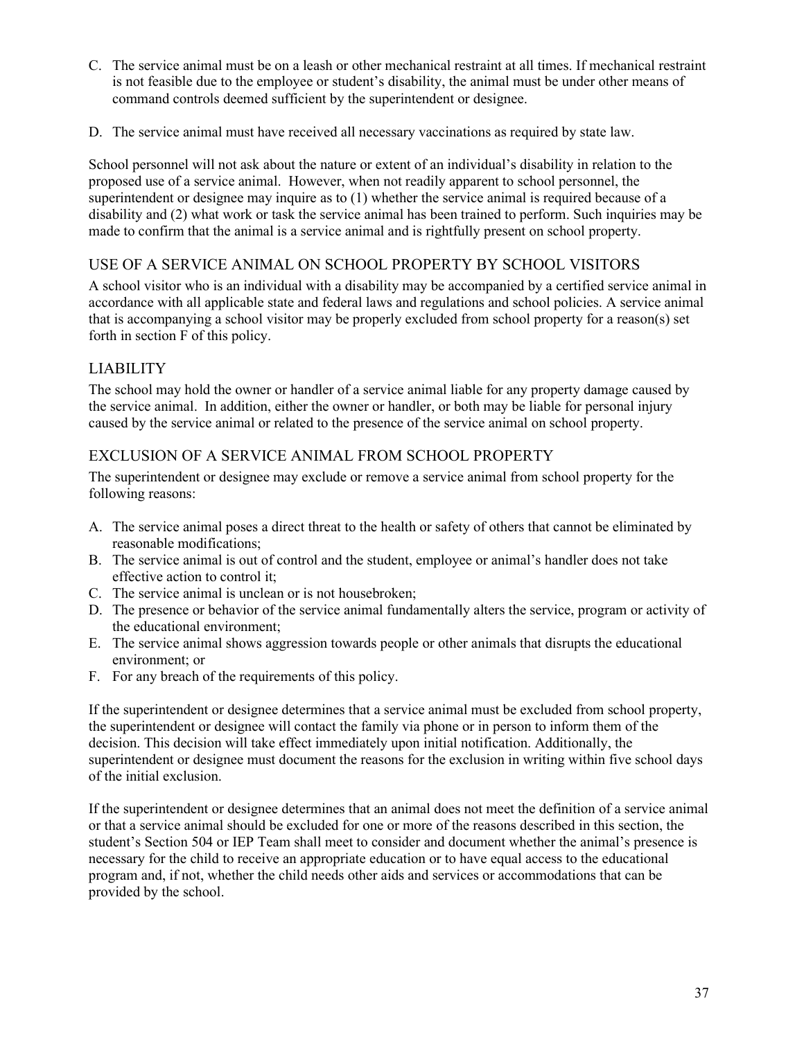C. The service animal must be on a leash or other mechanical restraint at all times. If mechanical restraint is not feasible due to the employee or student's disability, the animal must be under other means of command controls deemed sufficient by the superintendent or designee.

D. The service animal must have received all necessary vaccinations as required by state law.

School personnel will not ask about the nature or extent of an individual's disability in relation to the proposed use of a service animal. However, when not readily apparent to school personnel, the superintendent or designee may inquire as to (1) whether the service animal is required because of a disability and (2) what work or task the service animal has been trained to perform. Such inquiries may be made to confirm that the animal is a service animal and is rightfully present on school property.

## USE OF A SERVICE ANIMAL ON SCHOOL PROPERTY BY SCHOOL VISITORS

A school visitor who is an individual with a disability may be accompanied by a certified service animal in accordance with all applicable state and federal laws and regulations and school policies. A service animal that is accompanying a school visitor may be properly excluded from school property for a reason(s) set forth in section F of this policy.

## LIABILITY

The school may hold the owner or handler of a service animal liable for any property damage caused by the service animal. In addition, either the owner or handler, or both may be liable for personal injury caused by the service animal or related to the presence of the service animal on school property.

## EXCLUSION OF A SERVICE ANIMAL FROM SCHOOL PROPERTY

The superintendent or designee may exclude or remove a service animal from school property for the following reasons:

A. The service animal poses a direct threat to the health or safety of others that cannot be eliminated by reasonable modifications;
B. The service animal is out of control and the student, employee or animal's handler does not take effective action to control it;
C. The service animal is unclean or is not housebroken;
D. The presence or behavior of the service animal fundamentally alters the service, program or activity of the educational environment;
E. The service animal shows aggression towards people or other animals that disrupts the educational environment; or
F. For any breach of the requirements of this policy.

If the superintendent or designee determines that a service animal must be excluded from school property, the superintendent or designee will contact the family via phone or in person to inform them of the decision. This decision will take effect immediately upon initial notification. Additionally, the superintendent or designee must document the reasons for the exclusion in writing within five school days of the initial exclusion.

If the superintendent or designee determines that an animal does not meet the definition of a service animal or that a service animal should be excluded for one or more of the reasons described in this section, the student's Section 504 or IEP Team shall meet to consider and document whether the animal's presence is necessary for the child to receive an appropriate education or to have equal access to the educational program and, if not, whether the child needs other aids and services or accommodations that can be provided by the school.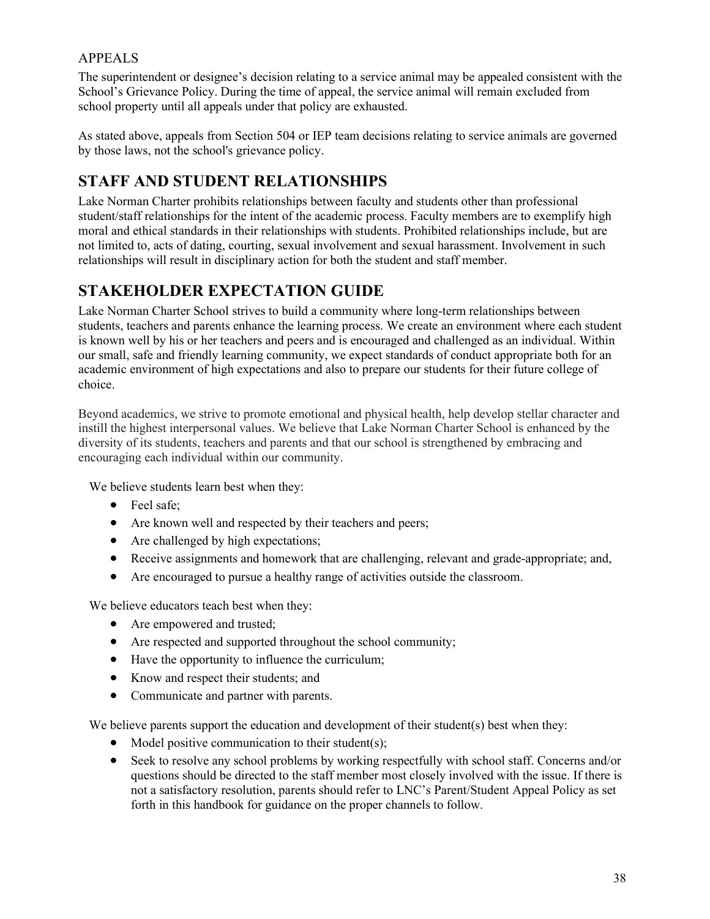### APPEALS

The superintendent or designee's decision relating to a service animal may be appealed consistent with the School's Grievance Policy. During the time of appeal, the service animal will remain excluded from school property until all appeals under that policy are exhausted.

As stated above, appeals from Section 504 or IEP team decisions relating to service animals are governed by those laws, not the school's grievance policy.

## STAFF AND STUDENT RELATIONSHIPS

Lake Norman Charter prohibits relationships between faculty and students other than professional student/staff relationships for the intent of the academic process. Faculty members are to exemplify high moral and ethical standards in their relationships with students. Prohibited relationships include, but are not limited to, acts of dating, courting, sexual involvement and sexual harassment. Involvement in such relationships will result in disciplinary action for both the student and staff member.

## STAKEHOLDER EXPECTATION GUIDE

Lake Norman Charter School strives to build a community where long-term relationships between students, teachers and parents enhance the learning process. We create an environment where each student is known well by his or her teachers and peers and is encouraged and challenged as an individual. Within our small, safe and friendly learning community, we expect standards of conduct appropriate both for an academic environment of high expectations and also to prepare our students for their future college of choice.

Beyond academics, we strive to promote emotional and physical health, help develop stellar character and instill the highest interpersonal values. We believe that Lake Norman Charter School is enhanced by the diversity of its students, teachers and parents and that our school is strengthened by embracing and encouraging each individual within our community.

We believe students learn best when they:

- Feel safe;
- Are known well and respected by their teachers and peers;
- Are challenged by high expectations;
- Receive assignments and homework that are challenging, relevant and grade-appropriate; and,
- Are encouraged to pursue a healthy range of activities outside the classroom.

We believe educators teach best when they:

- Are empowered and trusted;
- Are respected and supported throughout the school community;
- Have the opportunity to influence the curriculum;
- Know and respect their students; and
- Communicate and partner with parents.

We believe parents support the education and development of their student(s) best when they:

- Model positive communication to their student(s);
- Seek to resolve any school problems by working respectfully with school staff. Concerns and/or questions should be directed to the staff member most closely involved with the issue. If there is not a satisfactory resolution, parents should refer to LNC's Parent/Student Appeal Policy as set forth in this handbook for guidance on the proper channels to follow.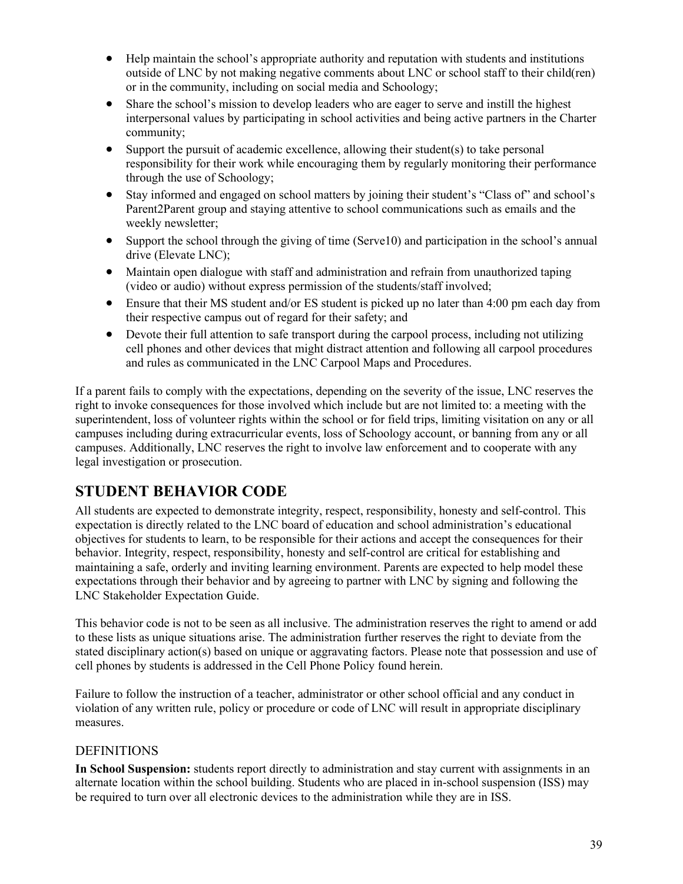- Help maintain the school's appropriate authority and reputation with students and institutions outside of LNC by not making negative comments about LNC or school staff to their child(ren) or in the community, including on social media and Schoology;
- Share the school's mission to develop leaders who are eager to serve and instill the highest interpersonal values by participating in school activities and being active partners in the Charter community;
- Support the pursuit of academic excellence, allowing their student(s) to take personal responsibility for their work while encouraging them by regularly monitoring their performance through the use of Schoology;
- Stay informed and engaged on school matters by joining their student's "Class of" and school's Parent2Parent group and staying attentive to school communications such as emails and the weekly newsletter;
- Support the school through the giving of time (Serve10) and participation in the school's annual drive (Elevate LNC);
- Maintain open dialogue with staff and administration and refrain from unauthorized taping (video or audio) without express permission of the students/staff involved;
- Ensure that their MS student and/or ES student is picked up no later than 4:00 pm each day from their respective campus out of regard for their safety; and
- Devote their full attention to safe transport during the carpool process, including not utilizing cell phones and other devices that might distract attention and following all carpool procedures and rules as communicated in the LNC Carpool Maps and Procedures.

If a parent fails to comply with the expectations, depending on the severity of the issue, LNC reserves the right to invoke consequences for those involved which include but are not limited to: a meeting with the superintendent, loss of volunteer rights within the school or for field trips, limiting visitation on any or all campuses including during extracurricular events, loss of Schoology account, or banning from any or all campuses. Additionally, LNC reserves the right to involve law enforcement and to cooperate with any legal investigation or prosecution.

## STUDENT BEHAVIOR CODE

All students are expected to demonstrate integrity, respect, responsibility, honesty and self-control. This expectation is directly related to the LNC board of education and school administration's educational objectives for students to learn, to be responsible for their actions and accept the consequences for their behavior. Integrity, respect, responsibility, honesty and self-control are critical for establishing and maintaining a safe, orderly and inviting learning environment. Parents are expected to help model these expectations through their behavior and by agreeing to partner with LNC by signing and following the LNC Stakeholder Expectation Guide.

This behavior code is not to be seen as all inclusive. The administration reserves the right to amend or add to these lists as unique situations arise. The administration further reserves the right to deviate from the stated disciplinary action(s) based on unique or aggravating factors. Please note that possession and use of cell phones by students is addressed in the Cell Phone Policy found herein.

Failure to follow the instruction of a teacher, administrator or other school official and any conduct in violation of any written rule, policy or procedure or code of LNC will result in appropriate disciplinary measures.

### DEFINITIONS

**In School Suspension:** students report directly to administration and stay current with assignments in an alternate location within the school building. Students who are placed in in-school suspension (ISS) may be required to turn over all electronic devices to the administration while they are in ISS.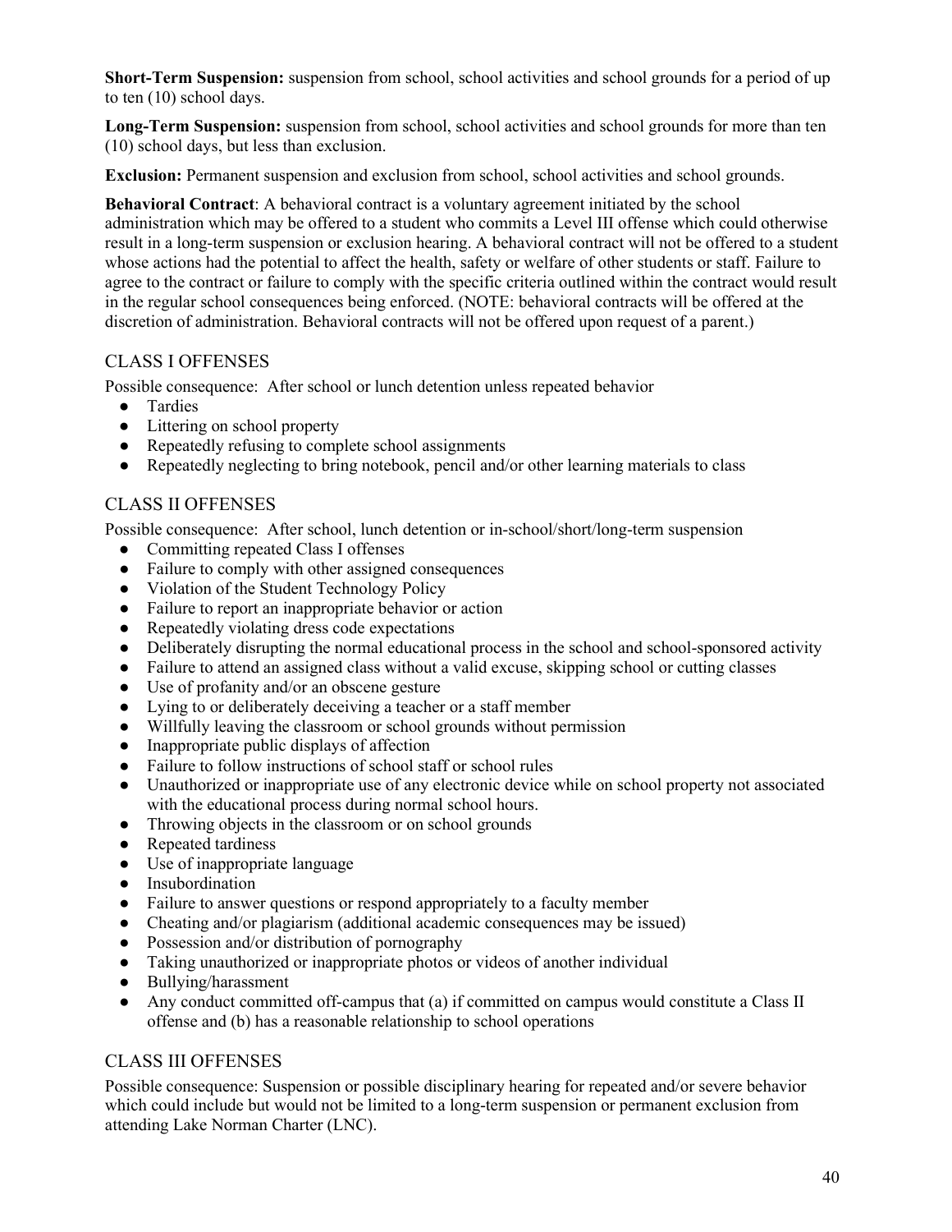**Short-Term Suspension:** suspension from school, school activities and school grounds for a period of up to ten (10) school days.

**Long-Term Suspension:** suspension from school, school activities and school grounds for more than ten (10) school days, but less than exclusion.

**Exclusion:** Permanent suspension and exclusion from school, school activities and school grounds.

**Behavioral Contract**: A behavioral contract is a voluntary agreement initiated by the school administration which may be offered to a student who commits a Level III offense which could otherwise result in a long-term suspension or exclusion hearing. A behavioral contract will not be offered to a student whose actions had the potential to affect the health, safety or welfare of other students or staff. Failure to agree to the contract or failure to comply with the specific criteria outlined within the contract would result in the regular school consequences being enforced. (NOTE: behavioral contracts will be offered at the discretion of administration. Behavioral contracts will not be offered upon request of a parent.)

## CLASS I OFFENSES

Possible consequence: After school or lunch detention unless repeated behavior

- Tardies
- Littering on school property
- Repeatedly refusing to complete school assignments
- Repeatedly neglecting to bring notebook, pencil and/or other learning materials to class

## CLASS II OFFENSES

Possible consequence: After school, lunch detention or in-school/short/long-term suspension

- Committing repeated Class I offenses
- Failure to comply with other assigned consequences
- Violation of the Student Technology Policy
- Failure to report an inappropriate behavior or action
- Repeatedly violating dress code expectations
- Deliberately disrupting the normal educational process in the school and school-sponsored activity
- Failure to attend an assigned class without a valid excuse, skipping school or cutting classes
- Use of profanity and/or an obscene gesture
- Lying to or deliberately deceiving a teacher or a staff member
- Willfully leaving the classroom or school grounds without permission
- Inappropriate public displays of affection
- Failure to follow instructions of school staff or school rules
- Unauthorized or inappropriate use of any electronic device while on school property not associated with the educational process during normal school hours.
- Throwing objects in the classroom or on school grounds
- Repeated tardiness
- Use of inappropriate language
- Insubordination
- Failure to answer questions or respond appropriately to a faculty member
- Cheating and/or plagiarism (additional academic consequences may be issued)
- Possession and/or distribution of pornography
- Taking unauthorized or inappropriate photos or videos of another individual
- Bullying/harassment
- Any conduct committed off-campus that (a) if committed on campus would constitute a Class II offense and (b) has a reasonable relationship to school operations

## CLASS III OFFENSES

Possible consequence: Suspension or possible disciplinary hearing for repeated and/or severe behavior which could include but would not be limited to a long-term suspension or permanent exclusion from attending Lake Norman Charter (LNC).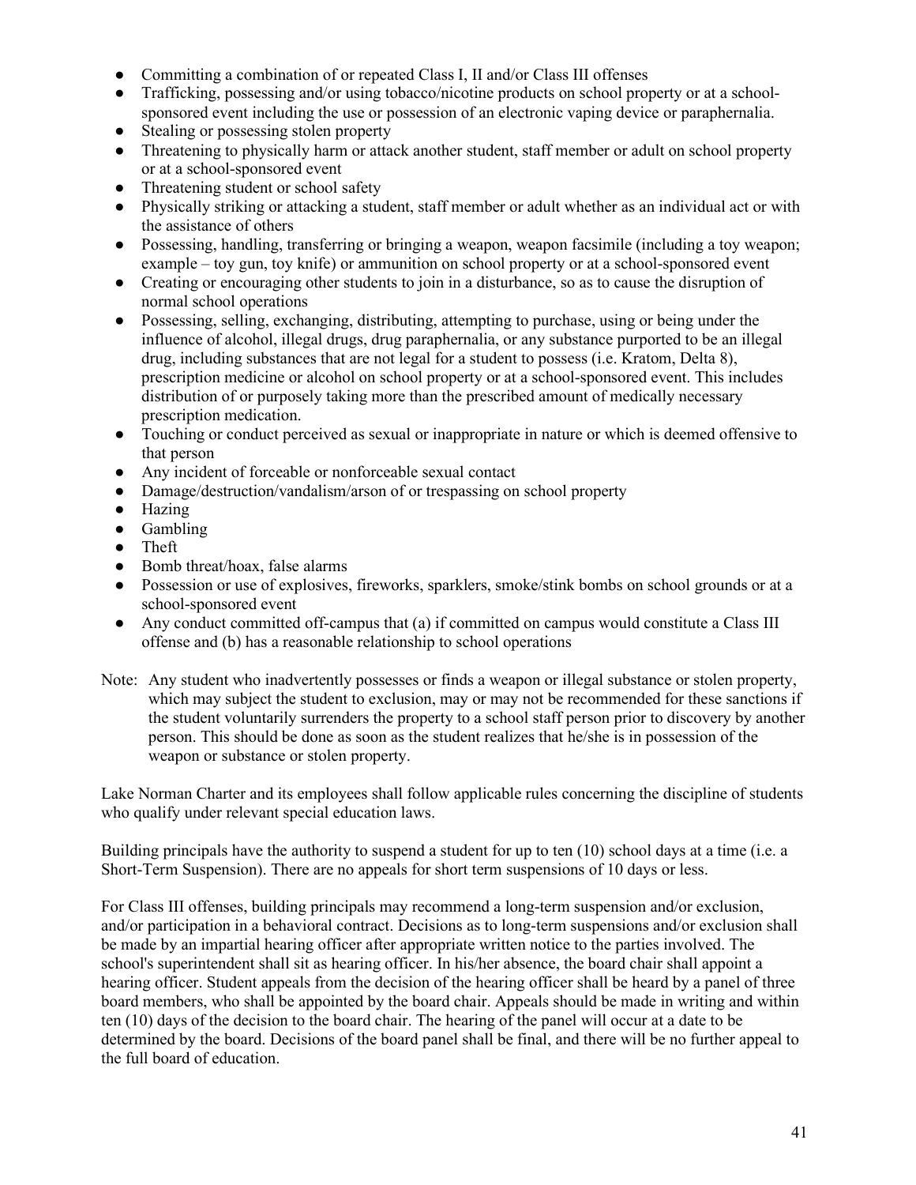- Committing a combination of or repeated Class I, II and/or Class III offenses
- Trafficking, possessing and/or using tobacco/nicotine products on school property or at a school-sponsored event including the use or possession of an electronic vaping device or paraphernalia.
- Stealing or possessing stolen property
- Threatening to physically harm or attack another student, staff member or adult on school property or at a school-sponsored event
- Threatening student or school safety
- Physically striking or attacking a student, staff member or adult whether as an individual act or with the assistance of others
- Possessing, handling, transferring or bringing a weapon, weapon facsimile (including a toy weapon; example – toy gun, toy knife) or ammunition on school property or at a school-sponsored event
- Creating or encouraging other students to join in a disturbance, so as to cause the disruption of normal school operations
- Possessing, selling, exchanging, distributing, attempting to purchase, using or being under the influence of alcohol, illegal drugs, drug paraphernalia, or any substance purported to be an illegal drug, including substances that are not legal for a student to possess (i.e. Kratom, Delta 8), prescription medicine or alcohol on school property or at a school-sponsored event. This includes distribution of or purposely taking more than the prescribed amount of medically necessary prescription medication.
- Touching or conduct perceived as sexual or inappropriate in nature or which is deemed offensive to that person
- Any incident of forceable or nonforceable sexual contact
- Damage/destruction/vandalism/arson of or trespassing on school property
- Hazing
- Gambling
- Theft
- Bomb threat/hoax, false alarms
- Possession or use of explosives, fireworks, sparklers, smoke/stink bombs on school grounds or at a school-sponsored event
- Any conduct committed off-campus that (a) if committed on campus would constitute a Class III offense and (b) has a reasonable relationship to school operations

Note: Any student who inadvertently possesses or finds a weapon or illegal substance or stolen property, which may subject the student to exclusion, may or may not be recommended for these sanctions if the student voluntarily surrenders the property to a school staff person prior to discovery by another person. This should be done as soon as the student realizes that he/she is in possession of the weapon or substance or stolen property.

Lake Norman Charter and its employees shall follow applicable rules concerning the discipline of students who qualify under relevant special education laws.

Building principals have the authority to suspend a student for up to ten (10) school days at a time (i.e. a Short-Term Suspension). There are no appeals for short term suspensions of 10 days or less.

For Class III offenses, building principals may recommend a long-term suspension and/or exclusion, and/or participation in a behavioral contract. Decisions as to long-term suspensions and/or exclusion shall be made by an impartial hearing officer after appropriate written notice to the parties involved. The school's superintendent shall sit as hearing officer. In his/her absence, the board chair shall appoint a hearing officer. Student appeals from the decision of the hearing officer shall be heard by a panel of three board members, who shall be appointed by the board chair. Appeals should be made in writing and within ten (10) days of the decision to the board chair. The hearing of the panel will occur at a date to be determined by the board. Decisions of the board panel shall be final, and there will be no further appeal to the full board of education.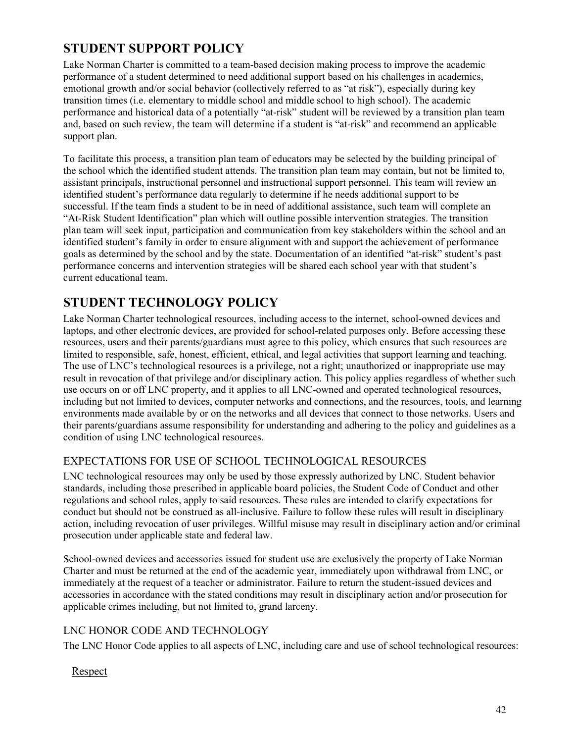## STUDENT SUPPORT POLICY

Lake Norman Charter is committed to a team-based decision making process to improve the academic performance of a student determined to need additional support based on his challenges in academics, emotional growth and/or social behavior (collectively referred to as "at risk"), especially during key transition times (i.e. elementary to middle school and middle school to high school). The academic performance and historical data of a potentially "at-risk" student will be reviewed by a transition plan team and, based on such review, the team will determine if a student is "at-risk" and recommend an applicable support plan.

To facilitate this process, a transition plan team of educators may be selected by the building principal of the school which the identified student attends. The transition plan team may contain, but not be limited to, assistant principals, instructional personnel and instructional support personnel. This team will review an identified student's performance data regularly to determine if he needs additional support to be successful. If the team finds a student to be in need of additional assistance, such team will complete an "At-Risk Student Identification" plan which will outline possible intervention strategies. The transition plan team will seek input, participation and communication from key stakeholders within the school and an identified student's family in order to ensure alignment with and support the achievement of performance goals as determined by the school and by the state. Documentation of an identified "at-risk" student's past performance concerns and intervention strategies will be shared each school year with that student's current educational team.

## STUDENT TECHNOLOGY POLICY

Lake Norman Charter technological resources, including access to the internet, school-owned devices and laptops, and other electronic devices, are provided for school-related purposes only. Before accessing these resources, users and their parents/guardians must agree to this policy, which ensures that such resources are limited to responsible, safe, honest, efficient, ethical, and legal activities that support learning and teaching. The use of LNC's technological resources is a privilege, not a right; unauthorized or inappropriate use may result in revocation of that privilege and/or disciplinary action. This policy applies regardless of whether such use occurs on or off LNC property, and it applies to all LNC-owned and operated technological resources, including but not limited to devices, computer networks and connections, and the resources, tools, and learning environments made available by or on the networks and all devices that connect to those networks. Users and their parents/guardians assume responsibility for understanding and adhering to the policy and guidelines as a condition of using LNC technological resources.

### EXPECTATIONS FOR USE OF SCHOOL TECHNOLOGICAL RESOURCES

LNC technological resources may only be used by those expressly authorized by LNC. Student behavior standards, including those prescribed in applicable board policies, the Student Code of Conduct and other regulations and school rules, apply to said resources. These rules are intended to clarify expectations for conduct but should not be construed as all-inclusive. Failure to follow these rules will result in disciplinary action, including revocation of user privileges. Willful misuse may result in disciplinary action and/or criminal prosecution under applicable state and federal law.

School-owned devices and accessories issued for student use are exclusively the property of Lake Norman Charter and must be returned at the end of the academic year, immediately upon withdrawal from LNC, or immediately at the request of a teacher or administrator. Failure to return the student-issued devices and accessories in accordance with the stated conditions may result in disciplinary action and/or prosecution for applicable crimes including, but not limited to, grand larceny.

### LNC HONOR CODE AND TECHNOLOGY

The LNC Honor Code applies to all aspects of LNC, including care and use of school technological resources:

<u>Respect</u>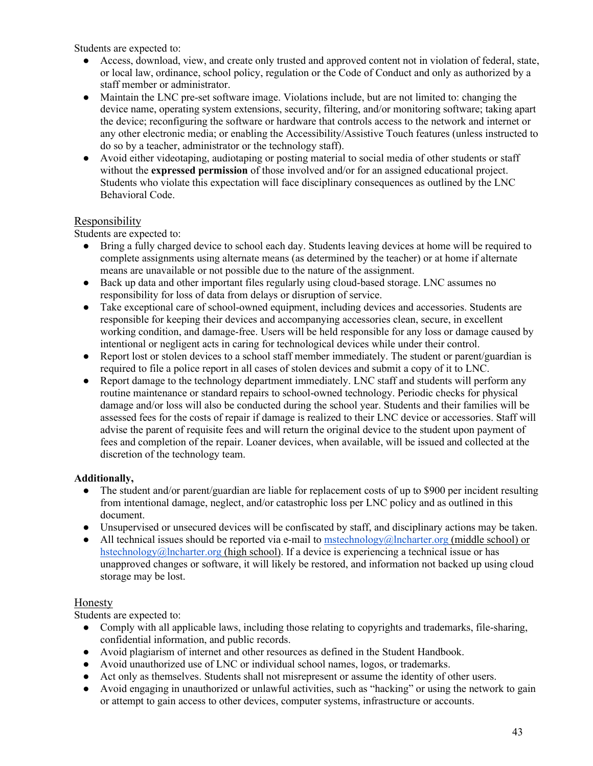Students are expected to:

- Access, download, view, and create only trusted and approved content not in violation of federal, state, or local law, ordinance, school policy, regulation or the Code of Conduct and only as authorized by a staff member or administrator.
- Maintain the LNC pre-set software image. Violations include, but are not limited to: changing the device name, operating system extensions, security, filtering, and/or monitoring software; taking apart the device; reconfiguring the software or hardware that controls access to the network and internet or any other electronic media; or enabling the Accessibility/Assistive Touch features (unless instructed to do so by a teacher, administrator or the technology staff).
- Avoid either videotaping, audiotaping or posting material to social media of other students or staff without the **expressed permission** of those involved and/or for an assigned educational project. Students who violate this expectation will face disciplinary consequences as outlined by the LNC Behavioral Code.

<u>Responsibility</u>

Students are expected to:

- Bring a fully charged device to school each day. Students leaving devices at home will be required to complete assignments using alternate means (as determined by the teacher) or at home if alternate means are unavailable or not possible due to the nature of the assignment.
- Back up data and other important files regularly using cloud-based storage. LNC assumes no responsibility for loss of data from delays or disruption of service.
- Take exceptional care of school-owned equipment, including devices and accessories. Students are responsible for keeping their devices and accompanying accessories clean, secure, in excellent working condition, and damage-free. Users will be held responsible for any loss or damage caused by intentional or negligent acts in caring for technological devices while under their control.
- Report lost or stolen devices to a school staff member immediately. The student or parent/guardian is required to file a police report in all cases of stolen devices and submit a copy of it to LNC.
- Report damage to the technology department immediately. LNC staff and students will perform any routine maintenance or standard repairs to school-owned technology. Periodic checks for physical damage and/or loss will also be conducted during the school year. Students and their families will be assessed fees for the costs of repair if damage is realized to their LNC device or accessories. Staff will advise the parent of requisite fees and will return the original device to the student upon payment of fees and completion of the repair. Loaner devices, when available, will be issued and collected at the discretion of the technology team.

**Additionally,**

- The student and/or parent/guardian are liable for replacement costs of up to $900 per incident resulting from intentional damage, neglect, and/or catastrophic loss per LNC policy and as outlined in this document.
- Unsupervised or unsecured devices will be confiscated by staff, and disciplinary actions may be taken.
- All technical issues should be reported via e-mail to mstechnology@lncharter.org (middle school) or hstechnology@lncharter.org (high school). If a device is experiencing a technical issue or has unapproved changes or software, it will likely be restored, and information not backed up using cloud storage may be lost.

<u>Honesty</u>

Students are expected to:

- Comply with all applicable laws, including those relating to copyrights and trademarks, file-sharing, confidential information, and public records.
- Avoid plagiarism of internet and other resources as defined in the Student Handbook.
- Avoid unauthorized use of LNC or individual school names, logos, or trademarks.
- Act only as themselves. Students shall not misrepresent or assume the identity of other users.
- Avoid engaging in unauthorized or unlawful activities, such as "hacking" or using the network to gain or attempt to gain access to other devices, computer systems, infrastructure or accounts.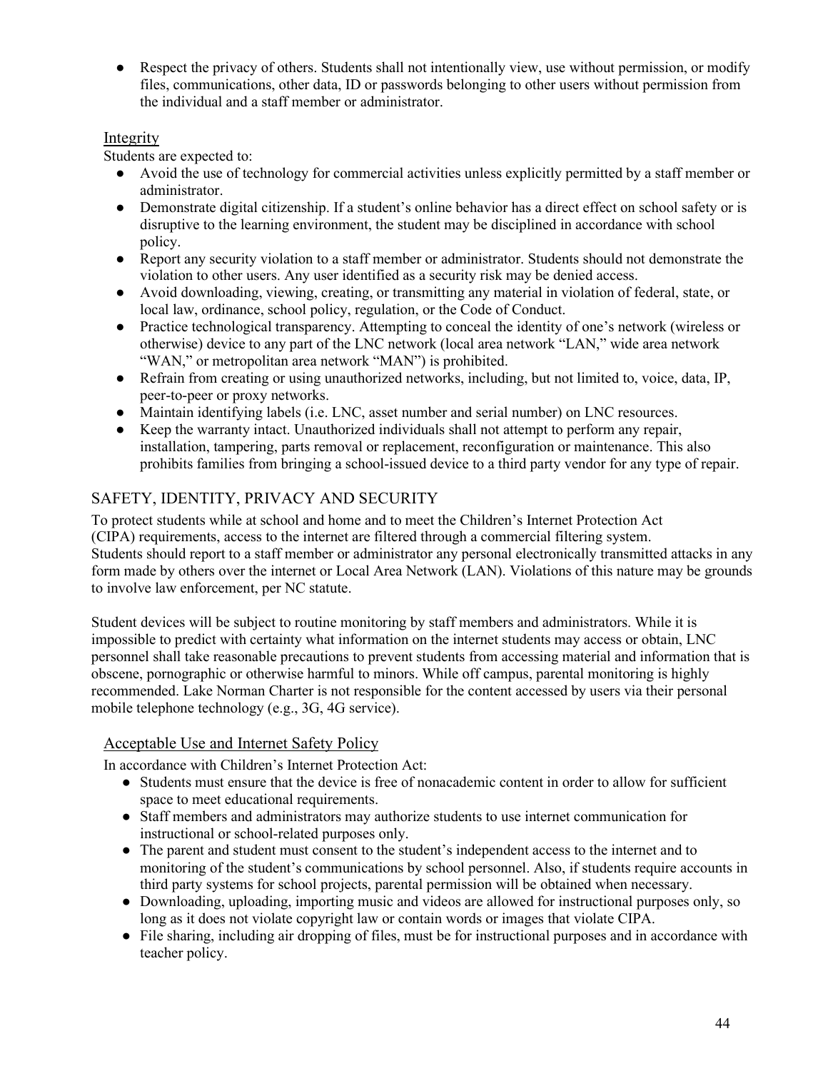- Respect the privacy of others. Students shall not intentionally view, use without permission, or modify files, communications, other data, ID or passwords belonging to other users without permission from the individual and a staff member or administrator.

### Integrity

Students are expected to:

- Avoid the use of technology for commercial activities unless explicitly permitted by a staff member or administrator.
- Demonstrate digital citizenship. If a student's online behavior has a direct effect on school safety or is disruptive to the learning environment, the student may be disciplined in accordance with school policy.
- Report any security violation to a staff member or administrator. Students should not demonstrate the violation to other users. Any user identified as a security risk may be denied access.
- Avoid downloading, viewing, creating, or transmitting any material in violation of federal, state, or local law, ordinance, school policy, regulation, or the Code of Conduct.
- Practice technological transparency. Attempting to conceal the identity of one's network (wireless or otherwise) device to any part of the LNC network (local area network "LAN," wide area network "WAN," or metropolitan area network "MAN") is prohibited.
- Refrain from creating or using unauthorized networks, including, but not limited to, voice, data, IP, peer-to-peer or proxy networks.
- Maintain identifying labels (i.e. LNC, asset number and serial number) on LNC resources.
- Keep the warranty intact. Unauthorized individuals shall not attempt to perform any repair, installation, tampering, parts removal or replacement, reconfiguration or maintenance. This also prohibits families from bringing a school-issued device to a third party vendor for any type of repair.

## SAFETY, IDENTITY, PRIVACY AND SECURITY

To protect students while at school and home and to meet the Children's Internet Protection Act (CIPA) requirements, access to the internet are filtered through a commercial filtering system. Students should report to a staff member or administrator any personal electronically transmitted attacks in any form made by others over the internet or Local Area Network (LAN). Violations of this nature may be grounds to involve law enforcement, per NC statute.

Student devices will be subject to routine monitoring by staff members and administrators. While it is impossible to predict with certainty what information on the internet students may access or obtain, LNC personnel shall take reasonable precautions to prevent students from accessing material and information that is obscene, pornographic or otherwise harmful to minors. While off campus, parental monitoring is highly recommended. Lake Norman Charter is not responsible for the content accessed by users via their personal mobile telephone technology (e.g., 3G, 4G service).

### Acceptable Use and Internet Safety Policy

In accordance with Children's Internet Protection Act:

- Students must ensure that the device is free of nonacademic content in order to allow for sufficient space to meet educational requirements.
- Staff members and administrators may authorize students to use internet communication for instructional or school-related purposes only.
- The parent and student must consent to the student's independent access to the internet and to monitoring of the student's communications by school personnel. Also, if students require accounts in third party systems for school projects, parental permission will be obtained when necessary.
- Downloading, uploading, importing music and videos are allowed for instructional purposes only, so long as it does not violate copyright law or contain words or images that violate CIPA.
- File sharing, including air dropping of files, must be for instructional purposes and in accordance with teacher policy.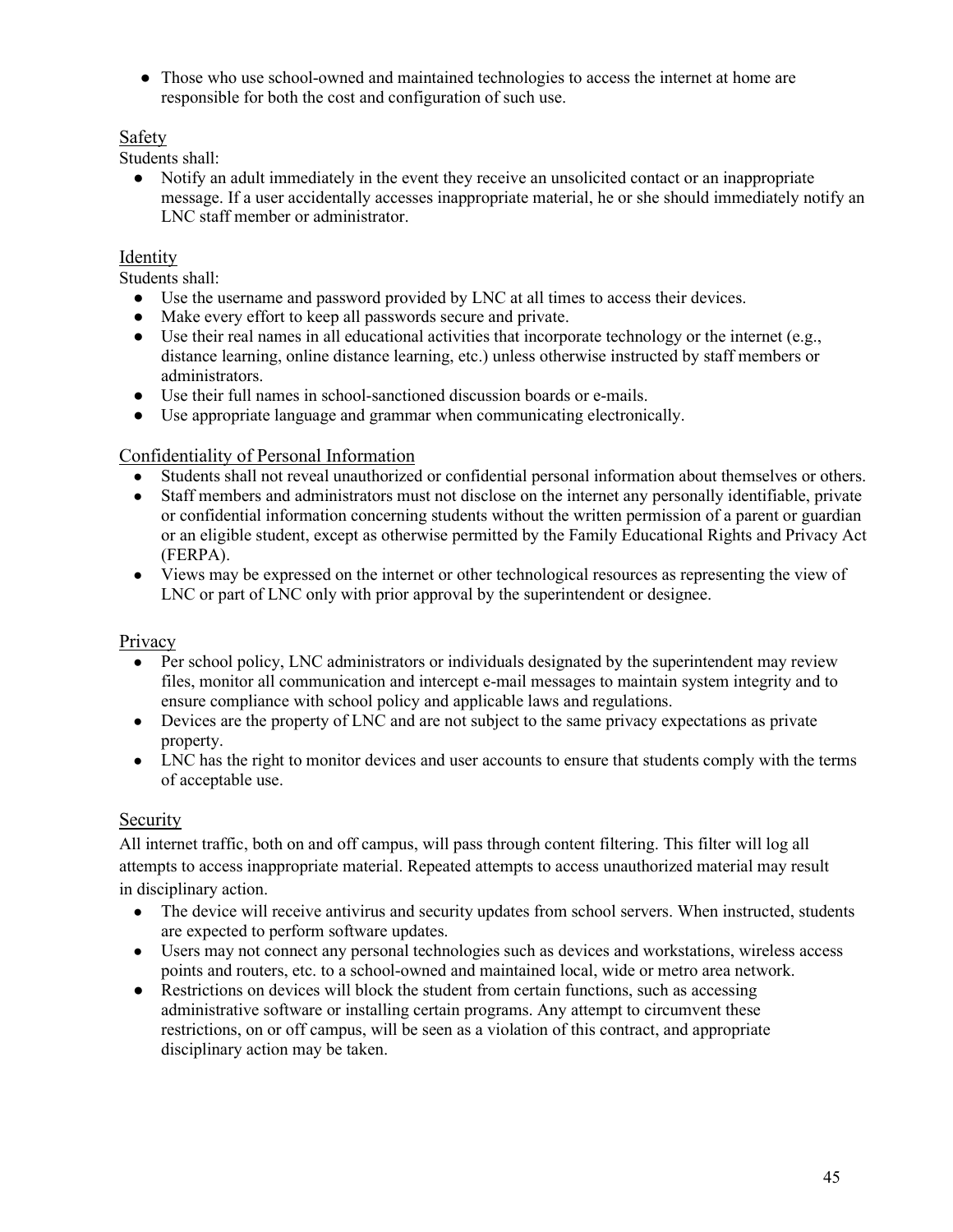- Those who use school-owned and maintained technologies to access the internet at home are responsible for both the cost and configuration of such use.

### Safety

Students shall:

- Notify an adult immediately in the event they receive an unsolicited contact or an inappropriate message. If a user accidentally accesses inappropriate material, he or she should immediately notify an LNC staff member or administrator.

### Identity

Students shall:

- Use the username and password provided by LNC at all times to access their devices.
- Make every effort to keep all passwords secure and private.
- Use their real names in all educational activities that incorporate technology or the internet (e.g., distance learning, online distance learning, etc.) unless otherwise instructed by staff members or administrators.
- Use their full names in school-sanctioned discussion boards or e-mails.
- Use appropriate language and grammar when communicating electronically.

### Confidentiality of Personal Information

- Students shall not reveal unauthorized or confidential personal information about themselves or others.
- Staff members and administrators must not disclose on the internet any personally identifiable, private or confidential information concerning students without the written permission of a parent or guardian or an eligible student, except as otherwise permitted by the Family Educational Rights and Privacy Act (FERPA).
- Views may be expressed on the internet or other technological resources as representing the view of LNC or part of LNC only with prior approval by the superintendent or designee.

### Privacy

- Per school policy, LNC administrators or individuals designated by the superintendent may review files, monitor all communication and intercept e-mail messages to maintain system integrity and to ensure compliance with school policy and applicable laws and regulations.
- Devices are the property of LNC and are not subject to the same privacy expectations as private property.
- LNC has the right to monitor devices and user accounts to ensure that students comply with the terms of acceptable use.

### Security

All internet traffic, both on and off campus, will pass through content filtering. This filter will log all attempts to access inappropriate material. Repeated attempts to access unauthorized material may result in disciplinary action.

- The device will receive antivirus and security updates from school servers. When instructed, students are expected to perform software updates.
- Users may not connect any personal technologies such as devices and workstations, wireless access points and routers, etc. to a school-owned and maintained local, wide or metro area network.
- Restrictions on devices will block the student from certain functions, such as accessing administrative software or installing certain programs. Any attempt to circumvent these restrictions, on or off campus, will be seen as a violation of this contract, and appropriate disciplinary action may be taken.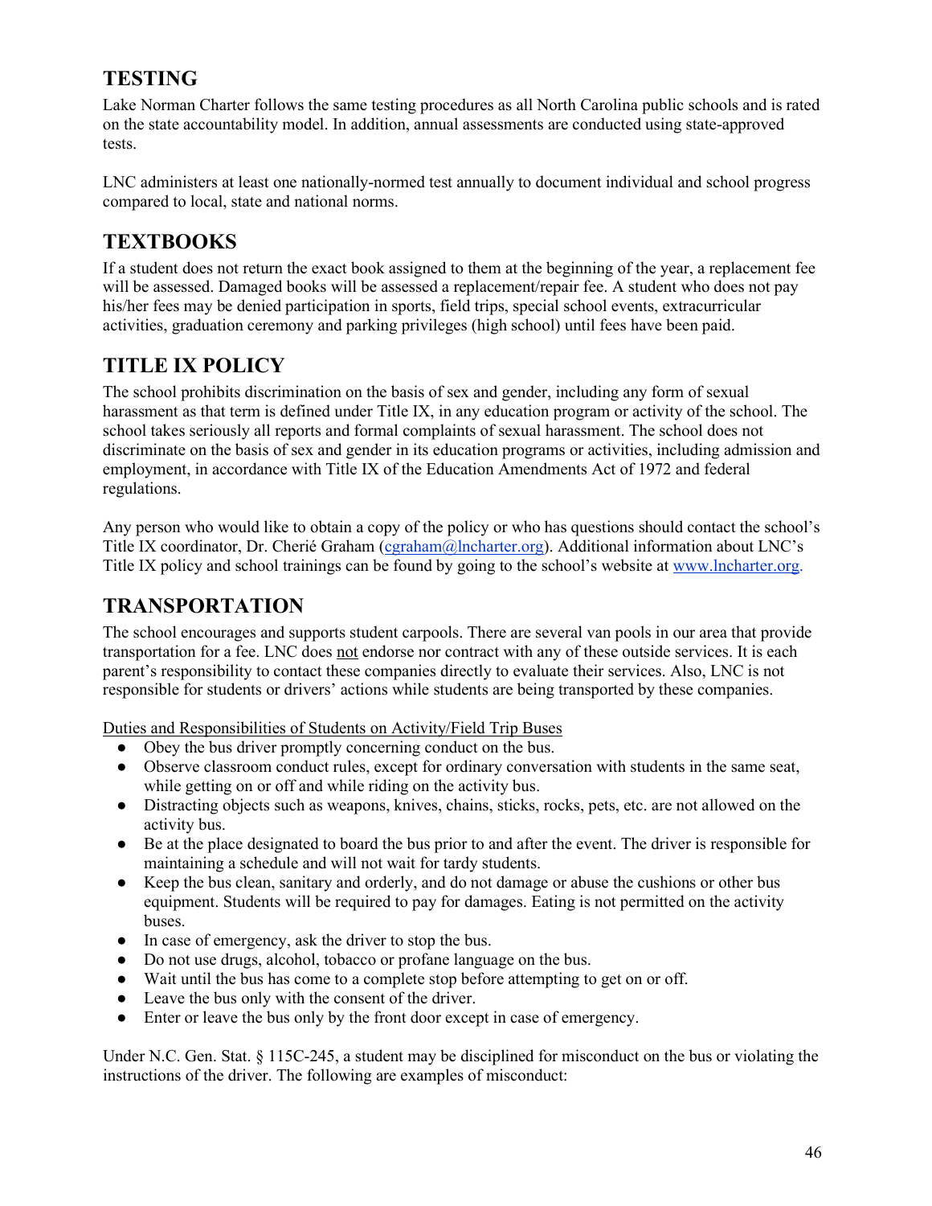## TESTING

Lake Norman Charter follows the same testing procedures as all North Carolina public schools and is rated on the state accountability model. In addition, annual assessments are conducted using state-approved tests.

LNC administers at least one nationally-normed test annually to document individual and school progress compared to local, state and national norms.

## TEXTBOOKS

If a student does not return the exact book assigned to them at the beginning of the year, a replacement fee will be assessed. Damaged books will be assessed a replacement/repair fee. A student who does not pay his/her fees may be denied participation in sports, field trips, special school events, extracurricular activities, graduation ceremony and parking privileges (high school) until fees have been paid.

## TITLE IX POLICY

The school prohibits discrimination on the basis of sex and gender, including any form of sexual harassment as that term is defined under Title IX, in any education program or activity of the school. The school takes seriously all reports and formal complaints of sexual harassment. The school does not discriminate on the basis of sex and gender in its education programs or activities, including admission and employment, in accordance with Title IX of the Education Amendments Act of 1972 and federal regulations.

Any person who would like to obtain a copy of the policy or who has questions should contact the school's Title IX coordinator, Dr. Cherié Graham (cgraham@lncharter.org). Additional information about LNC's Title IX policy and school trainings can be found by going to the school's website at www.lncharter.org.

## TRANSPORTATION

The school encourages and supports student carpools. There are several van pools in our area that provide transportation for a fee. LNC does not endorse nor contract with any of these outside services. It is each parent's responsibility to contact these companies directly to evaluate their services. Also, LNC is not responsible for students or drivers' actions while students are being transported by these companies.

Duties and Responsibilities of Students on Activity/Field Trip Buses

- Obey the bus driver promptly concerning conduct on the bus.
- Observe classroom conduct rules, except for ordinary conversation with students in the same seat, while getting on or off and while riding on the activity bus.
- Distracting objects such as weapons, knives, chains, sticks, rocks, pets, etc. are not allowed on the activity bus.
- Be at the place designated to board the bus prior to and after the event. The driver is responsible for maintaining a schedule and will not wait for tardy students.
- Keep the bus clean, sanitary and orderly, and do not damage or abuse the cushions or other bus equipment. Students will be required to pay for damages. Eating is not permitted on the activity buses.
- In case of emergency, ask the driver to stop the bus.
- Do not use drugs, alcohol, tobacco or profane language on the bus.
- Wait until the bus has come to a complete stop before attempting to get on or off.
- Leave the bus only with the consent of the driver.
- Enter or leave the bus only by the front door except in case of emergency.

Under N.C. Gen. Stat. § 115C-245, a student may be disciplined for misconduct on the bus or violating the instructions of the driver. The following are examples of misconduct: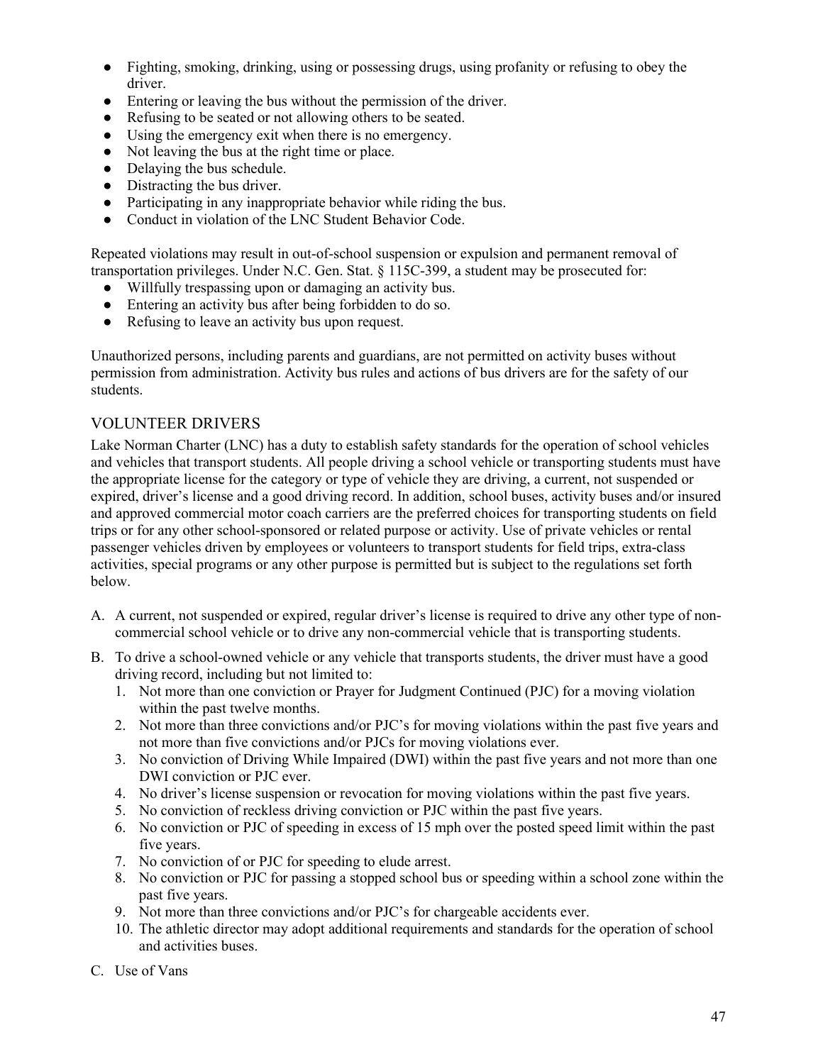- Fighting, smoking, drinking, using or possessing drugs, using profanity or refusing to obey the driver.
- Entering or leaving the bus without the permission of the driver.
- Refusing to be seated or not allowing others to be seated.
- Using the emergency exit when there is no emergency.
- Not leaving the bus at the right time or place.
- Delaying the bus schedule.
- Distracting the bus driver.
- Participating in any inappropriate behavior while riding the bus.
- Conduct in violation of the LNC Student Behavior Code.

Repeated violations may result in out-of-school suspension or expulsion and permanent removal of transportation privileges. Under N.C. Gen. Stat. § 115C-399, a student may be prosecuted for:

- Willfully trespassing upon or damaging an activity bus.
- Entering an activity bus after being forbidden to do so.
- Refusing to leave an activity bus upon request.

Unauthorized persons, including parents and guardians, are not permitted on activity buses without permission from administration. Activity bus rules and actions of bus drivers are for the safety of our students.

## VOLUNTEER DRIVERS

Lake Norman Charter (LNC) has a duty to establish safety standards for the operation of school vehicles and vehicles that transport students. All people driving a school vehicle or transporting students must have the appropriate license for the category or type of vehicle they are driving, a current, not suspended or expired, driver's license and a good driving record. In addition, school buses, activity buses and/or insured and approved commercial motor coach carriers are the preferred choices for transporting students on field trips or for any other school-sponsored or related purpose or activity. Use of private vehicles or rental passenger vehicles driven by employees or volunteers to transport students for field trips, extra-class activities, special programs or any other purpose is permitted but is subject to the regulations set forth below.

A. A current, not suspended or expired, regular driver's license is required to drive any other type of non-commercial school vehicle or to drive any non-commercial vehicle that is transporting students.

B. To drive a school-owned vehicle or any vehicle that transports students, the driver must have a good driving record, including but not limited to:
   1. Not more than one conviction or Prayer for Judgment Continued (PJC) for a moving violation within the past twelve months.
   2. Not more than three convictions and/or PJC's for moving violations within the past five years and not more than five convictions and/or PJCs for moving violations ever.
   3. No conviction of Driving While Impaired (DWI) within the past five years and not more than one DWI conviction or PJC ever.
   4. No driver's license suspension or revocation for moving violations within the past five years.
   5. No conviction of reckless driving conviction or PJC within the past five years.
   6. No conviction or PJC of speeding in excess of 15 mph over the posted speed limit within the past five years.
   7. No conviction of or PJC for speeding to elude arrest.
   8. No conviction or PJC for passing a stopped school bus or speeding within a school zone within the past five years.
   9. Not more than three convictions and/or PJC's for chargeable accidents ever.
   10. The athletic director may adopt additional requirements and standards for the operation of school and activities buses.

C. Use of Vans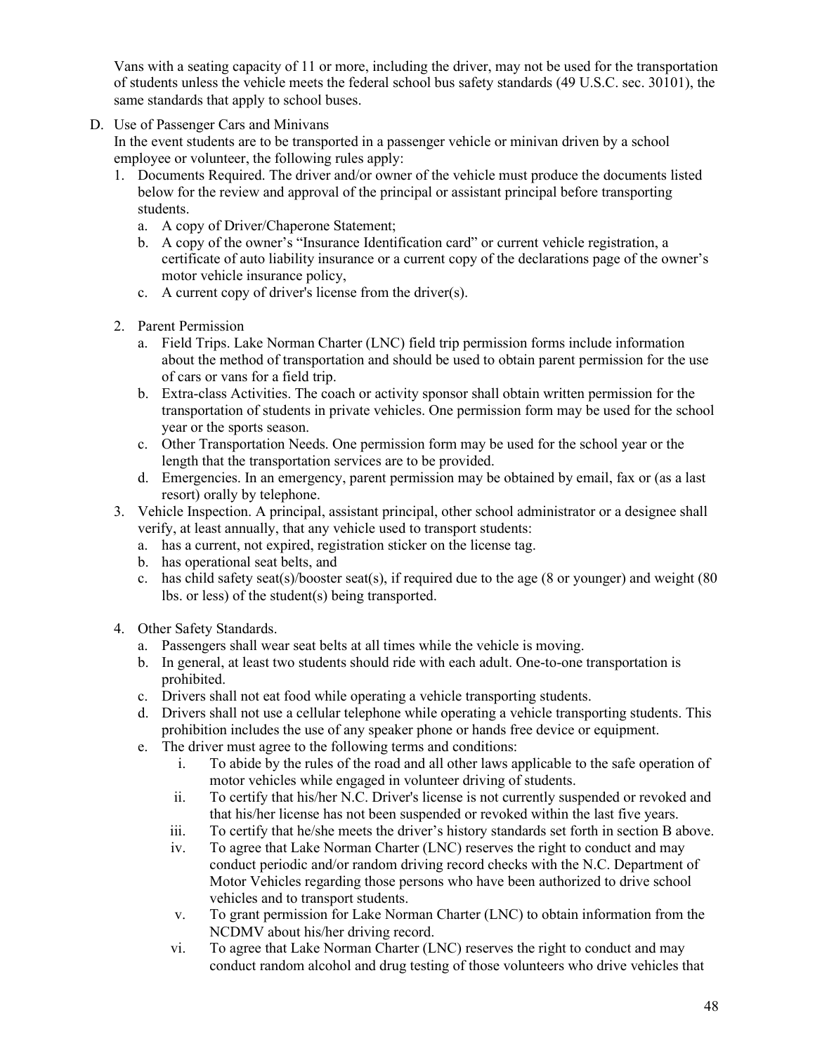Vans with a seating capacity of 11 or more, including the driver, may not be used for the transportation of students unless the vehicle meets the federal school bus safety standards (49 U.S.C. sec. 30101), the same standards that apply to school buses.

D. Use of Passenger Cars and Minivans

In the event students are to be transported in a passenger vehicle or minivan driven by a school employee or volunteer, the following rules apply:

1. Documents Required. The driver and/or owner of the vehicle must produce the documents listed below for the review and approval of the principal or assistant principal before transporting students.
   a. A copy of Driver/Chaperone Statement;
   b. A copy of the owner's "Insurance Identification card" or current vehicle registration, a certificate of auto liability insurance or a current copy of the declarations page of the owner's motor vehicle insurance policy,
   c. A current copy of driver's license from the driver(s).

2. Parent Permission
   a. Field Trips. Lake Norman Charter (LNC) field trip permission forms include information about the method of transportation and should be used to obtain parent permission for the use of cars or vans for a field trip.
   b. Extra-class Activities. The coach or activity sponsor shall obtain written permission for the transportation of students in private vehicles. One permission form may be used for the school year or the sports season.
   c. Other Transportation Needs. One permission form may be used for the school year or the length that the transportation services are to be provided.
   d. Emergencies. In an emergency, parent permission may be obtained by email, fax or (as a last resort) orally by telephone.

3. Vehicle Inspection. A principal, assistant principal, other school administrator or a designee shall verify, at least annually, that any vehicle used to transport students:
   a. has a current, not expired, registration sticker on the license tag.
   b. has operational seat belts, and
   c. has child safety seat(s)/booster seat(s), if required due to the age (8 or younger) and weight (80 lbs. or less) of the student(s) being transported.

4. Other Safety Standards.
   a. Passengers shall wear seat belts at all times while the vehicle is moving.
   b. In general, at least two students should ride with each adult. One-to-one transportation is prohibited.
   c. Drivers shall not eat food while operating a vehicle transporting students.
   d. Drivers shall not use a cellular telephone while operating a vehicle transporting students. This prohibition includes the use of any speaker phone or hands free device or equipment.
   e. The driver must agree to the following terms and conditions:
      i. To abide by the rules of the road and all other laws applicable to the safe operation of motor vehicles while engaged in volunteer driving of students.
      ii. To certify that his/her N.C. Driver's license is not currently suspended or revoked and that his/her license has not been suspended or revoked within the last five years.
      iii. To certify that he/she meets the driver's history standards set forth in section B above.
      iv. To agree that Lake Norman Charter (LNC) reserves the right to conduct and may conduct periodic and/or random driving record checks with the N.C. Department of Motor Vehicles regarding those persons who have been authorized to drive school vehicles and to transport students.
      v. To grant permission for Lake Norman Charter (LNC) to obtain information from the NCDMV about his/her driving record.
      vi. To agree that Lake Norman Charter (LNC) reserves the right to conduct and may conduct random alcohol and drug testing of those volunteers who drive vehicles that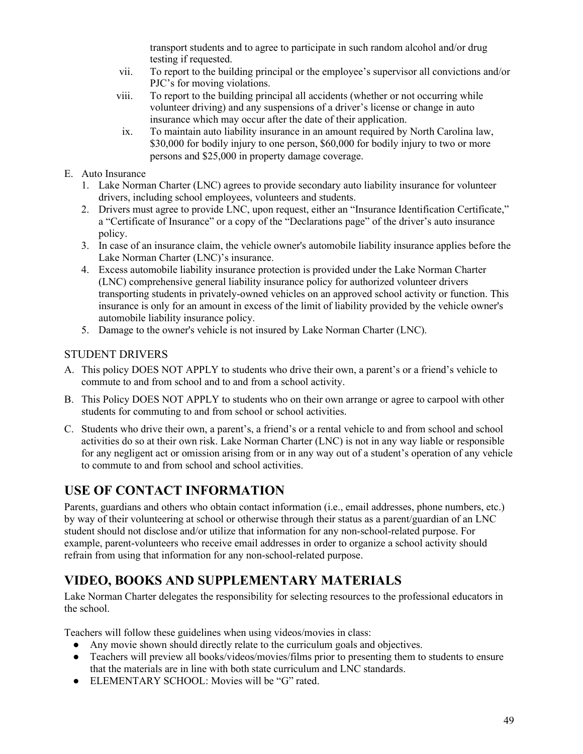transport students and to agree to participate in such random alcohol and/or drug testing if requested.

vii. To report to the building principal or the employee's supervisor all convictions and/or PJC's for moving violations.

viii. To report to the building principal all accidents (whether or not occurring while volunteer driving) and any suspensions of a driver's license or change in auto insurance which may occur after the date of their application.

ix. To maintain auto liability insurance in an amount required by North Carolina law, $30,000 for bodily injury to one person, $60,000 for bodily injury to two or more persons and $25,000 in property damage coverage.

E. Auto Insurance
   1. Lake Norman Charter (LNC) agrees to provide secondary auto liability insurance for volunteer drivers, including school employees, volunteers and students.
   2. Drivers must agree to provide LNC, upon request, either an "Insurance Identification Certificate," a "Certificate of Insurance" or a copy of the "Declarations page" of the driver's auto insurance policy.
   3. In case of an insurance claim, the vehicle owner's automobile liability insurance applies before the Lake Norman Charter (LNC)'s insurance.
   4. Excess automobile liability insurance protection is provided under the Lake Norman Charter (LNC) comprehensive general liability insurance policy for authorized volunteer drivers transporting students in privately-owned vehicles on an approved school activity or function. This insurance is only for an amount in excess of the limit of liability provided by the vehicle owner's automobile liability insurance policy.
   5. Damage to the owner's vehicle is not insured by Lake Norman Charter (LNC).

### STUDENT DRIVERS

A. This policy DOES NOT APPLY to students who drive their own, a parent's or a friend's vehicle to commute to and from school and to and from a school activity.

B. This Policy DOES NOT APPLY to students who on their own arrange or agree to carpool with other students for commuting to and from school or school activities.

C. Students who drive their own, a parent's, a friend's or a rental vehicle to and from school and school activities do so at their own risk. Lake Norman Charter (LNC) is not in any way liable or responsible for any negligent act or omission arising from or in any way out of a student's operation of any vehicle to commute to and from school and school activities.

## USE OF CONTACT INFORMATION

Parents, guardians and others who obtain contact information (i.e., email addresses, phone numbers, etc.) by way of their volunteering at school or otherwise through their status as a parent/guardian of an LNC student should not disclose and/or utilize that information for any non-school-related purpose. For example, parent-volunteers who receive email addresses in order to organize a school activity should refrain from using that information for any non-school-related purpose.

## VIDEO, BOOKS AND SUPPLEMENTARY MATERIALS

Lake Norman Charter delegates the responsibility for selecting resources to the professional educators in the school.

Teachers will follow these guidelines when using videos/movies in class:

- Any movie shown should directly relate to the curriculum goals and objectives.
- Teachers will preview all books/videos/movies/films prior to presenting them to students to ensure that the materials are in line with both state curriculum and LNC standards.
- ELEMENTARY SCHOOL: Movies will be "G" rated.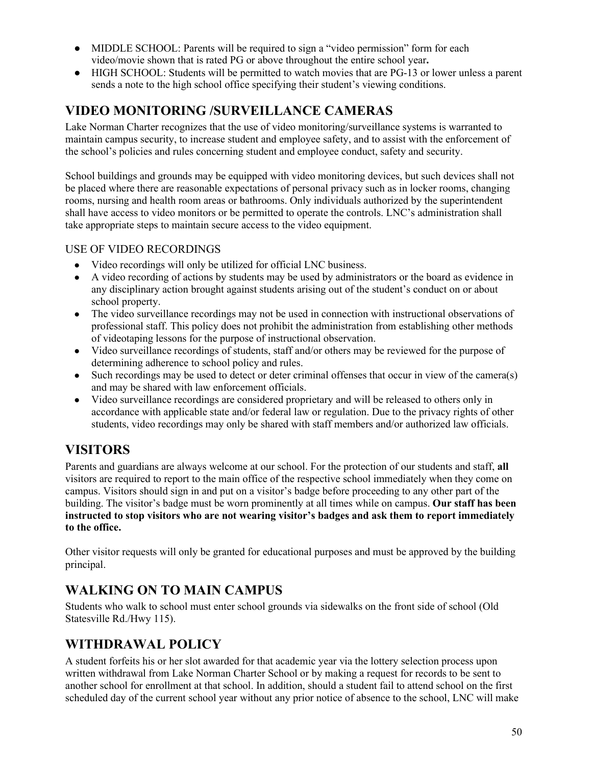- MIDDLE SCHOOL: Parents will be required to sign a "video permission" form for each video/movie shown that is rated PG or above throughout the entire school year**.**
- HIGH SCHOOL: Students will be permitted to watch movies that are PG-13 or lower unless a parent sends a note to the high school office specifying their student's viewing conditions.

## VIDEO MONITORING /SURVEILLANCE CAMERAS

Lake Norman Charter recognizes that the use of video monitoring/surveillance systems is warranted to maintain campus security, to increase student and employee safety, and to assist with the enforcement of the school's policies and rules concerning student and employee conduct, safety and security.

School buildings and grounds may be equipped with video monitoring devices, but such devices shall not be placed where there are reasonable expectations of personal privacy such as in locker rooms, changing rooms, nursing and health room areas or bathrooms. Only individuals authorized by the superintendent shall have access to video monitors or be permitted to operate the controls. LNC's administration shall take appropriate steps to maintain secure access to the video equipment.

### USE OF VIDEO RECORDINGS

- Video recordings will only be utilized for official LNC business.
- A video recording of actions by students may be used by administrators or the board as evidence in any disciplinary action brought against students arising out of the student's conduct on or about school property.
- The video surveillance recordings may not be used in connection with instructional observations of professional staff. This policy does not prohibit the administration from establishing other methods of videotaping lessons for the purpose of instructional observation.
- Video surveillance recordings of students, staff and/or others may be reviewed for the purpose of determining adherence to school policy and rules.
- Such recordings may be used to detect or deter criminal offenses that occur in view of the camera(s) and may be shared with law enforcement officials.
- Video surveillance recordings are considered proprietary and will be released to others only in accordance with applicable state and/or federal law or regulation. Due to the privacy rights of other students, video recordings may only be shared with staff members and/or authorized law officials.

## VISITORS

Parents and guardians are always welcome at our school. For the protection of our students and staff, **all** visitors are required to report to the main office of the respective school immediately when they come on campus. Visitors should sign in and put on a visitor's badge before proceeding to any other part of the building. The visitor's badge must be worn prominently at all times while on campus. **Our staff has been instructed to stop visitors who are not wearing visitor's badges and ask them to report immediately to the office.**

Other visitor requests will only be granted for educational purposes and must be approved by the building principal.

## WALKING ON TO MAIN CAMPUS

Students who walk to school must enter school grounds via sidewalks on the front side of school (Old Statesville Rd./Hwy 115).

## WITHDRAWAL POLICY

A student forfeits his or her slot awarded for that academic year via the lottery selection process upon written withdrawal from Lake Norman Charter School or by making a request for records to be sent to another school for enrollment at that school. In addition, should a student fail to attend school on the first scheduled day of the current school year without any prior notice of absence to the school, LNC will make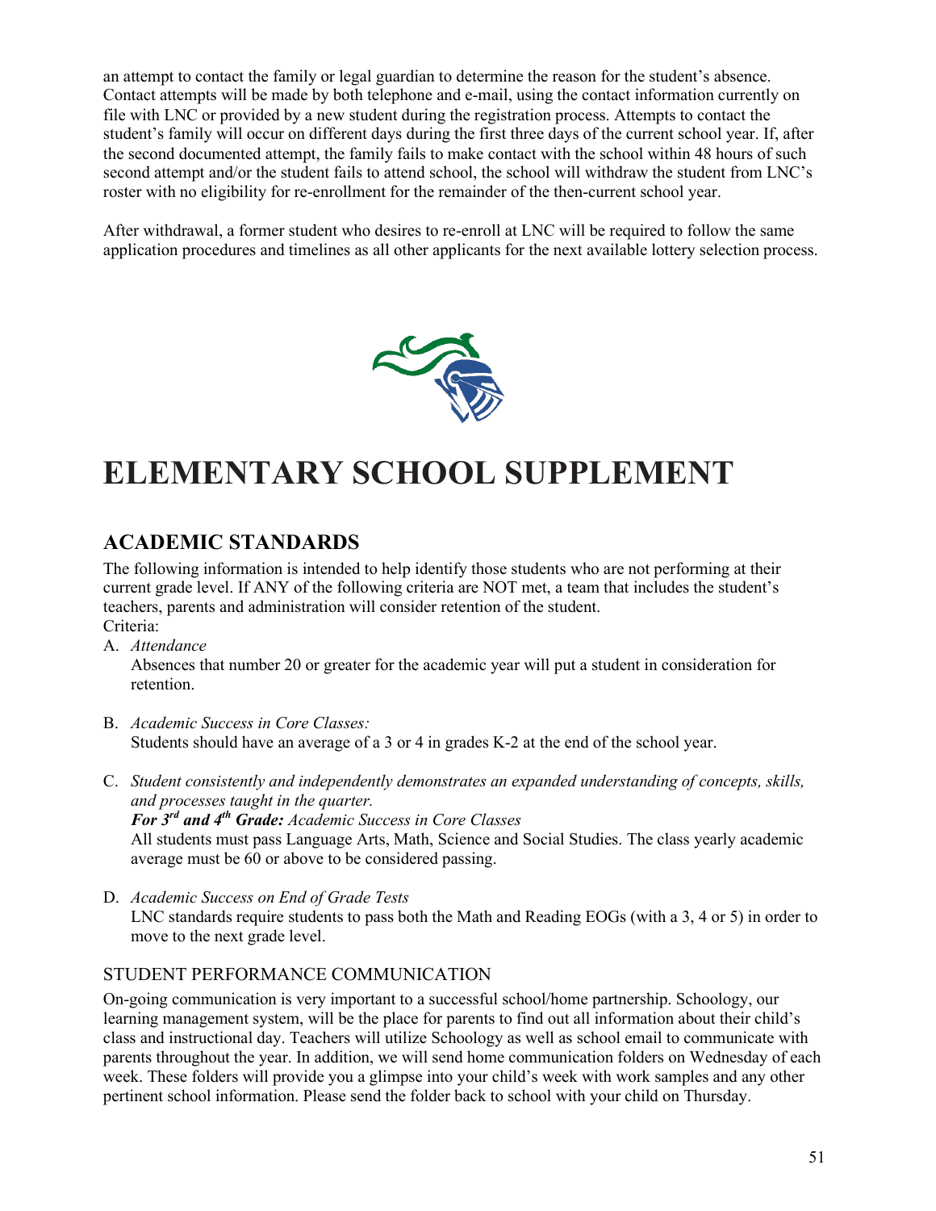an attempt to contact the family or legal guardian to determine the reason for the student's absence. Contact attempts will be made by both telephone and e-mail, using the contact information currently on file with LNC or provided by a new student during the registration process. Attempts to contact the student's family will occur on different days during the first three days of the current school year. If, after the second documented attempt, the family fails to make contact with the school within 48 hours of such second attempt and/or the student fails to attend school, the school will withdraw the student from LNC's roster with no eligibility for re-enrollment for the remainder of the then-current school year.

After withdrawal, a former student who desires to re-enroll at LNC will be required to follow the same application procedures and timelines as all other applicants for the next available lottery selection process.

# ELEMENTARY SCHOOL SUPPLEMENT

## ACADEMIC STANDARDS

The following information is intended to help identify those students who are not performing at their current grade level. If ANY of the following criteria are NOT met, a team that includes the student's teachers, parents and administration will consider retention of the student.

Criteria:

A. *Attendance*

   Absences that number 20 or greater for the academic year will put a student in consideration for retention.

B. *Academic Success in Core Classes:*

   Students should have an average of a 3 or 4 in grades K-2 at the end of the school year.

C. *Student consistently and independently demonstrates an expanded understanding of concepts, skills, and processes taught in the quarter.*

   ***For 3rd and 4th Grade:*** *Academic Success in Core Classes*

   All students must pass Language Arts, Math, Science and Social Studies. The class yearly academic average must be 60 or above to be considered passing.

D. *Academic Success on End of Grade Tests*

   LNC standards require students to pass both the Math and Reading EOGs (with a 3, 4 or 5) in order to move to the next grade level.

### STUDENT PERFORMANCE COMMUNICATION

On-going communication is very important to a successful school/home partnership. Schoology, our learning management system, will be the place for parents to find out all information about their child's class and instructional day. Teachers will utilize Schoology as well as school email to communicate with parents throughout the year. In addition, we will send home communication folders on Wednesday of each week. These folders will provide you a glimpse into your child's week with work samples and any other pertinent school information. Please send the folder back to school with your child on Thursday.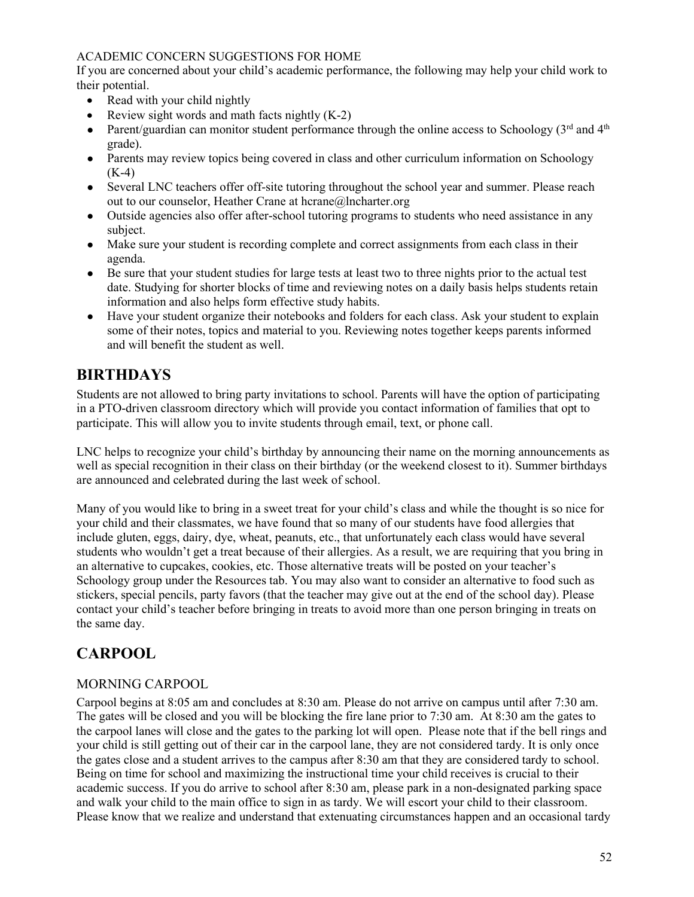### ACADEMIC CONCERN SUGGESTIONS FOR HOME

If you are concerned about your child's academic performance, the following may help your child work to their potential.

- Read with your child nightly
- Review sight words and math facts nightly (K-2)
- Parent/guardian can monitor student performance through the online access to Schoology (3rd and 4th grade).
- Parents may review topics being covered in class and other curriculum information on Schoology (K-4)
- Several LNC teachers offer off-site tutoring throughout the school year and summer. Please reach out to our counselor, Heather Crane at hcrane@lncharter.org
- Outside agencies also offer after-school tutoring programs to students who need assistance in any subject.
- Make sure your student is recording complete and correct assignments from each class in their agenda.
- Be sure that your student studies for large tests at least two to three nights prior to the actual test date. Studying for shorter blocks of time and reviewing notes on a daily basis helps students retain information and also helps form effective study habits.
- Have your student organize their notebooks and folders for each class. Ask your student to explain some of their notes, topics and material to you. Reviewing notes together keeps parents informed and will benefit the student as well.

# BIRTHDAYS

Students are not allowed to bring party invitations to school. Parents will have the option of participating in a PTO-driven classroom directory which will provide you contact information of families that opt to participate. This will allow you to invite students through email, text, or phone call.

LNC helps to recognize your child's birthday by announcing their name on the morning announcements as well as special recognition in their class on their birthday (or the weekend closest to it). Summer birthdays are announced and celebrated during the last week of school.

Many of you would like to bring in a sweet treat for your child's class and while the thought is so nice for your child and their classmates, we have found that so many of our students have food allergies that include gluten, eggs, dairy, dye, wheat, peanuts, etc., that unfortunately each class would have several students who wouldn't get a treat because of their allergies. As a result, we are requiring that you bring in an alternative to cupcakes, cookies, etc. Those alternative treats will be posted on your teacher's Schoology group under the Resources tab. You may also want to consider an alternative to food such as stickers, special pencils, party favors (that the teacher may give out at the end of the school day). Please contact your child's teacher before bringing in treats to avoid more than one person bringing in treats on the same day.

# CARPOOL

## MORNING CARPOOL

Carpool begins at 8:05 am and concludes at 8:30 am. Please do not arrive on campus until after 7:30 am. The gates will be closed and you will be blocking the fire lane prior to 7:30 am. At 8:30 am the gates to the carpool lanes will close and the gates to the parking lot will open. Please note that if the bell rings and your child is still getting out of their car in the carpool lane, they are not considered tardy. It is only once the gates close and a student arrives to the campus after 8:30 am that they are considered tardy to school. Being on time for school and maximizing the instructional time your child receives is crucial to their academic success. If you do arrive to school after 8:30 am, please park in a non-designated parking space and walk your child to the main office to sign in as tardy. We will escort your child to their classroom. Please know that we realize and understand that extenuating circumstances happen and an occasional tardy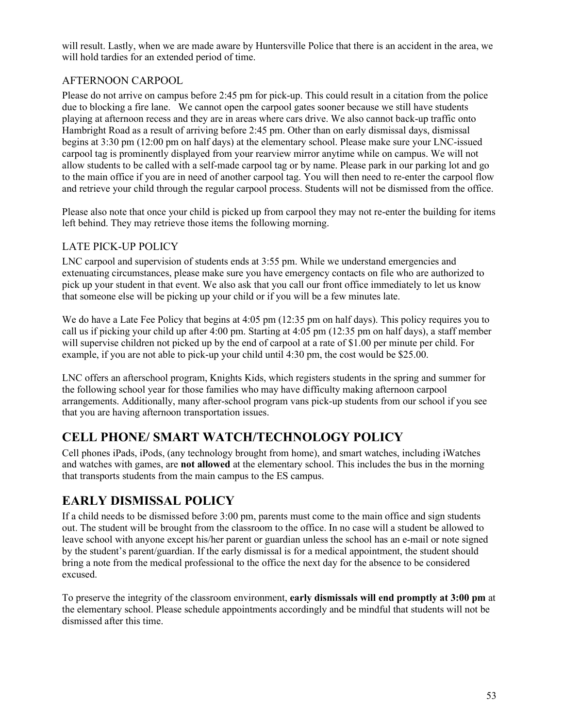will result. Lastly, when we are made aware by Huntersville Police that there is an accident in the area, we will hold tardies for an extended period of time.

### AFTERNOON CARPOOL

Please do not arrive on campus before 2:45 pm for pick-up. This could result in a citation from the police due to blocking a fire lane. We cannot open the carpool gates sooner because we still have students playing at afternoon recess and they are in areas where cars drive. We also cannot back-up traffic onto Hambright Road as a result of arriving before 2:45 pm. Other than on early dismissal days, dismissal begins at 3:30 pm (12:00 pm on half days) at the elementary school. Please make sure your LNC-issued carpool tag is prominently displayed from your rearview mirror anytime while on campus. We will not allow students to be called with a self-made carpool tag or by name. Please park in our parking lot and go to the main office if you are in need of another carpool tag. You will then need to re-enter the carpool flow and retrieve your child through the regular carpool process. Students will not be dismissed from the office.

Please also note that once your child is picked up from carpool they may not re-enter the building for items left behind. They may retrieve those items the following morning.

### LATE PICK-UP POLICY

LNC carpool and supervision of students ends at 3:55 pm. While we understand emergencies and extenuating circumstances, please make sure you have emergency contacts on file who are authorized to pick up your student in that event. We also ask that you call our front office immediately to let us know that someone else will be picking up your child or if you will be a few minutes late.

We do have a Late Fee Policy that begins at 4:05 pm (12:35 pm on half days). This policy requires you to call us if picking your child up after 4:00 pm. Starting at 4:05 pm (12:35 pm on half days), a staff member will supervise children not picked up by the end of carpool at a rate of $1.00 per minute per child. For example, if you are not able to pick-up your child until 4:30 pm, the cost would be $25.00.

LNC offers an afterschool program, Knights Kids, which registers students in the spring and summer for the following school year for those families who may have difficulty making afternoon carpool arrangements. Additionally, many after-school program vans pick-up students from our school if you see that you are having afternoon transportation issues.

## CELL PHONE/ SMART WATCH/TECHNOLOGY POLICY

Cell phones iPads, iPods, (any technology brought from home), and smart watches, including iWatches and watches with games, are **not allowed** at the elementary school. This includes the bus in the morning that transports students from the main campus to the ES campus.

## EARLY DISMISSAL POLICY

If a child needs to be dismissed before 3:00 pm, parents must come to the main office and sign students out. The student will be brought from the classroom to the office. In no case will a student be allowed to leave school with anyone except his/her parent or guardian unless the school has an e-mail or note signed by the student's parent/guardian. If the early dismissal is for a medical appointment, the student should bring a note from the medical professional to the office the next day for the absence to be considered excused.

To preserve the integrity of the classroom environment, **early dismissals will end promptly at 3:00 pm** at the elementary school. Please schedule appointments accordingly and be mindful that students will not be dismissed after this time.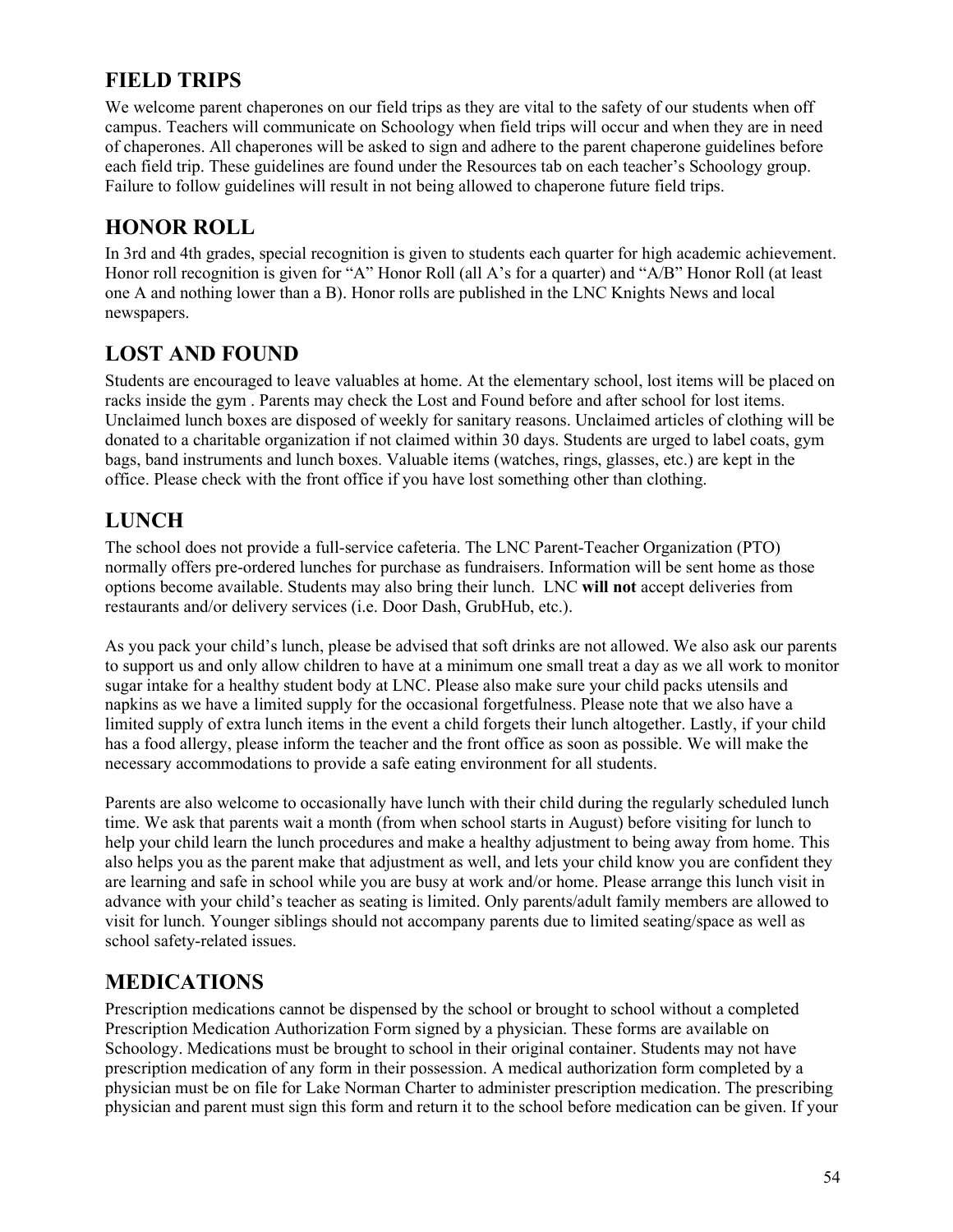## FIELD TRIPS

We welcome parent chaperones on our field trips as they are vital to the safety of our students when off campus. Teachers will communicate on Schoology when field trips will occur and when they are in need of chaperones. All chaperones will be asked to sign and adhere to the parent chaperone guidelines before each field trip. These guidelines are found under the Resources tab on each teacher's Schoology group. Failure to follow guidelines will result in not being allowed to chaperone future field trips.

## HONOR ROLL

In 3rd and 4th grades, special recognition is given to students each quarter for high academic achievement. Honor roll recognition is given for "A" Honor Roll (all A's for a quarter) and "A/B" Honor Roll (at least one A and nothing lower than a B). Honor rolls are published in the LNC Knights News and local newspapers.

## LOST AND FOUND

Students are encouraged to leave valuables at home. At the elementary school, lost items will be placed on racks inside the gym . Parents may check the Lost and Found before and after school for lost items. Unclaimed lunch boxes are disposed of weekly for sanitary reasons. Unclaimed articles of clothing will be donated to a charitable organization if not claimed within 30 days. Students are urged to label coats, gym bags, band instruments and lunch boxes. Valuable items (watches, rings, glasses, etc.) are kept in the office. Please check with the front office if you have lost something other than clothing.

## LUNCH

The school does not provide a full-service cafeteria. The LNC Parent-Teacher Organization (PTO) normally offers pre-ordered lunches for purchase as fundraisers. Information will be sent home as those options become available. Students may also bring their lunch. LNC **will not** accept deliveries from restaurants and/or delivery services (i.e. Door Dash, GrubHub, etc.).

As you pack your child's lunch, please be advised that soft drinks are not allowed. We also ask our parents to support us and only allow children to have at a minimum one small treat a day as we all work to monitor sugar intake for a healthy student body at LNC. Please also make sure your child packs utensils and napkins as we have a limited supply for the occasional forgetfulness. Please note that we also have a limited supply of extra lunch items in the event a child forgets their lunch altogether. Lastly, if your child has a food allergy, please inform the teacher and the front office as soon as possible. We will make the necessary accommodations to provide a safe eating environment for all students.

Parents are also welcome to occasionally have lunch with their child during the regularly scheduled lunch time. We ask that parents wait a month (from when school starts in August) before visiting for lunch to help your child learn the lunch procedures and make a healthy adjustment to being away from home. This also helps you as the parent make that adjustment as well, and lets your child know you are confident they are learning and safe in school while you are busy at work and/or home. Please arrange this lunch visit in advance with your child's teacher as seating is limited. Only parents/adult family members are allowed to visit for lunch. Younger siblings should not accompany parents due to limited seating/space as well as school safety-related issues.

## MEDICATIONS

Prescription medications cannot be dispensed by the school or brought to school without a completed Prescription Medication Authorization Form signed by a physician. These forms are available on Schoology. Medications must be brought to school in their original container. Students may not have prescription medication of any form in their possession. A medical authorization form completed by a physician must be on file for Lake Norman Charter to administer prescription medication. The prescribing physician and parent must sign this form and return it to the school before medication can be given. If your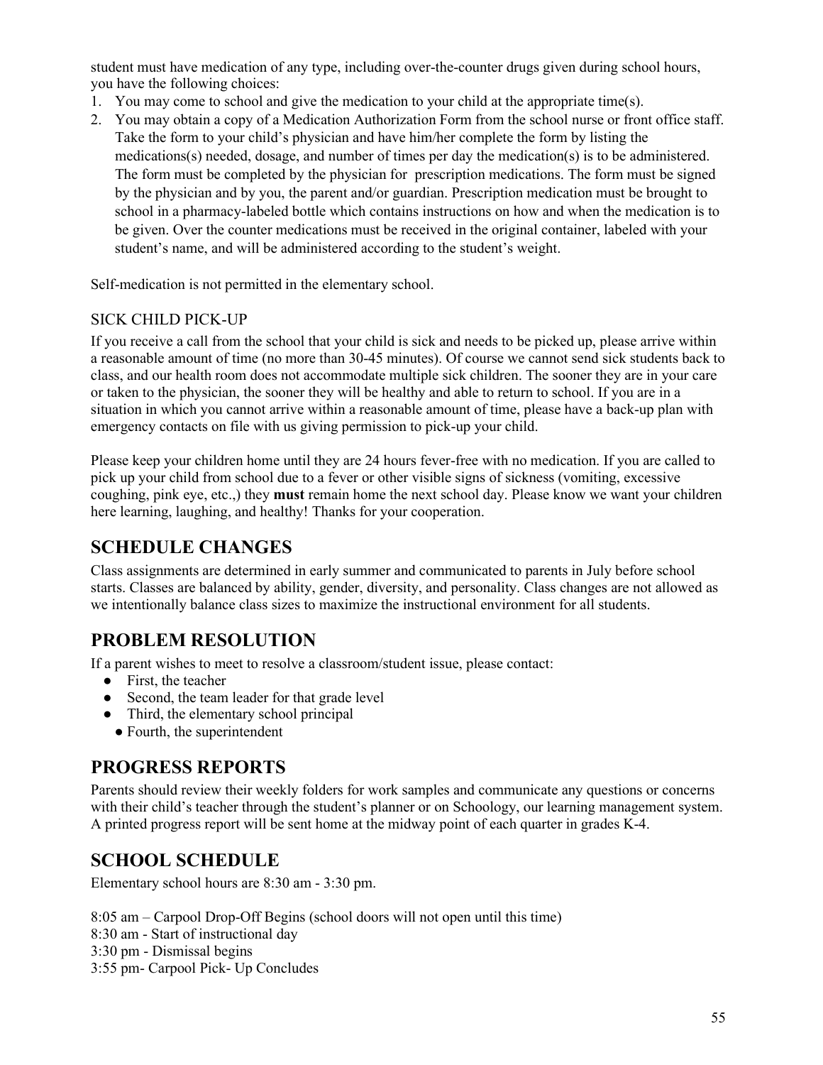student must have medication of any type, including over-the-counter drugs given during school hours, you have the following choices:

1. You may come to school and give the medication to your child at the appropriate time(s).
2. You may obtain a copy of a Medication Authorization Form from the school nurse or front office staff. Take the form to your child's physician and have him/her complete the form by listing the medications(s) needed, dosage, and number of times per day the medication(s) is to be administered. The form must be completed by the physician for prescription medications. The form must be signed by the physician and by you, the parent and/or guardian. Prescription medication must be brought to school in a pharmacy-labeled bottle which contains instructions on how and when the medication is to be given. Over the counter medications must be received in the original container, labeled with your student's name, and will be administered according to the student's weight.

Self-medication is not permitted in the elementary school.

### SICK CHILD PICK-UP

If you receive a call from the school that your child is sick and needs to be picked up, please arrive within a reasonable amount of time (no more than 30-45 minutes). Of course we cannot send sick students back to class, and our health room does not accommodate multiple sick children. The sooner they are in your care or taken to the physician, the sooner they will be healthy and able to return to school. If you are in a situation in which you cannot arrive within a reasonable amount of time, please have a back-up plan with emergency contacts on file with us giving permission to pick-up your child.

Please keep your children home until they are 24 hours fever-free with no medication. If you are called to pick up your child from school due to a fever or other visible signs of sickness (vomiting, excessive coughing, pink eye, etc.,) they **must** remain home the next school day. Please know we want your children here learning, laughing, and healthy! Thanks for your cooperation.

## SCHEDULE CHANGES

Class assignments are determined in early summer and communicated to parents in July before school starts. Classes are balanced by ability, gender, diversity, and personality. Class changes are not allowed as we intentionally balance class sizes to maximize the instructional environment for all students.

## PROBLEM RESOLUTION

If a parent wishes to meet to resolve a classroom/student issue, please contact:

- First, the teacher
- Second, the team leader for that grade level
- Third, the elementary school principal
- Fourth, the superintendent

## PROGRESS REPORTS

Parents should review their weekly folders for work samples and communicate any questions or concerns with their child's teacher through the student's planner or on Schoology, our learning management system. A printed progress report will be sent home at the midway point of each quarter in grades K-4.

## SCHOOL SCHEDULE

Elementary school hours are 8:30 am - 3:30 pm.

8:05 am – Carpool Drop-Off Begins (school doors will not open until this time)
8:30 am - Start of instructional day
3:30 pm - Dismissal begins
3:55 pm- Carpool Pick- Up Concludes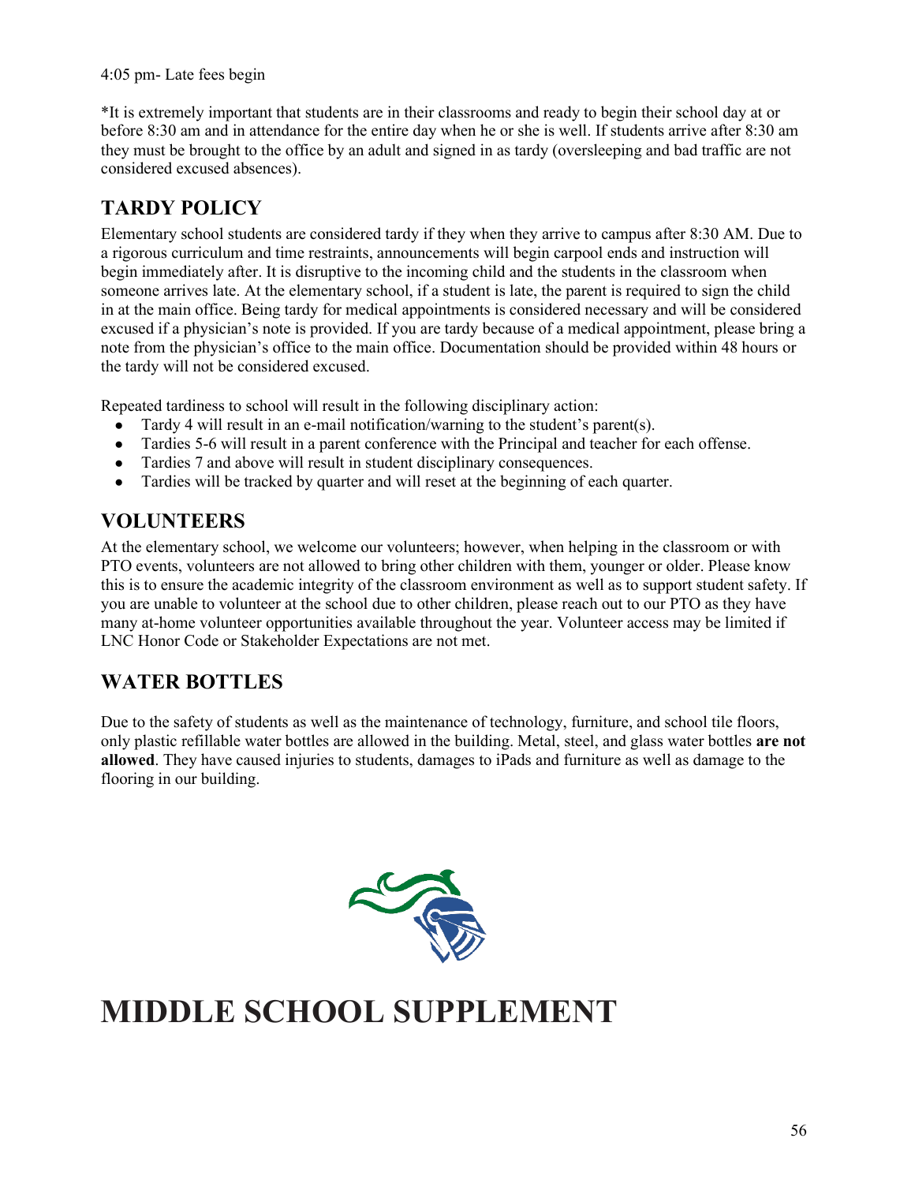4:05 pm- Late fees begin

*It is extremely important that students are in their classrooms and ready to begin their school day at or before 8:30 am and in attendance for the entire day when he or she is well. If students arrive after 8:30 am they must be brought to the office by an adult and signed in as tardy (oversleeping and bad traffic are not considered excused absences).

## TARDY POLICY

Elementary school students are considered tardy if they when they arrive to campus after 8:30 AM. Due to a rigorous curriculum and time restraints, announcements will begin carpool ends and instruction will begin immediately after. It is disruptive to the incoming child and the students in the classroom when someone arrives late. At the elementary school, if a student is late, the parent is required to sign the child in at the main office. Being tardy for medical appointments is considered necessary and will be considered excused if a physician's note is provided. If you are tardy because of a medical appointment, please bring a note from the physician's office to the main office. Documentation should be provided within 48 hours or the tardy will not be considered excused.

Repeated tardiness to school will result in the following disciplinary action:

- Tardy 4 will result in an e-mail notification/warning to the student's parent(s).
- Tardies 5-6 will result in a parent conference with the Principal and teacher for each offense.
- Tardies 7 and above will result in student disciplinary consequences.
- Tardies will be tracked by quarter and will reset at the beginning of each quarter.

## VOLUNTEERS

At the elementary school, we welcome our volunteers; however, when helping in the classroom or with PTO events, volunteers are not allowed to bring other children with them, younger or older. Please know this is to ensure the academic integrity of the classroom environment as well as to support student safety. If you are unable to volunteer at the school due to other children, please reach out to our PTO as they have many at-home volunteer opportunities available throughout the year. Volunteer access may be limited if LNC Honor Code or Stakeholder Expectations are not met.

## WATER BOTTLES

Due to the safety of students as well as the maintenance of technology, furniture, and school tile floors, only plastic refillable water bottles are allowed in the building. Metal, steel, and glass water bottles **are not allowed**. They have caused injuries to students, damages to iPads and furniture as well as damage to the flooring in our building.

# MIDDLE SCHOOL SUPPLEMENT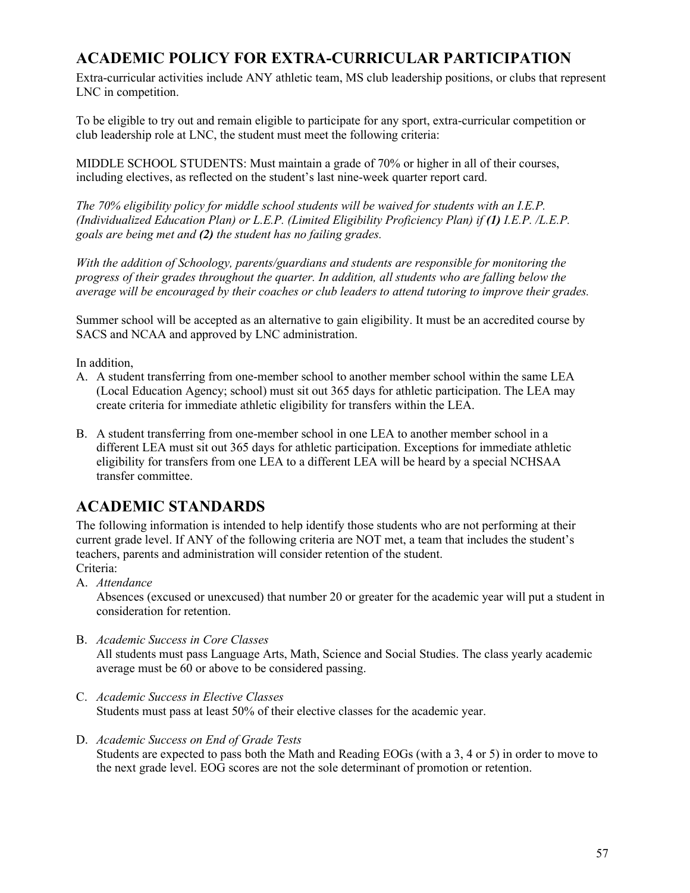## ACADEMIC POLICY FOR EXTRA-CURRICULAR PARTICIPATION

Extra-curricular activities include ANY athletic team, MS club leadership positions, or clubs that represent LNC in competition.

To be eligible to try out and remain eligible to participate for any sport, extra-curricular competition or club leadership role at LNC, the student must meet the following criteria:

MIDDLE SCHOOL STUDENTS: Must maintain a grade of 70% or higher in all of their courses, including electives, as reflected on the student's last nine-week quarter report card.

*The 70% eligibility policy for middle school students will be waived for students with an I.E.P. (Individualized Education Plan) or L.E.P. (Limited Eligibility Proficiency Plan) if* ***(1)*** *I.E.P. /L.E.P. goals are being met and* ***(2)*** *the student has no failing grades.*

*With the addition of Schoology, parents/guardians and students are responsible for monitoring the progress of their grades throughout the quarter. In addition, all students who are falling below the average will be encouraged by their coaches or club leaders to attend tutoring to improve their grades.*

Summer school will be accepted as an alternative to gain eligibility. It must be an accredited course by SACS and NCAA and approved by LNC administration.

In addition,

A. A student transferring from one-member school to another member school within the same LEA (Local Education Agency; school) must sit out 365 days for athletic participation. The LEA may create criteria for immediate athletic eligibility for transfers within the LEA.

B. A student transferring from one-member school in one LEA to another member school in a different LEA must sit out 365 days for athletic participation. Exceptions for immediate athletic eligibility for transfers from one LEA to a different LEA will be heard by a special NCHSAA transfer committee.

## ACADEMIC STANDARDS

The following information is intended to help identify those students who are not performing at their current grade level. If ANY of the following criteria are NOT met, a team that includes the student's teachers, parents and administration will consider retention of the student.
Criteria:

A. *Attendance*
   Absences (excused or unexcused) that number 20 or greater for the academic year will put a student in consideration for retention.

B. *Academic Success in Core Classes*
   All students must pass Language Arts, Math, Science and Social Studies. The class yearly academic average must be 60 or above to be considered passing.

C. *Academic Success in Elective Classes*
   Students must pass at least 50% of their elective classes for the academic year.

D. *Academic Success on End of Grade Tests*
   Students are expected to pass both the Math and Reading EOGs (with a 3, 4 or 5) in order to move to the next grade level. EOG scores are not the sole determinant of promotion or retention.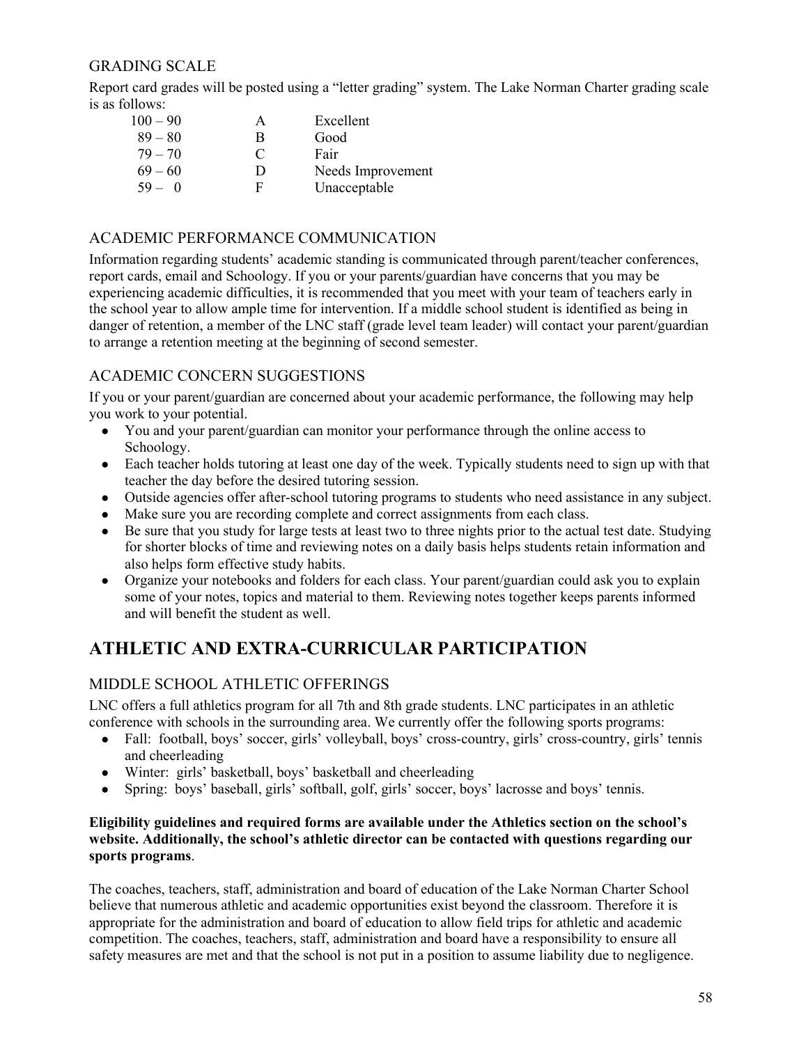## GRADING SCALE

Report card grades will be posted using a "letter grading" system. The Lake Norman Charter grading scale is as follows:

| | | |
|---|---|---|
| 100 – 90 | A | Excellent |
| 89 – 80 | B | Good |
| 79 – 70 | C | Fair |
| 69 – 60 | D | Needs Improvement |
| 59 – 0 | F | Unacceptable |

## ACADEMIC PERFORMANCE COMMUNICATION

Information regarding students' academic standing is communicated through parent/teacher conferences, report cards, email and Schoology. If you or your parents/guardian have concerns that you may be experiencing academic difficulties, it is recommended that you meet with your team of teachers early in the school year to allow ample time for intervention. If a middle school student is identified as being in danger of retention, a member of the LNC staff (grade level team leader) will contact your parent/guardian to arrange a retention meeting at the beginning of second semester.

## ACADEMIC CONCERN SUGGESTIONS

If you or your parent/guardian are concerned about your academic performance, the following may help you work to your potential.

- You and your parent/guardian can monitor your performance through the online access to Schoology.
- Each teacher holds tutoring at least one day of the week. Typically students need to sign up with that teacher the day before the desired tutoring session.
- Outside agencies offer after-school tutoring programs to students who need assistance in any subject.
- Make sure you are recording complete and correct assignments from each class.
- Be sure that you study for large tests at least two to three nights prior to the actual test date. Studying for shorter blocks of time and reviewing notes on a daily basis helps students retain information and also helps form effective study habits.
- Organize your notebooks and folders for each class. Your parent/guardian could ask you to explain some of your notes, topics and material to them. Reviewing notes together keeps parents informed and will benefit the student as well.

# ATHLETIC AND EXTRA-CURRICULAR PARTICIPATION

## MIDDLE SCHOOL ATHLETIC OFFERINGS

LNC offers a full athletics program for all 7th and 8th grade students. LNC participates in an athletic conference with schools in the surrounding area. We currently offer the following sports programs:

- Fall: football, boys' soccer, girls' volleyball, boys' cross-country, girls' cross-country, girls' tennis and cheerleading
- Winter: girls' basketball, boys' basketball and cheerleading
- Spring: boys' baseball, girls' softball, golf, girls' soccer, boys' lacrosse and boys' tennis.

**Eligibility guidelines and required forms are available under the Athletics section on the school's website. Additionally, the school's athletic director can be contacted with questions regarding our sports programs**.

The coaches, teachers, staff, administration and board of education of the Lake Norman Charter School believe that numerous athletic and academic opportunities exist beyond the classroom. Therefore it is appropriate for the administration and board of education to allow field trips for athletic and academic competition. The coaches, teachers, staff, administration and board have a responsibility to ensure all safety measures are met and that the school is not put in a position to assume liability due to negligence.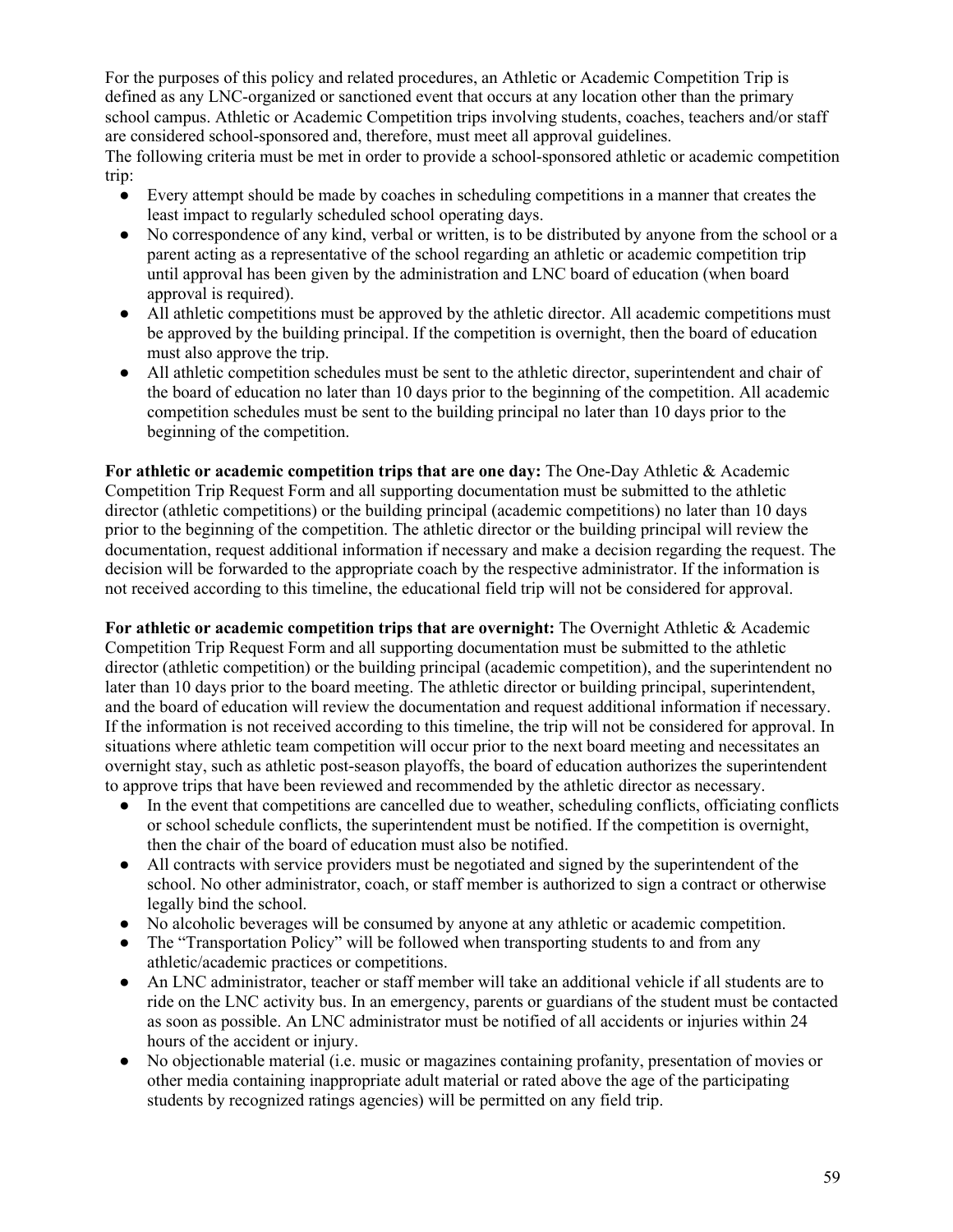For the purposes of this policy and related procedures, an Athletic or Academic Competition Trip is defined as any LNC-organized or sanctioned event that occurs at any location other than the primary school campus. Athletic or Academic Competition trips involving students, coaches, teachers and/or staff are considered school-sponsored and, therefore, must meet all approval guidelines.

The following criteria must be met in order to provide a school-sponsored athletic or academic competition trip:

- Every attempt should be made by coaches in scheduling competitions in a manner that creates the least impact to regularly scheduled school operating days.
- No correspondence of any kind, verbal or written, is to be distributed by anyone from the school or a parent acting as a representative of the school regarding an athletic or academic competition trip until approval has been given by the administration and LNC board of education (when board approval is required).
- All athletic competitions must be approved by the athletic director. All academic competitions must be approved by the building principal. If the competition is overnight, then the board of education must also approve the trip.
- All athletic competition schedules must be sent to the athletic director, superintendent and chair of the board of education no later than 10 days prior to the beginning of the competition. All academic competition schedules must be sent to the building principal no later than 10 days prior to the beginning of the competition.

**For athletic or academic competition trips that are one day:** The One-Day Athletic & Academic Competition Trip Request Form and all supporting documentation must be submitted to the athletic director (athletic competitions) or the building principal (academic competitions) no later than 10 days prior to the beginning of the competition. The athletic director or the building principal will review the documentation, request additional information if necessary and make a decision regarding the request. The decision will be forwarded to the appropriate coach by the respective administrator. If the information is not received according to this timeline, the educational field trip will not be considered for approval.

**For athletic or academic competition trips that are overnight:** The Overnight Athletic & Academic Competition Trip Request Form and all supporting documentation must be submitted to the athletic director (athletic competition) or the building principal (academic competition), and the superintendent no later than 10 days prior to the board meeting. The athletic director or building principal, superintendent, and the board of education will review the documentation and request additional information if necessary. If the information is not received according to this timeline, the trip will not be considered for approval. In situations where athletic team competition will occur prior to the next board meeting and necessitates an overnight stay, such as athletic post-season playoffs, the board of education authorizes the superintendent to approve trips that have been reviewed and recommended by the athletic director as necessary.

- In the event that competitions are cancelled due to weather, scheduling conflicts, officiating conflicts or school schedule conflicts, the superintendent must be notified. If the competition is overnight, then the chair of the board of education must also be notified.
- All contracts with service providers must be negotiated and signed by the superintendent of the school. No other administrator, coach, or staff member is authorized to sign a contract or otherwise legally bind the school.
- No alcoholic beverages will be consumed by anyone at any athletic or academic competition.
- The "Transportation Policy" will be followed when transporting students to and from any athletic/academic practices or competitions.
- An LNC administrator, teacher or staff member will take an additional vehicle if all students are to ride on the LNC activity bus. In an emergency, parents or guardians of the student must be contacted as soon as possible. An LNC administrator must be notified of all accidents or injuries within 24 hours of the accident or injury.
- No objectionable material (i.e. music or magazines containing profanity, presentation of movies or other media containing inappropriate adult material or rated above the age of the participating students by recognized ratings agencies) will be permitted on any field trip.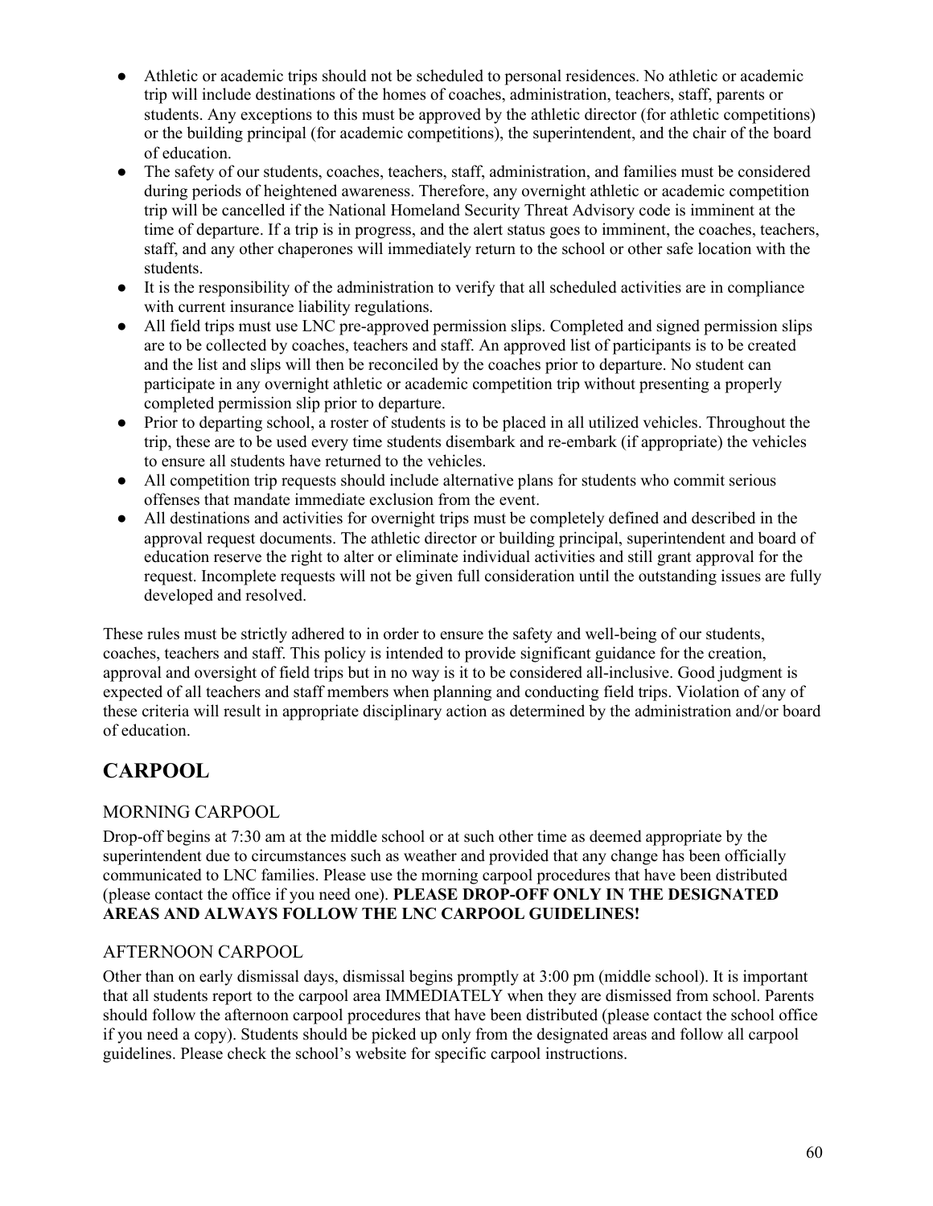- Athletic or academic trips should not be scheduled to personal residences. No athletic or academic trip will include destinations of the homes of coaches, administration, teachers, staff, parents or students. Any exceptions to this must be approved by the athletic director (for athletic competitions) or the building principal (for academic competitions), the superintendent, and the chair of the board of education.
- The safety of our students, coaches, teachers, staff, administration, and families must be considered during periods of heightened awareness. Therefore, any overnight athletic or academic competition trip will be cancelled if the National Homeland Security Threat Advisory code is imminent at the time of departure. If a trip is in progress, and the alert status goes to imminent, the coaches, teachers, staff, and any other chaperones will immediately return to the school or other safe location with the students.
- It is the responsibility of the administration to verify that all scheduled activities are in compliance with current insurance liability regulations.
- All field trips must use LNC pre-approved permission slips. Completed and signed permission slips are to be collected by coaches, teachers and staff. An approved list of participants is to be created and the list and slips will then be reconciled by the coaches prior to departure. No student can participate in any overnight athletic or academic competition trip without presenting a properly completed permission slip prior to departure.
- Prior to departing school, a roster of students is to be placed in all utilized vehicles. Throughout the trip, these are to be used every time students disembark and re-embark (if appropriate) the vehicles to ensure all students have returned to the vehicles.
- All competition trip requests should include alternative plans for students who commit serious offenses that mandate immediate exclusion from the event.
- All destinations and activities for overnight trips must be completely defined and described in the approval request documents. The athletic director or building principal, superintendent and board of education reserve the right to alter or eliminate individual activities and still grant approval for the request. Incomplete requests will not be given full consideration until the outstanding issues are fully developed and resolved.

These rules must be strictly adhered to in order to ensure the safety and well-being of our students, coaches, teachers and staff. This policy is intended to provide significant guidance for the creation, approval and oversight of field trips but in no way is it to be considered all-inclusive. Good judgment is expected of all teachers and staff members when planning and conducting field trips. Violation of any of these criteria will result in appropriate disciplinary action as determined by the administration and/or board of education.

## CARPOOL

### MORNING CARPOOL

Drop-off begins at 7:30 am at the middle school or at such other time as deemed appropriate by the superintendent due to circumstances such as weather and provided that any change has been officially communicated to LNC families. Please use the morning carpool procedures that have been distributed (please contact the office if you need one). **PLEASE DROP-OFF ONLY IN THE DESIGNATED AREAS AND ALWAYS FOLLOW THE LNC CARPOOL GUIDELINES!**

### AFTERNOON CARPOOL

Other than on early dismissal days, dismissal begins promptly at 3:00 pm (middle school). It is important that all students report to the carpool area IMMEDIATELY when they are dismissed from school. Parents should follow the afternoon carpool procedures that have been distributed (please contact the school office if you need a copy). Students should be picked up only from the designated areas and follow all carpool guidelines. Please check the school's website for specific carpool instructions.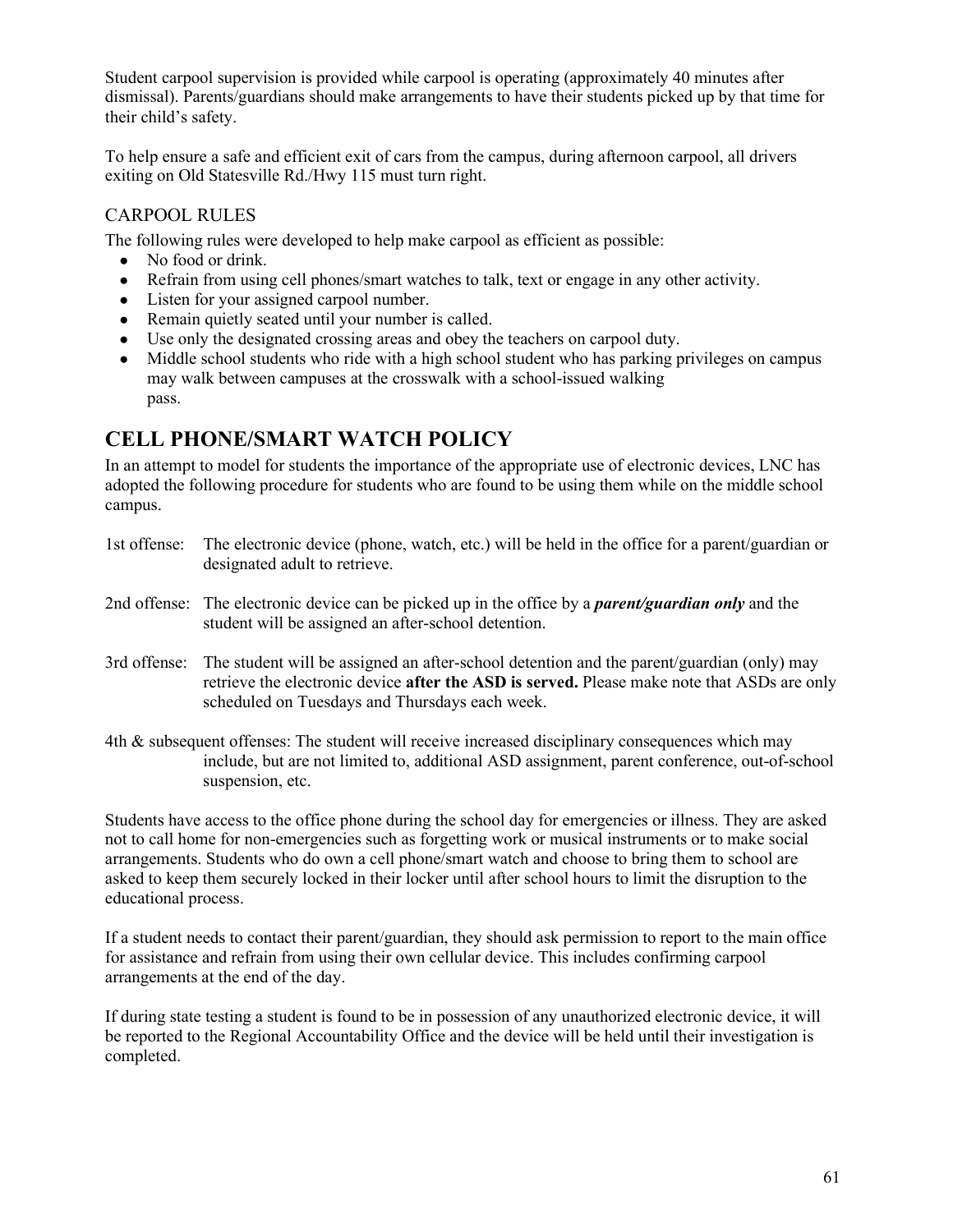Student carpool supervision is provided while carpool is operating (approximately 40 minutes after dismissal). Parents/guardians should make arrangements to have their students picked up by that time for their child's safety.

To help ensure a safe and efficient exit of cars from the campus, during afternoon carpool, all drivers exiting on Old Statesville Rd./Hwy 115 must turn right.

### CARPOOL RULES

The following rules were developed to help make carpool as efficient as possible:

- No food or drink.
- Refrain from using cell phones/smart watches to talk, text or engage in any other activity.
- Listen for your assigned carpool number.
- Remain quietly seated until your number is called.
- Use only the designated crossing areas and obey the teachers on carpool duty.
- Middle school students who ride with a high school student who has parking privileges on campus may walk between campuses at the crosswalk with a school-issued walking pass.

## CELL PHONE/SMART WATCH POLICY

In an attempt to model for students the importance of the appropriate use of electronic devices, LNC has adopted the following procedure for students who are found to be using them while on the middle school campus.

1st offense: The electronic device (phone, watch, etc.) will be held in the office for a parent/guardian or designated adult to retrieve.

2nd offense: The electronic device can be picked up in the office by a ***parent/guardian only*** and the student will be assigned an after-school detention.

3rd offense: The student will be assigned an after-school detention and the parent/guardian (only) may retrieve the electronic device **after the ASD is served.** Please make note that ASDs are only scheduled on Tuesdays and Thursdays each week.

4th & subsequent offenses: The student will receive increased disciplinary consequences which may include, but are not limited to, additional ASD assignment, parent conference, out-of-school suspension, etc.

Students have access to the office phone during the school day for emergencies or illness. They are asked not to call home for non-emergencies such as forgetting work or musical instruments or to make social arrangements. Students who do own a cell phone/smart watch and choose to bring them to school are asked to keep them securely locked in their locker until after school hours to limit the disruption to the educational process.

If a student needs to contact their parent/guardian, they should ask permission to report to the main office for assistance and refrain from using their own cellular device. This includes confirming carpool arrangements at the end of the day.

If during state testing a student is found to be in possession of any unauthorized electronic device, it will be reported to the Regional Accountability Office and the device will be held until their investigation is completed.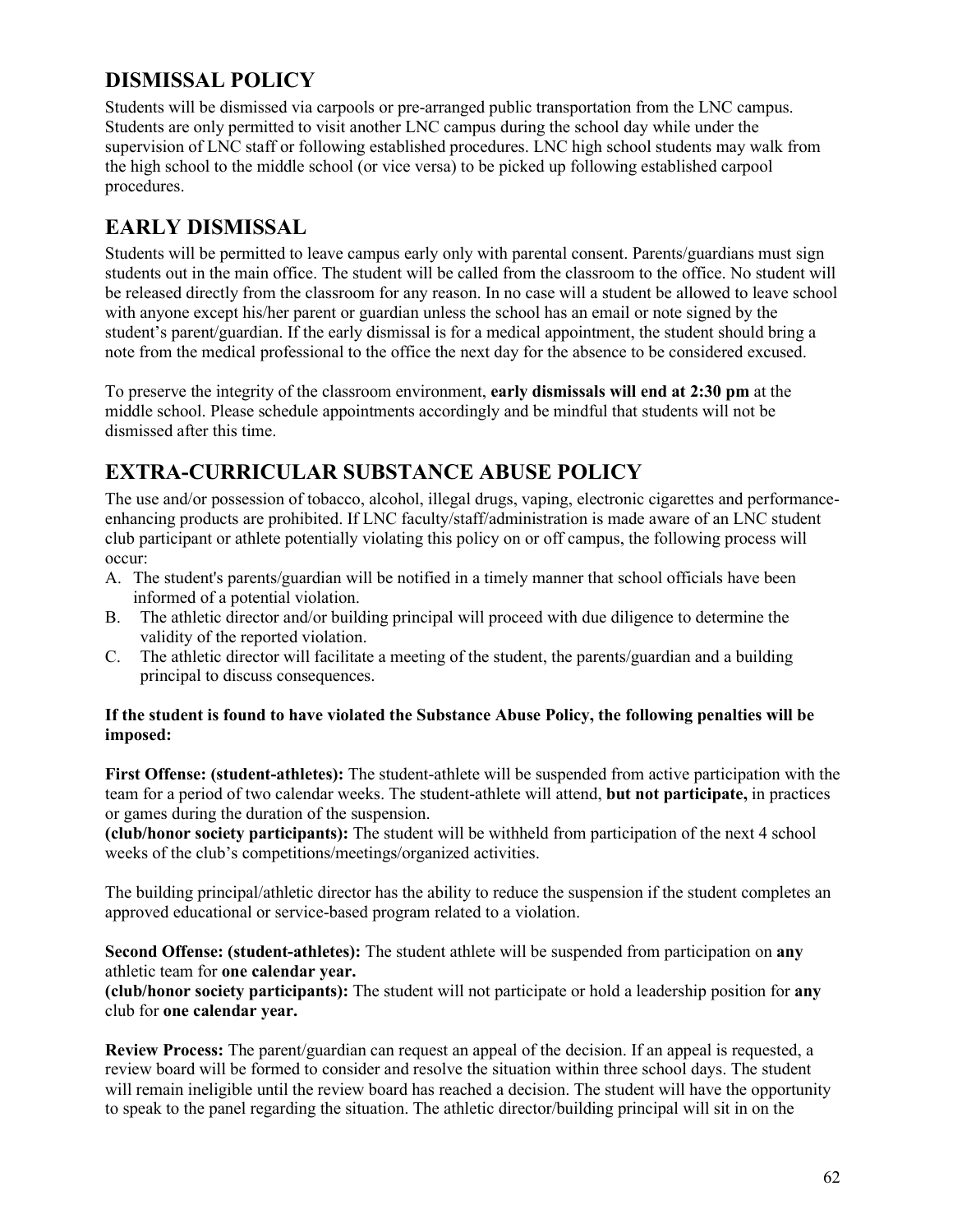## DISMISSAL POLICY

Students will be dismissed via carpools or pre-arranged public transportation from the LNC campus. Students are only permitted to visit another LNC campus during the school day while under the supervision of LNC staff or following established procedures. LNC high school students may walk from the high school to the middle school (or vice versa) to be picked up following established carpool procedures.

## EARLY DISMISSAL

Students will be permitted to leave campus early only with parental consent. Parents/guardians must sign students out in the main office. The student will be called from the classroom to the office. No student will be released directly from the classroom for any reason. In no case will a student be allowed to leave school with anyone except his/her parent or guardian unless the school has an email or note signed by the student's parent/guardian. If the early dismissal is for a medical appointment, the student should bring a note from the medical professional to the office the next day for the absence to be considered excused.

To preserve the integrity of the classroom environment, **early dismissals will end at 2:30 pm** at the middle school. Please schedule appointments accordingly and be mindful that students will not be dismissed after this time.

## EXTRA-CURRICULAR SUBSTANCE ABUSE POLICY

The use and/or possession of tobacco, alcohol, illegal drugs, vaping, electronic cigarettes and performance-enhancing products are prohibited. If LNC faculty/staff/administration is made aware of an LNC student club participant or athlete potentially violating this policy on or off campus, the following process will occur:

A. The student's parents/guardian will be notified in a timely manner that school officials have been informed of a potential violation.
B. The athletic director and/or building principal will proceed with due diligence to determine the validity of the reported violation.
C. The athletic director will facilitate a meeting of the student, the parents/guardian and a building principal to discuss consequences.

**If the student is found to have violated the Substance Abuse Policy, the following penalties will be imposed:**

**First Offense: (student-athletes):** The student-athlete will be suspended from active participation with the team for a period of two calendar weeks. The student-athlete will attend, **but not participate,** in practices or games during the duration of the suspension.
**(club/honor society participants):** The student will be withheld from participation of the next 4 school weeks of the club's competitions/meetings/organized activities.

The building principal/athletic director has the ability to reduce the suspension if the student completes an approved educational or service-based program related to a violation.

**Second Offense: (student-athletes):** The student athlete will be suspended from participation on **any** athletic team for **one calendar year.**
**(club/honor society participants):** The student will not participate or hold a leadership position for **any** club for **one calendar year.**

**Review Process:** The parent/guardian can request an appeal of the decision. If an appeal is requested, a review board will be formed to consider and resolve the situation within three school days. The student will remain ineligible until the review board has reached a decision. The student will have the opportunity to speak to the panel regarding the situation. The athletic director/building principal will sit in on the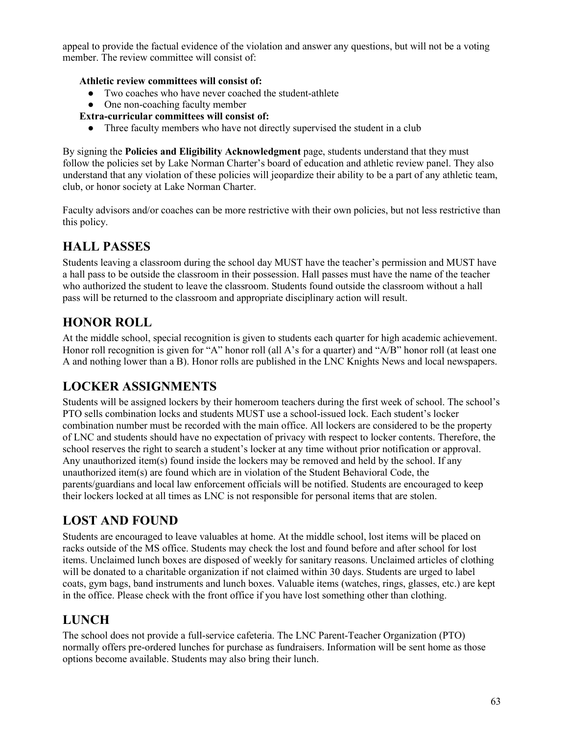appeal to provide the factual evidence of the violation and answer any questions, but will not be a voting member. The review committee will consist of:

**Athletic review committees will consist of:**

- Two coaches who have never coached the student-athlete
- One non-coaching faculty member

**Extra-curricular committees will consist of:**

- Three faculty members who have not directly supervised the student in a club

By signing the **Policies and Eligibility Acknowledgment** page, students understand that they must follow the policies set by Lake Norman Charter's board of education and athletic review panel. They also understand that any violation of these policies will jeopardize their ability to be a part of any athletic team, club, or honor society at Lake Norman Charter.

Faculty advisors and/or coaches can be more restrictive with their own policies, but not less restrictive than this policy.

## HALL PASSES

Students leaving a classroom during the school day MUST have the teacher's permission and MUST have a hall pass to be outside the classroom in their possession. Hall passes must have the name of the teacher who authorized the student to leave the classroom. Students found outside the classroom without a hall pass will be returned to the classroom and appropriate disciplinary action will result.

## HONOR ROLL

At the middle school, special recognition is given to students each quarter for high academic achievement. Honor roll recognition is given for "A" honor roll (all A's for a quarter) and "A/B" honor roll (at least one A and nothing lower than a B). Honor rolls are published in the LNC Knights News and local newspapers.

## LOCKER ASSIGNMENTS

Students will be assigned lockers by their homeroom teachers during the first week of school. The school's PTO sells combination locks and students MUST use a school-issued lock. Each student's locker combination number must be recorded with the main office. All lockers are considered to be the property of LNC and students should have no expectation of privacy with respect to locker contents. Therefore, the school reserves the right to search a student's locker at any time without prior notification or approval. Any unauthorized item(s) found inside the lockers may be removed and held by the school. If any unauthorized item(s) are found which are in violation of the Student Behavioral Code, the parents/guardians and local law enforcement officials will be notified. Students are encouraged to keep their lockers locked at all times as LNC is not responsible for personal items that are stolen.

## LOST AND FOUND

Students are encouraged to leave valuables at home. At the middle school, lost items will be placed on racks outside of the MS office. Students may check the lost and found before and after school for lost items. Unclaimed lunch boxes are disposed of weekly for sanitary reasons. Unclaimed articles of clothing will be donated to a charitable organization if not claimed within 30 days. Students are urged to label coats, gym bags, band instruments and lunch boxes. Valuable items (watches, rings, glasses, etc.) are kept in the office. Please check with the front office if you have lost something other than clothing.

## LUNCH

The school does not provide a full-service cafeteria. The LNC Parent-Teacher Organization (PTO) normally offers pre-ordered lunches for purchase as fundraisers. Information will be sent home as those options become available. Students may also bring their lunch.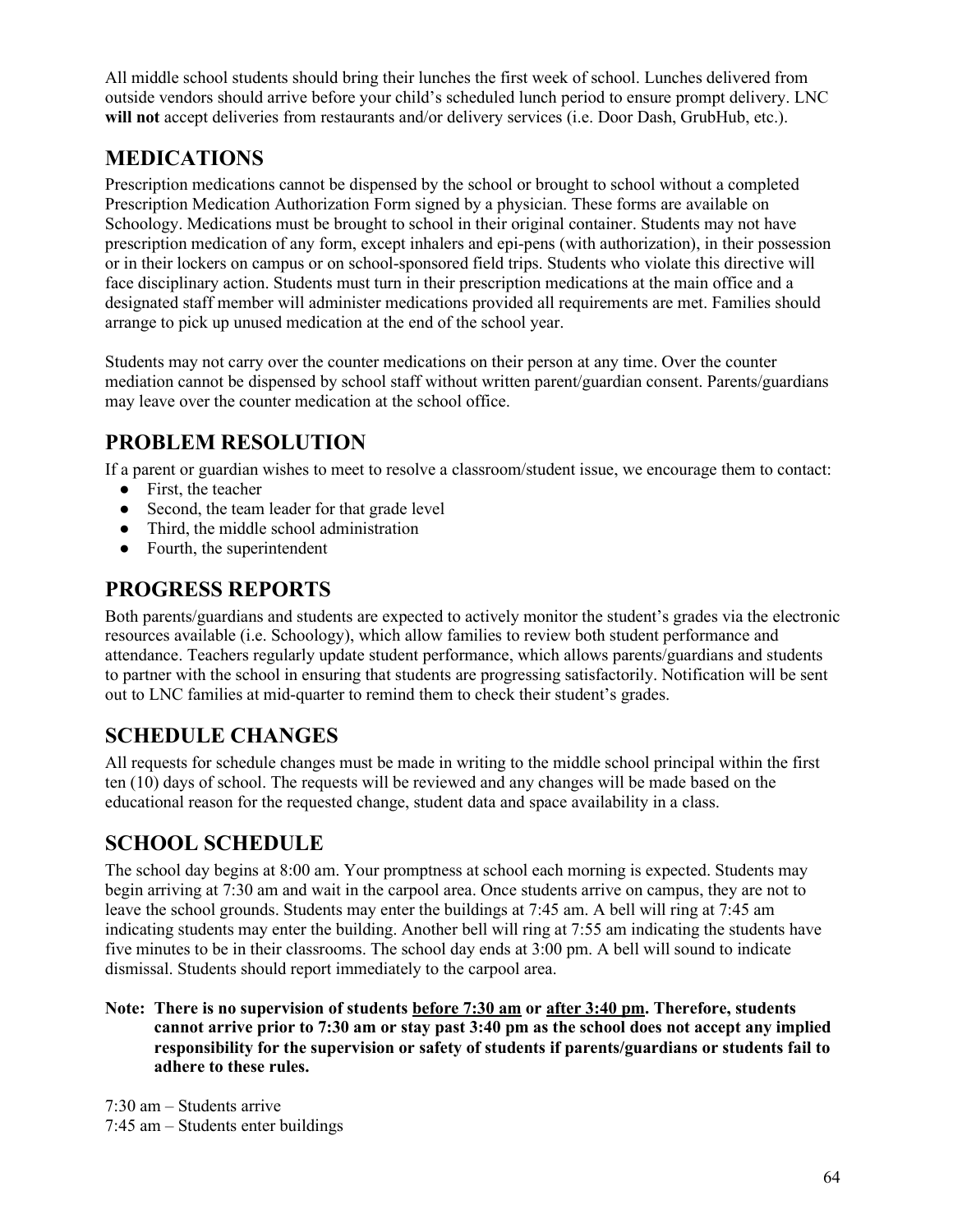All middle school students should bring their lunches the first week of school. Lunches delivered from outside vendors should arrive before your child's scheduled lunch period to ensure prompt delivery. LNC **will not** accept deliveries from restaurants and/or delivery services (i.e. Door Dash, GrubHub, etc.).

## MEDICATIONS

Prescription medications cannot be dispensed by the school or brought to school without a completed Prescription Medication Authorization Form signed by a physician. These forms are available on Schoology. Medications must be brought to school in their original container. Students may not have prescription medication of any form, except inhalers and epi-pens (with authorization), in their possession or in their lockers on campus or on school-sponsored field trips. Students who violate this directive will face disciplinary action. Students must turn in their prescription medications at the main office and a designated staff member will administer medications provided all requirements are met. Families should arrange to pick up unused medication at the end of the school year.

Students may not carry over the counter medications on their person at any time. Over the counter mediation cannot be dispensed by school staff without written parent/guardian consent. Parents/guardians may leave over the counter medication at the school office.

## PROBLEM RESOLUTION

If a parent or guardian wishes to meet to resolve a classroom/student issue, we encourage them to contact:

- First, the teacher
- Second, the team leader for that grade level
- Third, the middle school administration
- Fourth, the superintendent

## PROGRESS REPORTS

Both parents/guardians and students are expected to actively monitor the student's grades via the electronic resources available (i.e. Schoology), which allow families to review both student performance and attendance. Teachers regularly update student performance, which allows parents/guardians and students to partner with the school in ensuring that students are progressing satisfactorily. Notification will be sent out to LNC families at mid-quarter to remind them to check their student's grades.

## SCHEDULE CHANGES

All requests for schedule changes must be made in writing to the middle school principal within the first ten (10) days of school. The requests will be reviewed and any changes will be made based on the educational reason for the requested change, student data and space availability in a class.

## SCHOOL SCHEDULE

The school day begins at 8:00 am. Your promptness at school each morning is expected. Students may begin arriving at 7:30 am and wait in the carpool area. Once students arrive on campus, they are not to leave the school grounds. Students may enter the buildings at 7:45 am. A bell will ring at 7:45 am indicating students may enter the building. Another bell will ring at 7:55 am indicating the students have five minutes to be in their classrooms. The school day ends at 3:00 pm. A bell will sound to indicate dismissal. Students should report immediately to the carpool area.

**Note: There is no supervision of students <u>before 7:30 am</u> or <u>after 3:40 pm</u>. Therefore, students cannot arrive prior to 7:30 am or stay past 3:40 pm as the school does not accept any implied responsibility for the supervision or safety of students if parents/guardians or students fail to adhere to these rules.**

7:30 am – Students arrive
7:45 am – Students enter buildings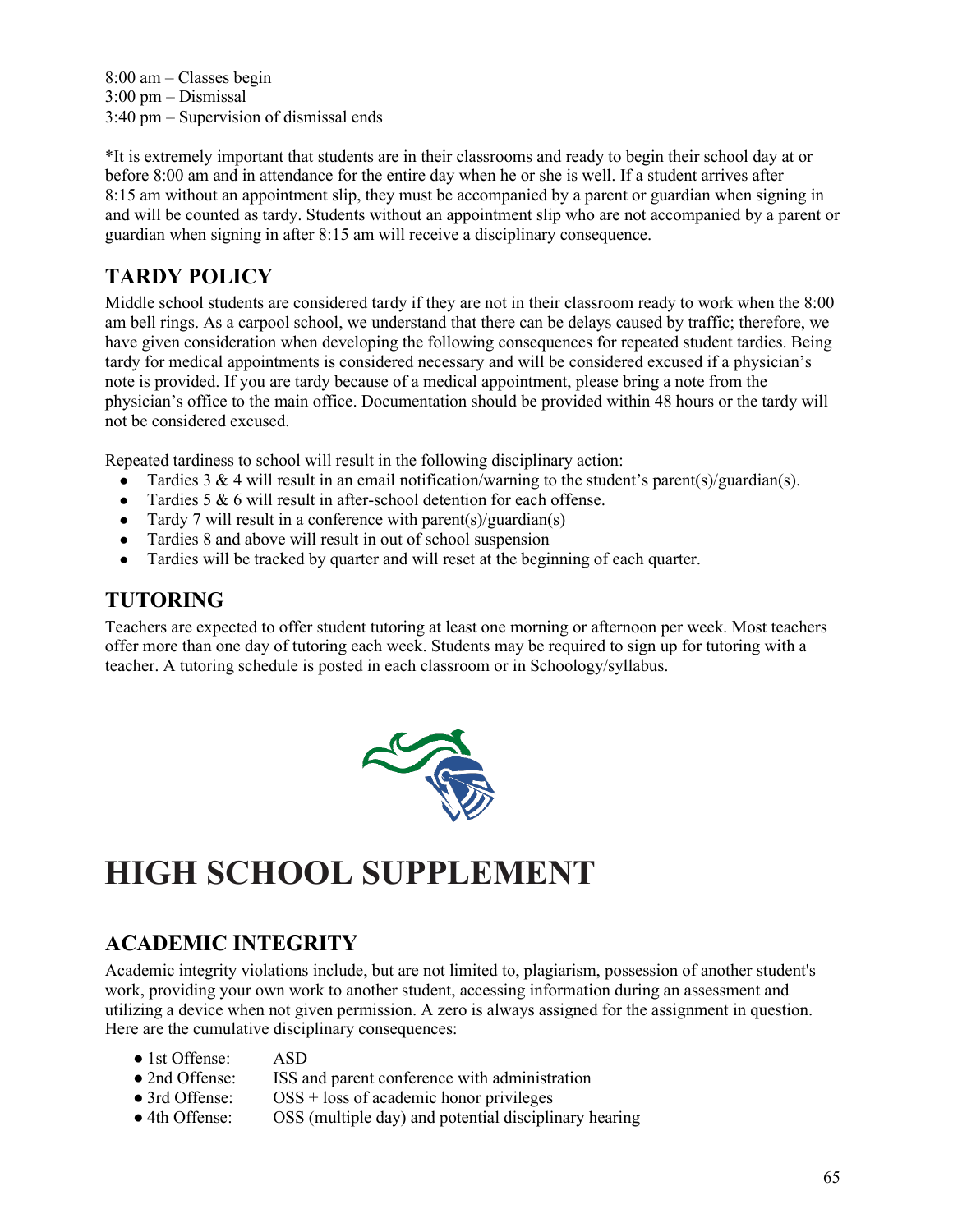8:00 am – Classes begin
3:00 pm – Dismissal
3:40 pm – Supervision of dismissal ends

*It is extremely important that students are in their classrooms and ready to begin their school day at or before 8:00 am and in attendance for the entire day when he or she is well. If a student arrives after 8:15 am without an appointment slip, they must be accompanied by a parent or guardian when signing in and will be counted as tardy. Students without an appointment slip who are not accompanied by a parent or guardian when signing in after 8:15 am will receive a disciplinary consequence.

## TARDY POLICY

Middle school students are considered tardy if they are not in their classroom ready to work when the 8:00 am bell rings. As a carpool school, we understand that there can be delays caused by traffic; therefore, we have given consideration when developing the following consequences for repeated student tardies. Being tardy for medical appointments is considered necessary and will be considered excused if a physician's note is provided. If you are tardy because of a medical appointment, please bring a note from the physician's office to the main office. Documentation should be provided within 48 hours or the tardy will not be considered excused.

Repeated tardiness to school will result in the following disciplinary action:

- Tardies 3 & 4 will result in an email notification/warning to the student's parent(s)/guardian(s).
- Tardies 5 & 6 will result in after-school detention for each offense.
- Tardy 7 will result in a conference with parent(s)/guardian(s)
- Tardies 8 and above will result in out of school suspension
- Tardies will be tracked by quarter and will reset at the beginning of each quarter.

## TUTORING

Teachers are expected to offer student tutoring at least one morning or afternoon per week. Most teachers offer more than one day of tutoring each week. Students may be required to sign up for tutoring with a teacher. A tutoring schedule is posted in each classroom or in Schoology/syllabus.

# HIGH SCHOOL SUPPLEMENT

## ACADEMIC INTEGRITY

Academic integrity violations include, but are not limited to, plagiarism, possession of another student's work, providing your own work to another student, accessing information during an assessment and utilizing a device when not given permission. A zero is always assigned for the assignment in question. Here are the cumulative disciplinary consequences:

- 1st Offense: ASD
- 2nd Offense: ISS and parent conference with administration
- 3rd Offense: OSS + loss of academic honor privileges
- 4th Offense: OSS (multiple day) and potential disciplinary hearing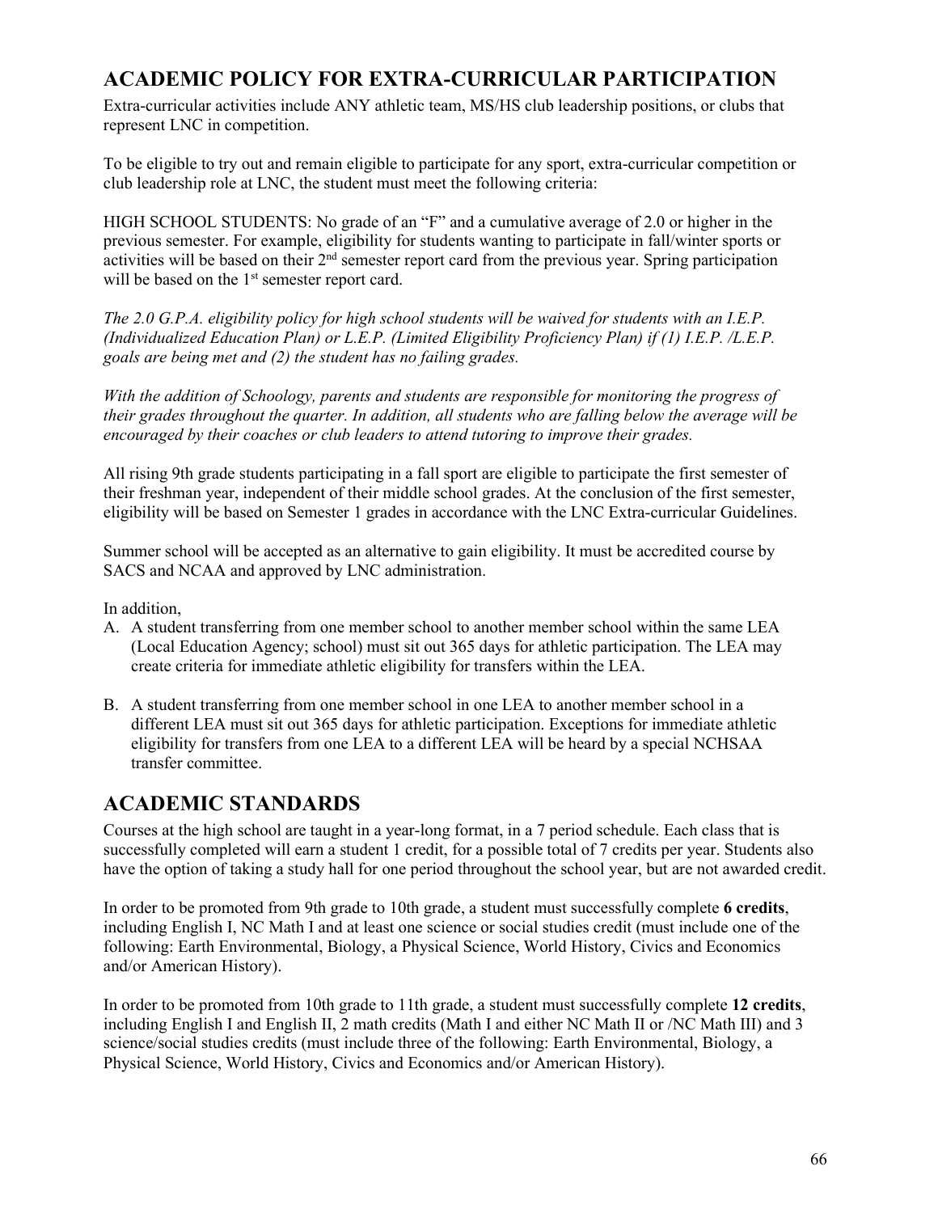## ACADEMIC POLICY FOR EXTRA-CURRICULAR PARTICIPATION

Extra-curricular activities include ANY athletic team, MS/HS club leadership positions, or clubs that represent LNC in competition.

To be eligible to try out and remain eligible to participate for any sport, extra-curricular competition or club leadership role at LNC, the student must meet the following criteria:

HIGH SCHOOL STUDENTS: No grade of an "F" and a cumulative average of 2.0 or higher in the previous semester. For example, eligibility for students wanting to participate in fall/winter sports or activities will be based on their 2nd semester report card from the previous year. Spring participation will be based on the 1st semester report card.

*The 2.0 G.P.A. eligibility policy for high school students will be waived for students with an I.E.P. (Individualized Education Plan) or L.E.P. (Limited Eligibility Proficiency Plan) if (1) I.E.P. /L.E.P. goals are being met and (2) the student has no failing grades.*

*With the addition of Schoology, parents and students are responsible for monitoring the progress of their grades throughout the quarter. In addition, all students who are falling below the average will be encouraged by their coaches or club leaders to attend tutoring to improve their grades.*

All rising 9th grade students participating in a fall sport are eligible to participate the first semester of their freshman year, independent of their middle school grades. At the conclusion of the first semester, eligibility will be based on Semester 1 grades in accordance with the LNC Extra-curricular Guidelines.

Summer school will be accepted as an alternative to gain eligibility. It must be accredited course by SACS and NCAA and approved by LNC administration.

In addition,

A. A student transferring from one member school to another member school within the same LEA (Local Education Agency; school) must sit out 365 days for athletic participation. The LEA may create criteria for immediate athletic eligibility for transfers within the LEA.

B. A student transferring from one member school in one LEA to another member school in a different LEA must sit out 365 days for athletic participation. Exceptions for immediate athletic eligibility for transfers from one LEA to a different LEA will be heard by a special NCHSAA transfer committee.

## ACADEMIC STANDARDS

Courses at the high school are taught in a year-long format, in a 7 period schedule. Each class that is successfully completed will earn a student 1 credit, for a possible total of 7 credits per year. Students also have the option of taking a study hall for one period throughout the school year, but are not awarded credit.

In order to be promoted from 9th grade to 10th grade, a student must successfully complete **6 credits**, including English I, NC Math I and at least one science or social studies credit (must include one of the following: Earth Environmental, Biology, a Physical Science, World History, Civics and Economics and/or American History).

In order to be promoted from 10th grade to 11th grade, a student must successfully complete **12 credits**, including English I and English II, 2 math credits (Math I and either NC Math II or /NC Math III) and 3 science/social studies credits (must include three of the following: Earth Environmental, Biology, a Physical Science, World History, Civics and Economics and/or American History).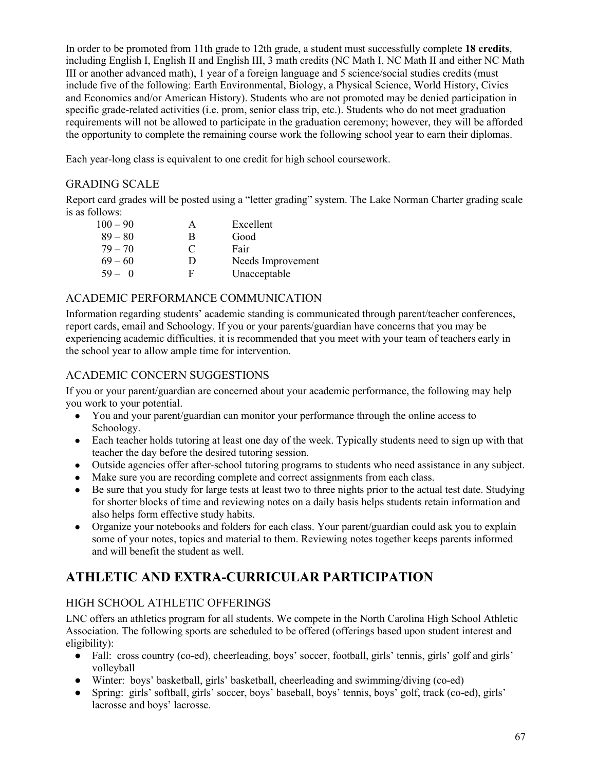In order to be promoted from 11th grade to 12th grade, a student must successfully complete **18 credits**, including English I, English II and English III, 3 math credits (NC Math I, NC Math II and either NC Math III or another advanced math), 1 year of a foreign language and 5 science/social studies credits (must include five of the following: Earth Environmental, Biology, a Physical Science, World History, Civics and Economics and/or American History). Students who are not promoted may be denied participation in specific grade-related activities (i.e. prom, senior class trip, etc.). Students who do not meet graduation requirements will not be allowed to participate in the graduation ceremony; however, they will be afforded the opportunity to complete the remaining course work the following school year to earn their diplomas.

Each year-long class is equivalent to one credit for high school coursework.

### GRADING SCALE

Report card grades will be posted using a "letter grading" system. The Lake Norman Charter grading scale is as follows:

| | | |
|---|---|---|
| 100 – 90 | A | Excellent |
| 89 – 80 | B | Good |
| 79 – 70 | C | Fair |
| 69 – 60 | D | Needs Improvement |
| 59 – 0 | F | Unacceptable |

### ACADEMIC PERFORMANCE COMMUNICATION

Information regarding students' academic standing is communicated through parent/teacher conferences, report cards, email and Schoology. If you or your parents/guardian have concerns that you may be experiencing academic difficulties, it is recommended that you meet with your team of teachers early in the school year to allow ample time for intervention.

### ACADEMIC CONCERN SUGGESTIONS

If you or your parent/guardian are concerned about your academic performance, the following may help you work to your potential.

- You and your parent/guardian can monitor your performance through the online access to Schoology.
- Each teacher holds tutoring at least one day of the week. Typically students need to sign up with that teacher the day before the desired tutoring session.
- Outside agencies offer after-school tutoring programs to students who need assistance in any subject.
- Make sure you are recording complete and correct assignments from each class.
- Be sure that you study for large tests at least two to three nights prior to the actual test date. Studying for shorter blocks of time and reviewing notes on a daily basis helps students retain information and also helps form effective study habits.
- Organize your notebooks and folders for each class. Your parent/guardian could ask you to explain some of your notes, topics and material to them. Reviewing notes together keeps parents informed and will benefit the student as well.

## ATHLETIC AND EXTRA-CURRICULAR PARTICIPATION

### HIGH SCHOOL ATHLETIC OFFERINGS

LNC offers an athletics program for all students. We compete in the North Carolina High School Athletic Association. The following sports are scheduled to be offered (offerings based upon student interest and eligibility):

- Fall: cross country (co-ed), cheerleading, boys' soccer, football, girls' tennis, girls' golf and girls' volleyball
- Winter: boys' basketball, girls' basketball, cheerleading and swimming/diving (co-ed)
- Spring: girls' softball, girls' soccer, boys' baseball, boys' tennis, boys' golf, track (co-ed), girls' lacrosse and boys' lacrosse.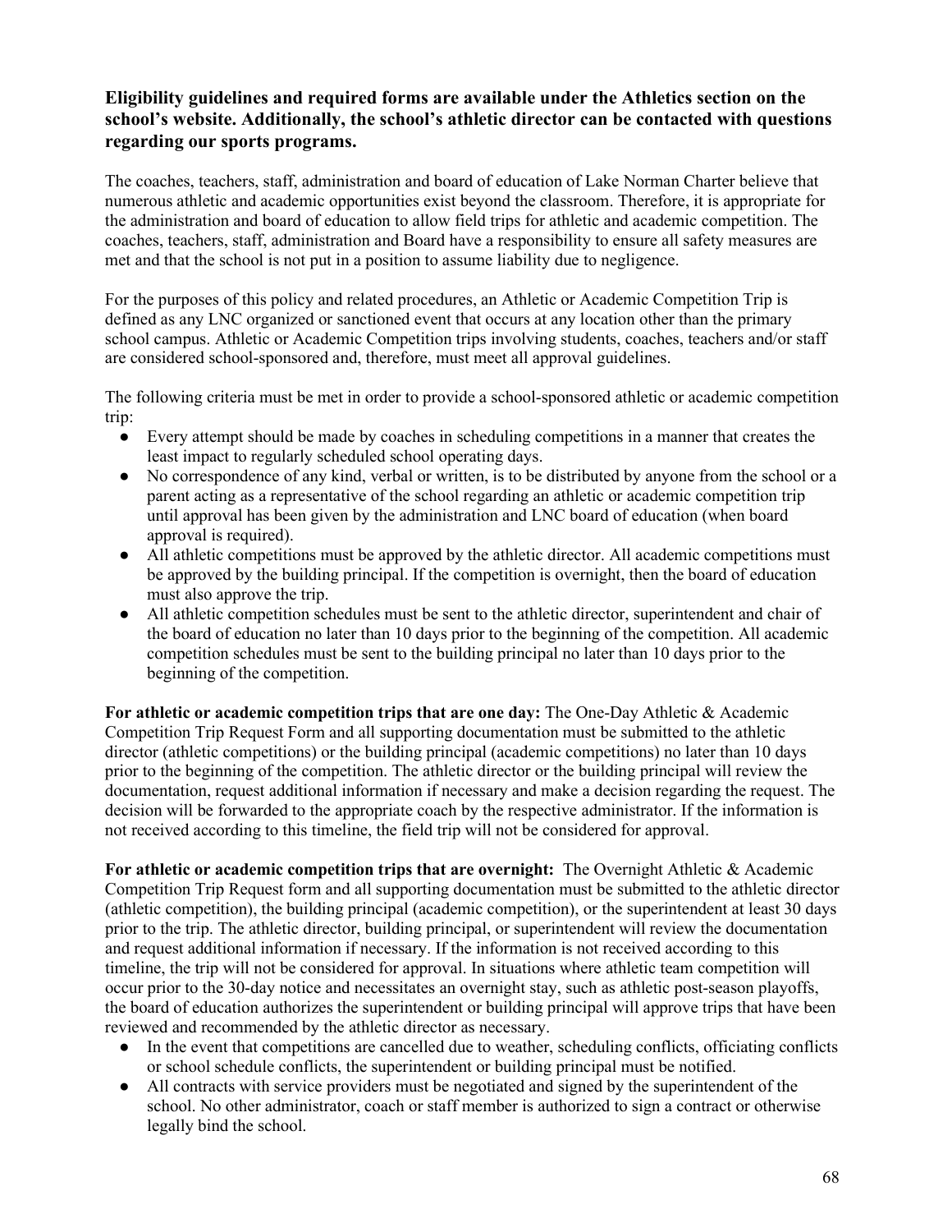**Eligibility guidelines and required forms are available under the Athletics section on the school's website. Additionally, the school's athletic director can be contacted with questions regarding our sports programs.**

The coaches, teachers, staff, administration and board of education of Lake Norman Charter believe that numerous athletic and academic opportunities exist beyond the classroom. Therefore, it is appropriate for the administration and board of education to allow field trips for athletic and academic competition. The coaches, teachers, staff, administration and Board have a responsibility to ensure all safety measures are met and that the school is not put in a position to assume liability due to negligence.

For the purposes of this policy and related procedures, an Athletic or Academic Competition Trip is defined as any LNC organized or sanctioned event that occurs at any location other than the primary school campus. Athletic or Academic Competition trips involving students, coaches, teachers and/or staff are considered school-sponsored and, therefore, must meet all approval guidelines.

The following criteria must be met in order to provide a school-sponsored athletic or academic competition trip:

- Every attempt should be made by coaches in scheduling competitions in a manner that creates the least impact to regularly scheduled school operating days.
- No correspondence of any kind, verbal or written, is to be distributed by anyone from the school or a parent acting as a representative of the school regarding an athletic or academic competition trip until approval has been given by the administration and LNC board of education (when board approval is required).
- All athletic competitions must be approved by the athletic director. All academic competitions must be approved by the building principal. If the competition is overnight, then the board of education must also approve the trip.
- All athletic competition schedules must be sent to the athletic director, superintendent and chair of the board of education no later than 10 days prior to the beginning of the competition. All academic competition schedules must be sent to the building principal no later than 10 days prior to the beginning of the competition.

**For athletic or academic competition trips that are one day:** The One-Day Athletic & Academic Competition Trip Request Form and all supporting documentation must be submitted to the athletic director (athletic competitions) or the building principal (academic competitions) no later than 10 days prior to the beginning of the competition. The athletic director or the building principal will review the documentation, request additional information if necessary and make a decision regarding the request. The decision will be forwarded to the appropriate coach by the respective administrator. If the information is not received according to this timeline, the field trip will not be considered for approval.

**For athletic or academic competition trips that are overnight:** The Overnight Athletic & Academic Competition Trip Request form and all supporting documentation must be submitted to the athletic director (athletic competition), the building principal (academic competition), or the superintendent at least 30 days prior to the trip. The athletic director, building principal, or superintendent will review the documentation and request additional information if necessary. If the information is not received according to this timeline, the trip will not be considered for approval. In situations where athletic team competition will occur prior to the 30-day notice and necessitates an overnight stay, such as athletic post-season playoffs, the board of education authorizes the superintendent or building principal will approve trips that have been reviewed and recommended by the athletic director as necessary.

- In the event that competitions are cancelled due to weather, scheduling conflicts, officiating conflicts or school schedule conflicts, the superintendent or building principal must be notified.
- All contracts with service providers must be negotiated and signed by the superintendent of the school. No other administrator, coach or staff member is authorized to sign a contract or otherwise legally bind the school.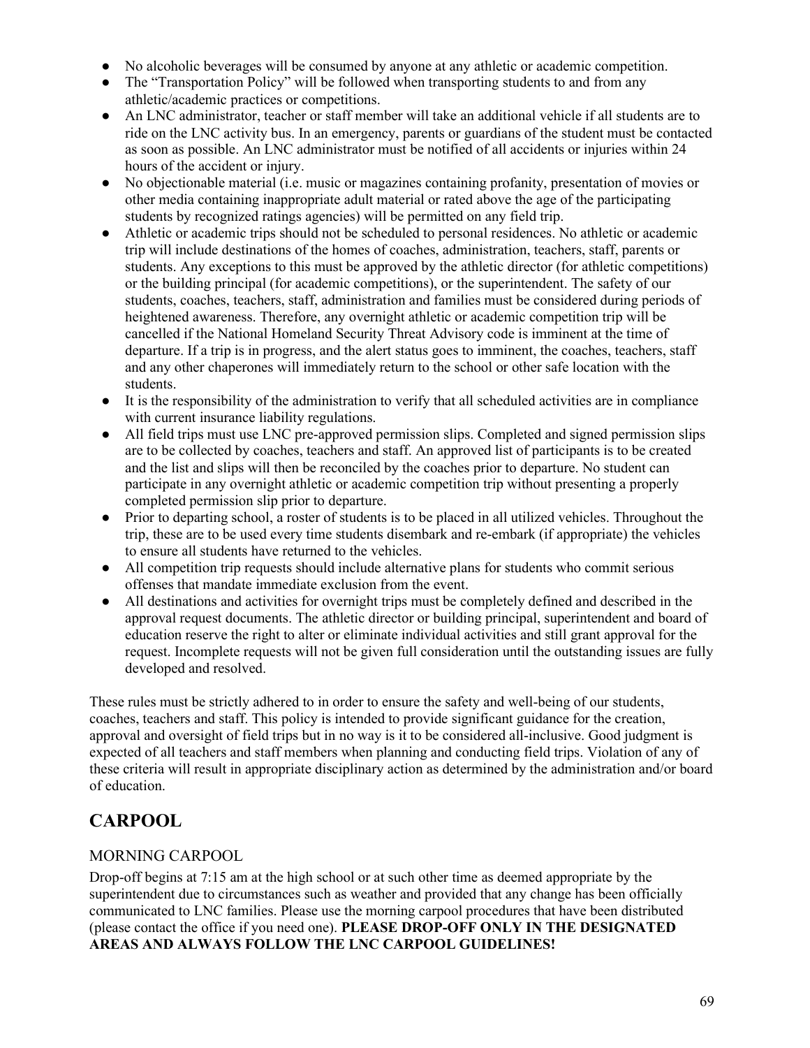- No alcoholic beverages will be consumed by anyone at any athletic or academic competition.
- The "Transportation Policy" will be followed when transporting students to and from any athletic/academic practices or competitions.
- An LNC administrator, teacher or staff member will take an additional vehicle if all students are to ride on the LNC activity bus. In an emergency, parents or guardians of the student must be contacted as soon as possible. An LNC administrator must be notified of all accidents or injuries within 24 hours of the accident or injury.
- No objectionable material (i.e. music or magazines containing profanity, presentation of movies or other media containing inappropriate adult material or rated above the age of the participating students by recognized ratings agencies) will be permitted on any field trip.
- Athletic or academic trips should not be scheduled to personal residences. No athletic or academic trip will include destinations of the homes of coaches, administration, teachers, staff, parents or students. Any exceptions to this must be approved by the athletic director (for athletic competitions) or the building principal (for academic competitions), or the superintendent. The safety of our students, coaches, teachers, staff, administration and families must be considered during periods of heightened awareness. Therefore, any overnight athletic or academic competition trip will be cancelled if the National Homeland Security Threat Advisory code is imminent at the time of departure. If a trip is in progress, and the alert status goes to imminent, the coaches, teachers, staff and any other chaperones will immediately return to the school or other safe location with the students.
- It is the responsibility of the administration to verify that all scheduled activities are in compliance with current insurance liability regulations.
- All field trips must use LNC pre-approved permission slips. Completed and signed permission slips are to be collected by coaches, teachers and staff. An approved list of participants is to be created and the list and slips will then be reconciled by the coaches prior to departure. No student can participate in any overnight athletic or academic competition trip without presenting a properly completed permission slip prior to departure.
- Prior to departing school, a roster of students is to be placed in all utilized vehicles. Throughout the trip, these are to be used every time students disembark and re-embark (if appropriate) the vehicles to ensure all students have returned to the vehicles.
- All competition trip requests should include alternative plans for students who commit serious offenses that mandate immediate exclusion from the event.
- All destinations and activities for overnight trips must be completely defined and described in the approval request documents. The athletic director or building principal, superintendent and board of education reserve the right to alter or eliminate individual activities and still grant approval for the request. Incomplete requests will not be given full consideration until the outstanding issues are fully developed and resolved.

These rules must be strictly adhered to in order to ensure the safety and well-being of our students, coaches, teachers and staff. This policy is intended to provide significant guidance for the creation, approval and oversight of field trips but in no way is it to be considered all-inclusive. Good judgment is expected of all teachers and staff members when planning and conducting field trips. Violation of any of these criteria will result in appropriate disciplinary action as determined by the administration and/or board of education.

## CARPOOL

### MORNING CARPOOL

Drop-off begins at 7:15 am at the high school or at such other time as deemed appropriate by the superintendent due to circumstances such as weather and provided that any change has been officially communicated to LNC families. Please use the morning carpool procedures that have been distributed (please contact the office if you need one). **PLEASE DROP-OFF ONLY IN THE DESIGNATED AREAS AND ALWAYS FOLLOW THE LNC CARPOOL GUIDELINES!**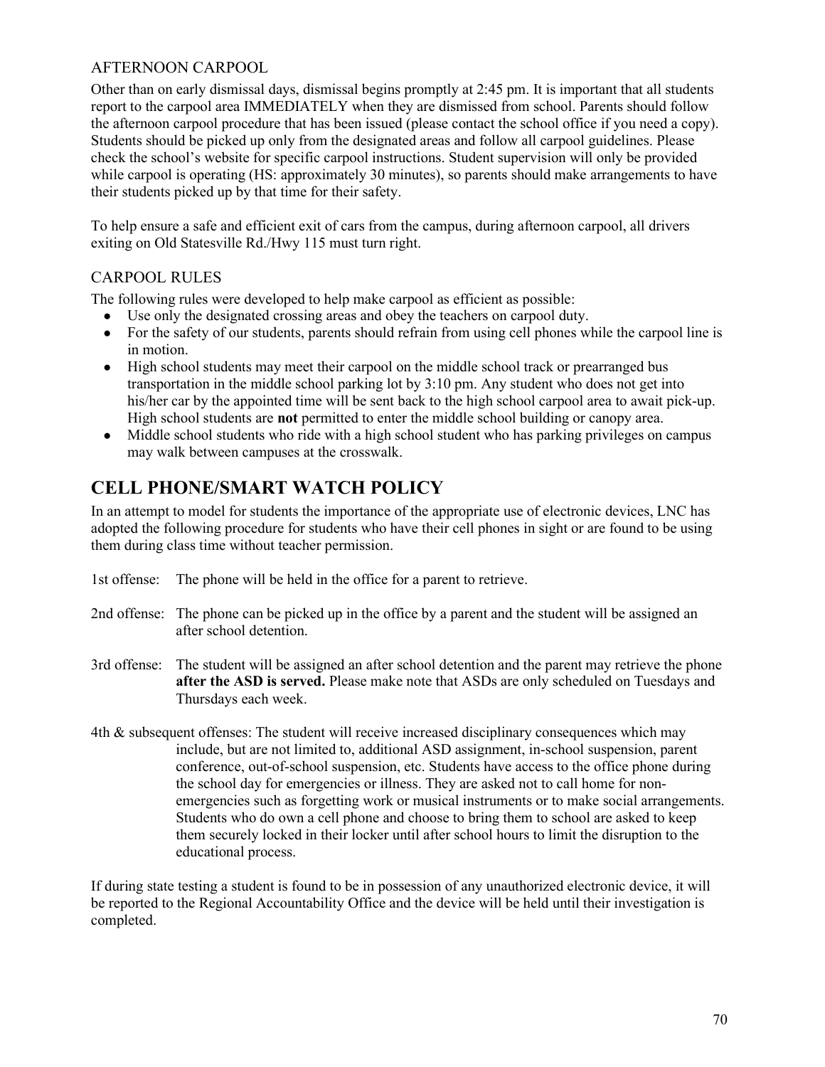### AFTERNOON CARPOOL

Other than on early dismissal days, dismissal begins promptly at 2:45 pm. It is important that all students report to the carpool area IMMEDIATELY when they are dismissed from school. Parents should follow the afternoon carpool procedure that has been issued (please contact the school office if you need a copy). Students should be picked up only from the designated areas and follow all carpool guidelines. Please check the school's website for specific carpool instructions. Student supervision will only be provided while carpool is operating (HS: approximately 30 minutes), so parents should make arrangements to have their students picked up by that time for their safety.

To help ensure a safe and efficient exit of cars from the campus, during afternoon carpool, all drivers exiting on Old Statesville Rd./Hwy 115 must turn right.

### CARPOOL RULES

The following rules were developed to help make carpool as efficient as possible:

- Use only the designated crossing areas and obey the teachers on carpool duty.
- For the safety of our students, parents should refrain from using cell phones while the carpool line is in motion.
- High school students may meet their carpool on the middle school track or prearranged bus transportation in the middle school parking lot by 3:10 pm. Any student who does not get into his/her car by the appointed time will be sent back to the high school carpool area to await pick-up. High school students are **not** permitted to enter the middle school building or canopy area.
- Middle school students who ride with a high school student who has parking privileges on campus may walk between campuses at the crosswalk.

## CELL PHONE/SMART WATCH POLICY

In an attempt to model for students the importance of the appropriate use of electronic devices, LNC has adopted the following procedure for students who have their cell phones in sight or are found to be using them during class time without teacher permission.

1st offense: The phone will be held in the office for a parent to retrieve.

2nd offense: The phone can be picked up in the office by a parent and the student will be assigned an after school detention.

3rd offense: The student will be assigned an after school detention and the parent may retrieve the phone **after the ASD is served.** Please make note that ASDs are only scheduled on Tuesdays and Thursdays each week.

4th & subsequent offenses: The student will receive increased disciplinary consequences which may include, but are not limited to, additional ASD assignment, in-school suspension, parent conference, out-of-school suspension, etc. Students have access to the office phone during the school day for emergencies or illness. They are asked not to call home for non-emergencies such as forgetting work or musical instruments or to make social arrangements. Students who do own a cell phone and choose to bring them to school are asked to keep them securely locked in their locker until after school hours to limit the disruption to the educational process.

If during state testing a student is found to be in possession of any unauthorized electronic device, it will be reported to the Regional Accountability Office and the device will be held until their investigation is completed.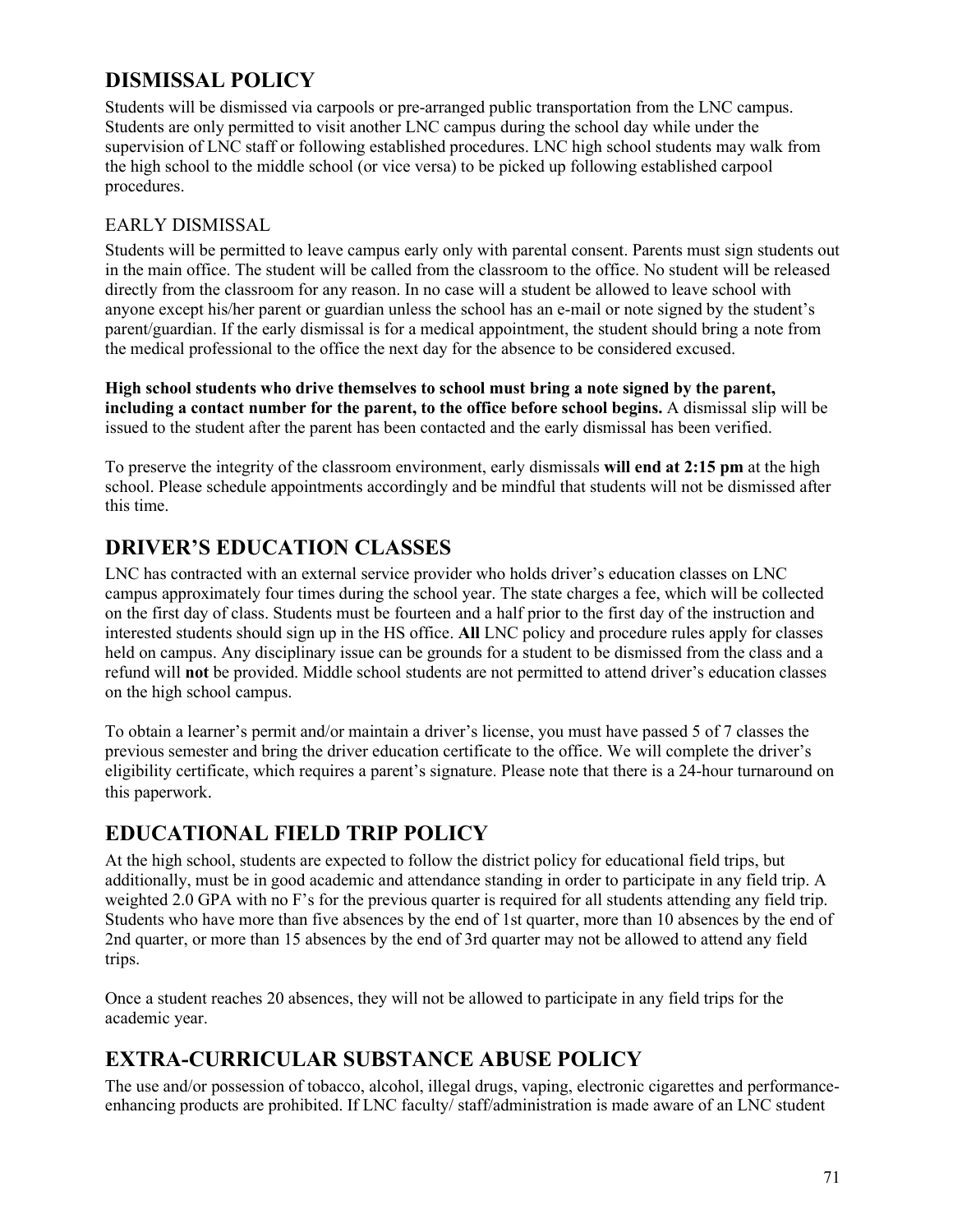## DISMISSAL POLICY

Students will be dismissed via carpools or pre-arranged public transportation from the LNC campus. Students are only permitted to visit another LNC campus during the school day while under the supervision of LNC staff or following established procedures. LNC high school students may walk from the high school to the middle school (or vice versa) to be picked up following established carpool procedures.

### EARLY DISMISSAL

Students will be permitted to leave campus early only with parental consent. Parents must sign students out in the main office. The student will be called from the classroom to the office. No student will be released directly from the classroom for any reason. In no case will a student be allowed to leave school with anyone except his/her parent or guardian unless the school has an e-mail or note signed by the student's parent/guardian. If the early dismissal is for a medical appointment, the student should bring a note from the medical professional to the office the next day for the absence to be considered excused.

**High school students who drive themselves to school must bring a note signed by the parent, including a contact number for the parent, to the office before school begins.** A dismissal slip will be issued to the student after the parent has been contacted and the early dismissal has been verified.

To preserve the integrity of the classroom environment, early dismissals **will end at 2:15 pm** at the high school. Please schedule appointments accordingly and be mindful that students will not be dismissed after this time.

## DRIVER'S EDUCATION CLASSES

LNC has contracted with an external service provider who holds driver's education classes on LNC campus approximately four times during the school year. The state charges a fee, which will be collected on the first day of class. Students must be fourteen and a half prior to the first day of the instruction and interested students should sign up in the HS office. **All** LNC policy and procedure rules apply for classes held on campus. Any disciplinary issue can be grounds for a student to be dismissed from the class and a refund will **not** be provided. Middle school students are not permitted to attend driver's education classes on the high school campus.

To obtain a learner's permit and/or maintain a driver's license, you must have passed 5 of 7 classes the previous semester and bring the driver education certificate to the office. We will complete the driver's eligibility certificate, which requires a parent's signature. Please note that there is a 24-hour turnaround on this paperwork.

## EDUCATIONAL FIELD TRIP POLICY

At the high school, students are expected to follow the district policy for educational field trips, but additionally, must be in good academic and attendance standing in order to participate in any field trip. A weighted 2.0 GPA with no F's for the previous quarter is required for all students attending any field trip. Students who have more than five absences by the end of 1st quarter, more than 10 absences by the end of 2nd quarter, or more than 15 absences by the end of 3rd quarter may not be allowed to attend any field trips.

Once a student reaches 20 absences, they will not be allowed to participate in any field trips for the academic year.

## EXTRA-CURRICULAR SUBSTANCE ABUSE POLICY

The use and/or possession of tobacco, alcohol, illegal drugs, vaping, electronic cigarettes and performance-enhancing products are prohibited. If LNC faculty/ staff/administration is made aware of an LNC student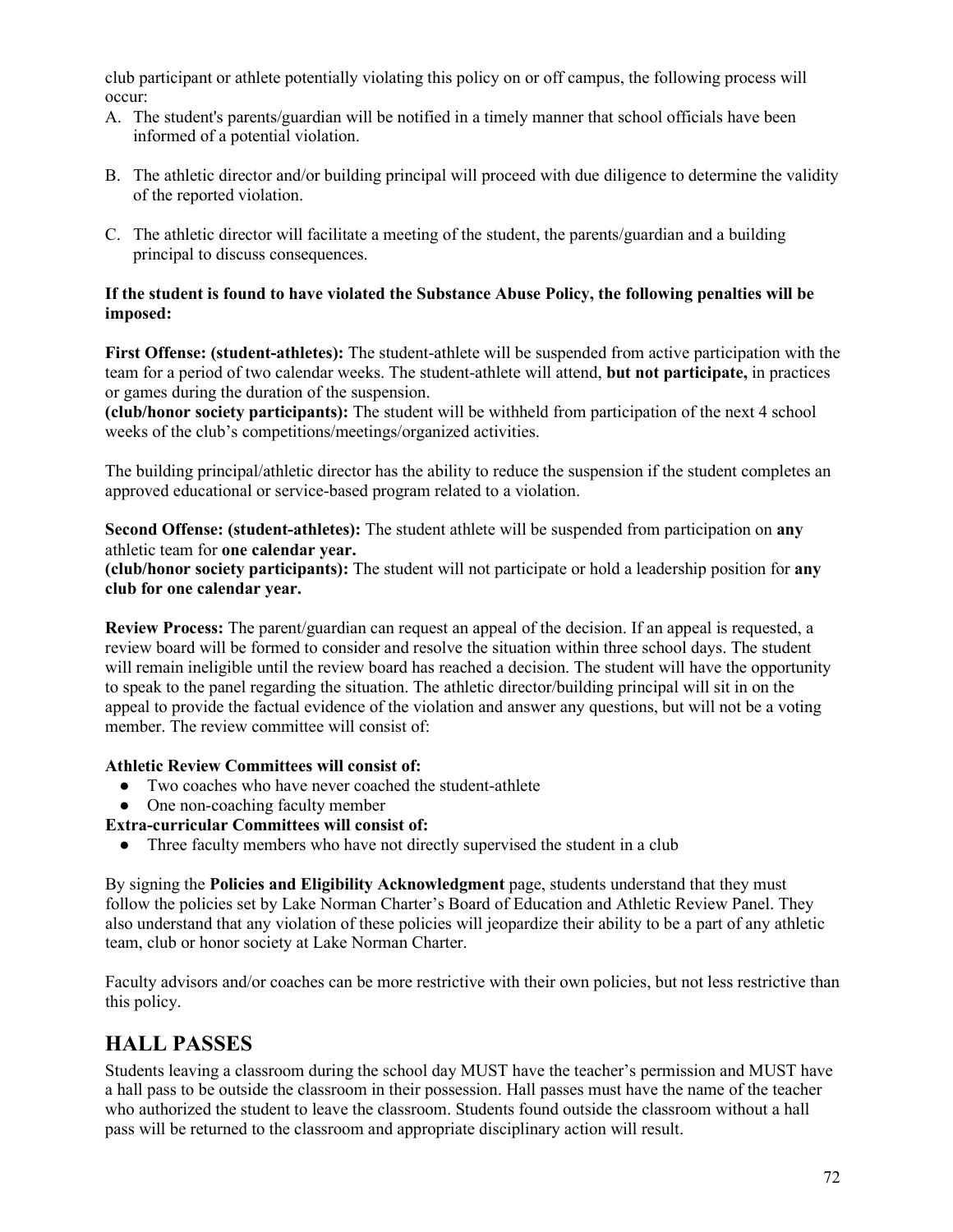club participant or athlete potentially violating this policy on or off campus, the following process will occur:

A. The student's parents/guardian will be notified in a timely manner that school officials have been informed of a potential violation.

B. The athletic director and/or building principal will proceed with due diligence to determine the validity of the reported violation.

C. The athletic director will facilitate a meeting of the student, the parents/guardian and a building principal to discuss consequences.

**If the student is found to have violated the Substance Abuse Policy, the following penalties will be imposed:**

**First Offense: (student-athletes):** The student-athlete will be suspended from active participation with the team for a period of two calendar weeks. The student-athlete will attend, **but not participate,** in practices or games during the duration of the suspension.
**(club/honor society participants):** The student will be withheld from participation of the next 4 school weeks of the club's competitions/meetings/organized activities.

The building principal/athletic director has the ability to reduce the suspension if the student completes an approved educational or service-based program related to a violation.

**Second Offense: (student-athletes):** The student athlete will be suspended from participation on **any** athletic team for **one calendar year.**
**(club/honor society participants):** The student will not participate or hold a leadership position for **any club for one calendar year.**

**Review Process:** The parent/guardian can request an appeal of the decision. If an appeal is requested, a review board will be formed to consider and resolve the situation within three school days. The student will remain ineligible until the review board has reached a decision. The student will have the opportunity to speak to the panel regarding the situation. The athletic director/building principal will sit in on the appeal to provide the factual evidence of the violation and answer any questions, but will not be a voting member. The review committee will consist of:

**Athletic Review Committees will consist of:**

- Two coaches who have never coached the student-athlete
- One non-coaching faculty member

**Extra-curricular Committees will consist of:**

- Three faculty members who have not directly supervised the student in a club

By signing the **Policies and Eligibility Acknowledgment** page, students understand that they must follow the policies set by Lake Norman Charter's Board of Education and Athletic Review Panel. They also understand that any violation of these policies will jeopardize their ability to be a part of any athletic team, club or honor society at Lake Norman Charter.

Faculty advisors and/or coaches can be more restrictive with their own policies, but not less restrictive than this policy.

## HALL PASSES

Students leaving a classroom during the school day MUST have the teacher's permission and MUST have a hall pass to be outside the classroom in their possession. Hall passes must have the name of the teacher who authorized the student to leave the classroom. Students found outside the classroom without a hall pass will be returned to the classroom and appropriate disciplinary action will result.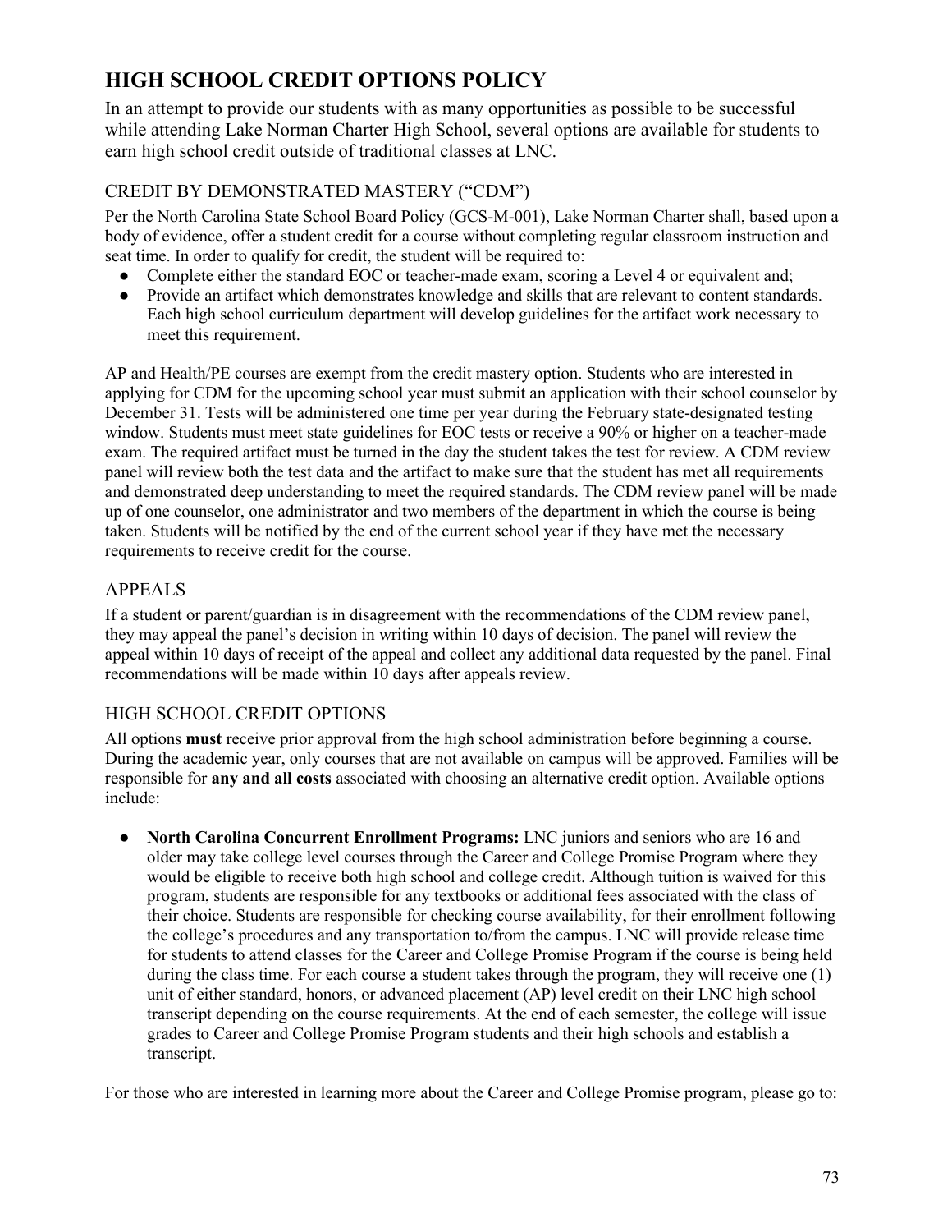# HIGH SCHOOL CREDIT OPTIONS POLICY

In an attempt to provide our students with as many opportunities as possible to be successful while attending Lake Norman Charter High School, several options are available for students to earn high school credit outside of traditional classes at LNC.

## CREDIT BY DEMONSTRATED MASTERY ("CDM")

Per the North Carolina State School Board Policy (GCS-M-001), Lake Norman Charter shall, based upon a body of evidence, offer a student credit for a course without completing regular classroom instruction and seat time. In order to qualify for credit, the student will be required to:

- Complete either the standard EOC or teacher-made exam, scoring a Level 4 or equivalent and;
- Provide an artifact which demonstrates knowledge and skills that are relevant to content standards. Each high school curriculum department will develop guidelines for the artifact work necessary to meet this requirement.

AP and Health/PE courses are exempt from the credit mastery option. Students who are interested in applying for CDM for the upcoming school year must submit an application with their school counselor by December 31. Tests will be administered one time per year during the February state-designated testing window. Students must meet state guidelines for EOC tests or receive a 90% or higher on a teacher-made exam. The required artifact must be turned in the day the student takes the test for review. A CDM review panel will review both the test data and the artifact to make sure that the student has met all requirements and demonstrated deep understanding to meet the required standards. The CDM review panel will be made up of one counselor, one administrator and two members of the department in which the course is being taken. Students will be notified by the end of the current school year if they have met the necessary requirements to receive credit for the course.

## APPEALS

If a student or parent/guardian is in disagreement with the recommendations of the CDM review panel, they may appeal the panel's decision in writing within 10 days of decision. The panel will review the appeal within 10 days of receipt of the appeal and collect any additional data requested by the panel. Final recommendations will be made within 10 days after appeals review.

## HIGH SCHOOL CREDIT OPTIONS

All options **must** receive prior approval from the high school administration before beginning a course. During the academic year, only courses that are not available on campus will be approved. Families will be responsible for **any and all costs** associated with choosing an alternative credit option. Available options include:

- **North Carolina Concurrent Enrollment Programs:** LNC juniors and seniors who are 16 and older may take college level courses through the Career and College Promise Program where they would be eligible to receive both high school and college credit. Although tuition is waived for this program, students are responsible for any textbooks or additional fees associated with the class of their choice. Students are responsible for checking course availability, for their enrollment following the college's procedures and any transportation to/from the campus. LNC will provide release time for students to attend classes for the Career and College Promise Program if the course is being held during the class time. For each course a student takes through the program, they will receive one (1) unit of either standard, honors, or advanced placement (AP) level credit on their LNC high school transcript depending on the course requirements. At the end of each semester, the college will issue grades to Career and College Promise Program students and their high schools and establish a transcript.

For those who are interested in learning more about the Career and College Promise program, please go to: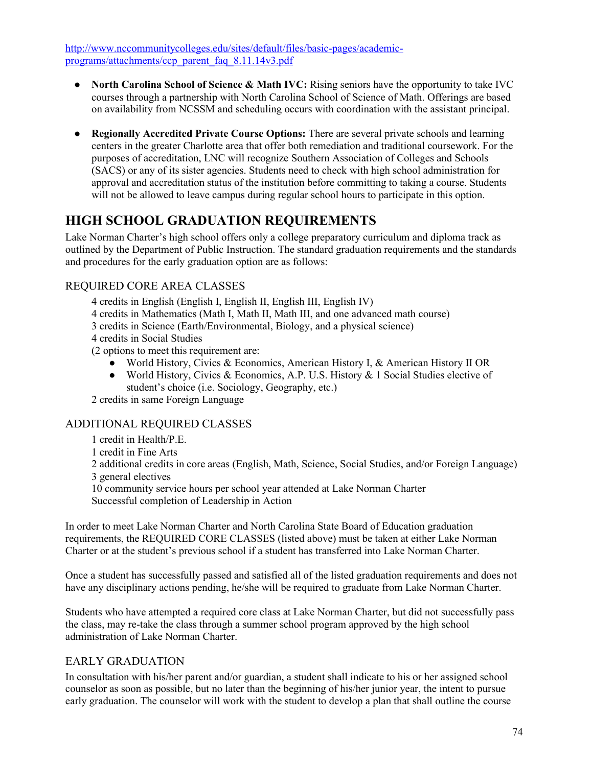http://www.nccommunitycolleges.edu/sites/default/files/basic-pages/academic-programs/attachments/ccp_parent_faq_8.11.14v3.pdf

- **North Carolina School of Science & Math IVC:** Rising seniors have the opportunity to take IVC courses through a partnership with North Carolina School of Science of Math. Offerings are based on availability from NCSSM and scheduling occurs with coordination with the assistant principal.

- **Regionally Accredited Private Course Options:** There are several private schools and learning centers in the greater Charlotte area that offer both remediation and traditional coursework. For the purposes of accreditation, LNC will recognize Southern Association of Colleges and Schools (SACS) or any of its sister agencies. Students need to check with high school administration for approval and accreditation status of the institution before committing to taking a course. Students will not be allowed to leave campus during regular school hours to participate in this option.

## HIGH SCHOOL GRADUATION REQUIREMENTS

Lake Norman Charter's high school offers only a college preparatory curriculum and diploma track as outlined by the Department of Public Instruction. The standard graduation requirements and the standards and procedures for the early graduation option are as follows:

### REQUIRED CORE AREA CLASSES

4 credits in English (English I, English II, English III, English IV)
4 credits in Mathematics (Math I, Math II, Math III, and one advanced math course)
3 credits in Science (Earth/Environmental, Biology, and a physical science)
4 credits in Social Studies
(2 options to meet this requirement are:

- World History, Civics & Economics, American History I, & American History II OR
- World History, Civics & Economics, A.P. U.S. History & 1 Social Studies elective of student's choice (i.e. Sociology, Geography, etc.)

2 credits in same Foreign Language

### ADDITIONAL REQUIRED CLASSES

1 credit in Health/P.E.
1 credit in Fine Arts
2 additional credits in core areas (English, Math, Science, Social Studies, and/or Foreign Language)
3 general electives
10 community service hours per school year attended at Lake Norman Charter
Successful completion of Leadership in Action

In order to meet Lake Norman Charter and North Carolina State Board of Education graduation requirements, the REQUIRED CORE CLASSES (listed above) must be taken at either Lake Norman Charter or at the student's previous school if a student has transferred into Lake Norman Charter.

Once a student has successfully passed and satisfied all of the listed graduation requirements and does not have any disciplinary actions pending, he/she will be required to graduate from Lake Norman Charter.

Students who have attempted a required core class at Lake Norman Charter, but did not successfully pass the class, may re-take the class through a summer school program approved by the high school administration of Lake Norman Charter.

### EARLY GRADUATION

In consultation with his/her parent and/or guardian, a student shall indicate to his or her assigned school counselor as soon as possible, but no later than the beginning of his/her junior year, the intent to pursue early graduation. The counselor will work with the student to develop a plan that shall outline the course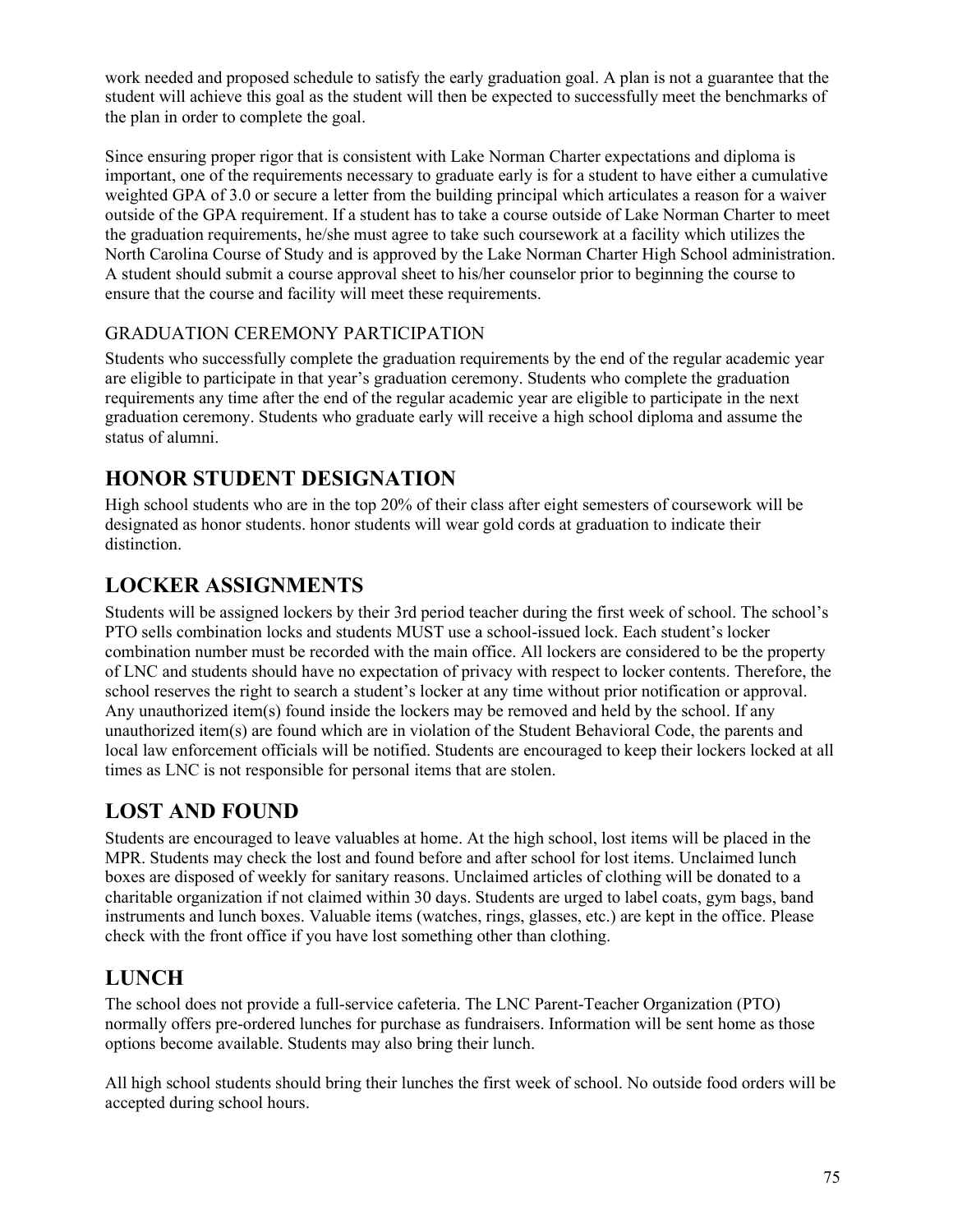work needed and proposed schedule to satisfy the early graduation goal. A plan is not a guarantee that the student will achieve this goal as the student will then be expected to successfully meet the benchmarks of the plan in order to complete the goal.

Since ensuring proper rigor that is consistent with Lake Norman Charter expectations and diploma is important, one of the requirements necessary to graduate early is for a student to have either a cumulative weighted GPA of 3.0 or secure a letter from the building principal which articulates a reason for a waiver outside of the GPA requirement. If a student has to take a course outside of Lake Norman Charter to meet the graduation requirements, he/she must agree to take such coursework at a facility which utilizes the North Carolina Course of Study and is approved by the Lake Norman Charter High School administration. A student should submit a course approval sheet to his/her counselor prior to beginning the course to ensure that the course and facility will meet these requirements.

### GRADUATION CEREMONY PARTICIPATION

Students who successfully complete the graduation requirements by the end of the regular academic year are eligible to participate in that year's graduation ceremony. Students who complete the graduation requirements any time after the end of the regular academic year are eligible to participate in the next graduation ceremony. Students who graduate early will receive a high school diploma and assume the status of alumni.

## HONOR STUDENT DESIGNATION

High school students who are in the top 20% of their class after eight semesters of coursework will be designated as honor students. honor students will wear gold cords at graduation to indicate their distinction.

## LOCKER ASSIGNMENTS

Students will be assigned lockers by their 3rd period teacher during the first week of school. The school's PTO sells combination locks and students MUST use a school-issued lock. Each student's locker combination number must be recorded with the main office. All lockers are considered to be the property of LNC and students should have no expectation of privacy with respect to locker contents. Therefore, the school reserves the right to search a student's locker at any time without prior notification or approval. Any unauthorized item(s) found inside the lockers may be removed and held by the school. If any unauthorized item(s) are found which are in violation of the Student Behavioral Code, the parents and local law enforcement officials will be notified. Students are encouraged to keep their lockers locked at all times as LNC is not responsible for personal items that are stolen.

## LOST AND FOUND

Students are encouraged to leave valuables at home. At the high school, lost items will be placed in the MPR. Students may check the lost and found before and after school for lost items. Unclaimed lunch boxes are disposed of weekly for sanitary reasons. Unclaimed articles of clothing will be donated to a charitable organization if not claimed within 30 days. Students are urged to label coats, gym bags, band instruments and lunch boxes. Valuable items (watches, rings, glasses, etc.) are kept in the office. Please check with the front office if you have lost something other than clothing.

## LUNCH

The school does not provide a full-service cafeteria. The LNC Parent-Teacher Organization (PTO) normally offers pre-ordered lunches for purchase as fundraisers. Information will be sent home as those options become available. Students may also bring their lunch.

All high school students should bring their lunches the first week of school. No outside food orders will be accepted during school hours.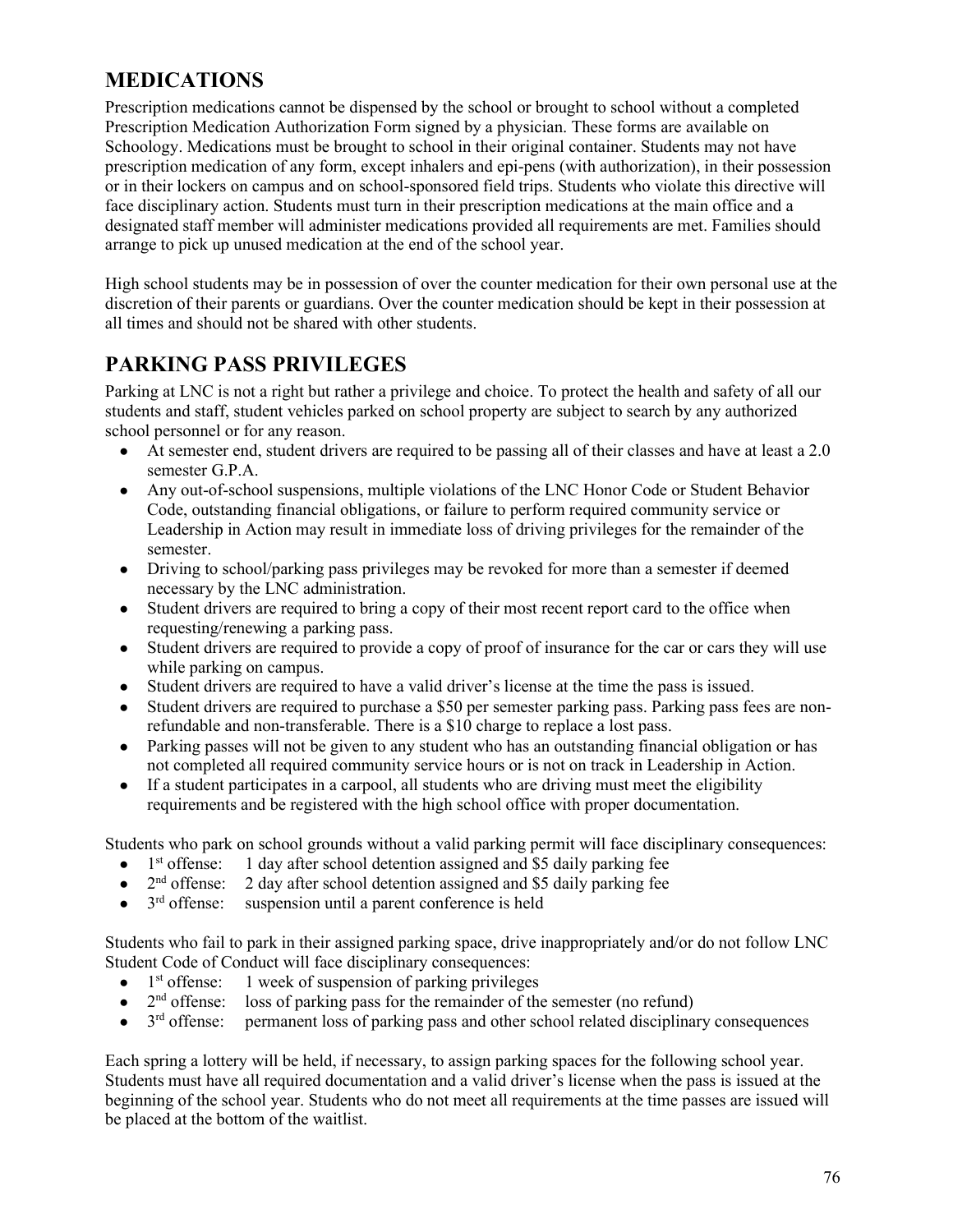## MEDICATIONS

Prescription medications cannot be dispensed by the school or brought to school without a completed Prescription Medication Authorization Form signed by a physician. These forms are available on Schoology. Medications must be brought to school in their original container. Students may not have prescription medication of any form, except inhalers and epi-pens (with authorization), in their possession or in their lockers on campus and on school-sponsored field trips. Students who violate this directive will face disciplinary action. Students must turn in their prescription medications at the main office and a designated staff member will administer medications provided all requirements are met. Families should arrange to pick up unused medication at the end of the school year.

High school students may be in possession of over the counter medication for their own personal use at the discretion of their parents or guardians. Over the counter medication should be kept in their possession at all times and should not be shared with other students.

## PARKING PASS PRIVILEGES

Parking at LNC is not a right but rather a privilege and choice. To protect the health and safety of all our students and staff, student vehicles parked on school property are subject to search by any authorized school personnel or for any reason.

- At semester end, student drivers are required to be passing all of their classes and have at least a 2.0 semester G.P.A.
- Any out-of-school suspensions, multiple violations of the LNC Honor Code or Student Behavior Code, outstanding financial obligations, or failure to perform required community service or Leadership in Action may result in immediate loss of driving privileges for the remainder of the semester.
- Driving to school/parking pass privileges may be revoked for more than a semester if deemed necessary by the LNC administration.
- Student drivers are required to bring a copy of their most recent report card to the office when requesting/renewing a parking pass.
- Student drivers are required to provide a copy of proof of insurance for the car or cars they will use while parking on campus.
- Student drivers are required to have a valid driver's license at the time the pass is issued.
- Student drivers are required to purchase a $50 per semester parking pass. Parking pass fees are non-refundable and non-transferable. There is a $10 charge to replace a lost pass.
- Parking passes will not be given to any student who has an outstanding financial obligation or has not completed all required community service hours or is not on track in Leadership in Action.
- If a student participates in a carpool, all students who are driving must meet the eligibility requirements and be registered with the high school office with proper documentation.

Students who park on school grounds without a valid parking permit will face disciplinary consequences:

- 1st offense: 1 day after school detention assigned and $5 daily parking fee
- 2nd offense: 2 day after school detention assigned and $5 daily parking fee
- 3rd offense: suspension until a parent conference is held

Students who fail to park in their assigned parking space, drive inappropriately and/or do not follow LNC Student Code of Conduct will face disciplinary consequences:

- 1st offense: 1 week of suspension of parking privileges
- 2nd offense: loss of parking pass for the remainder of the semester (no refund)
- 3rd offense: permanent loss of parking pass and other school related disciplinary consequences

Each spring a lottery will be held, if necessary, to assign parking spaces for the following school year. Students must have all required documentation and a valid driver's license when the pass is issued at the beginning of the school year. Students who do not meet all requirements at the time passes are issued will be placed at the bottom of the waitlist.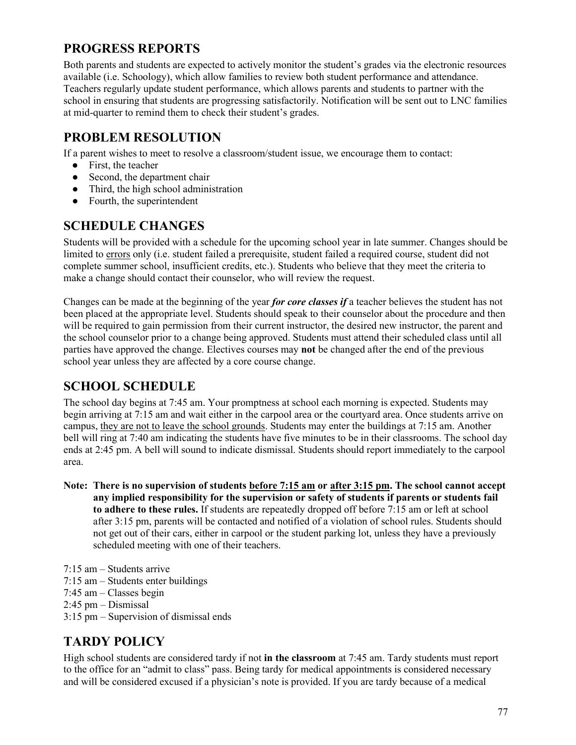## PROGRESS REPORTS

Both parents and students are expected to actively monitor the student's grades via the electronic resources available (i.e. Schoology), which allow families to review both student performance and attendance. Teachers regularly update student performance, which allows parents and students to partner with the school in ensuring that students are progressing satisfactorily. Notification will be sent out to LNC families at mid-quarter to remind them to check their student's grades.

## PROBLEM RESOLUTION

If a parent wishes to meet to resolve a classroom/student issue, we encourage them to contact:

- First, the teacher
- Second, the department chair
- Third, the high school administration
- Fourth, the superintendent

## SCHEDULE CHANGES

Students will be provided with a schedule for the upcoming school year in late summer. Changes should be limited to <u>errors</u> only (i.e. student failed a prerequisite, student failed a required course, student did not complete summer school, insufficient credits, etc.). Students who believe that they meet the criteria to make a change should contact their counselor, who will review the request.

Changes can be made at the beginning of the year ***for core classes if*** a teacher believes the student has not been placed at the appropriate level. Students should speak to their counselor about the procedure and then will be required to gain permission from their current instructor, the desired new instructor, the parent and the school counselor prior to a change being approved. Students must attend their scheduled class until all parties have approved the change. Electives courses may **not** be changed after the end of the previous school year unless they are affected by a core course change.

## SCHOOL SCHEDULE

The school day begins at 7:45 am. Your promptness at school each morning is expected. Students may begin arriving at 7:15 am and wait either in the carpool area or the courtyard area. Once students arrive on campus, <u>they are not to leave the school grounds</u>. Students may enter the buildings at 7:15 am. Another bell will ring at 7:40 am indicating the students have five minutes to be in their classrooms. The school day ends at 2:45 pm. A bell will sound to indicate dismissal. Students should report immediately to the carpool area.

**Note: There is no supervision of students <u>before 7:15 am</u> or <u>after 3:15 pm</u>. The school cannot accept any implied responsibility for the supervision or safety of students if parents or students fail to adhere to these rules.** If students are repeatedly dropped off before 7:15 am or left at school after 3:15 pm, parents will be contacted and notified of a violation of school rules. Students should not get out of their cars, either in carpool or the student parking lot, unless they have a previously scheduled meeting with one of their teachers.

7:15 am – Students arrive
7:15 am – Students enter buildings
7:45 am – Classes begin
2:45 pm – Dismissal
3:15 pm – Supervision of dismissal ends

## TARDY POLICY

High school students are considered tardy if not **in the classroom** at 7:45 am. Tardy students must report to the office for an "admit to class" pass. Being tardy for medical appointments is considered necessary and will be considered excused if a physician's note is provided. If you are tardy because of a medical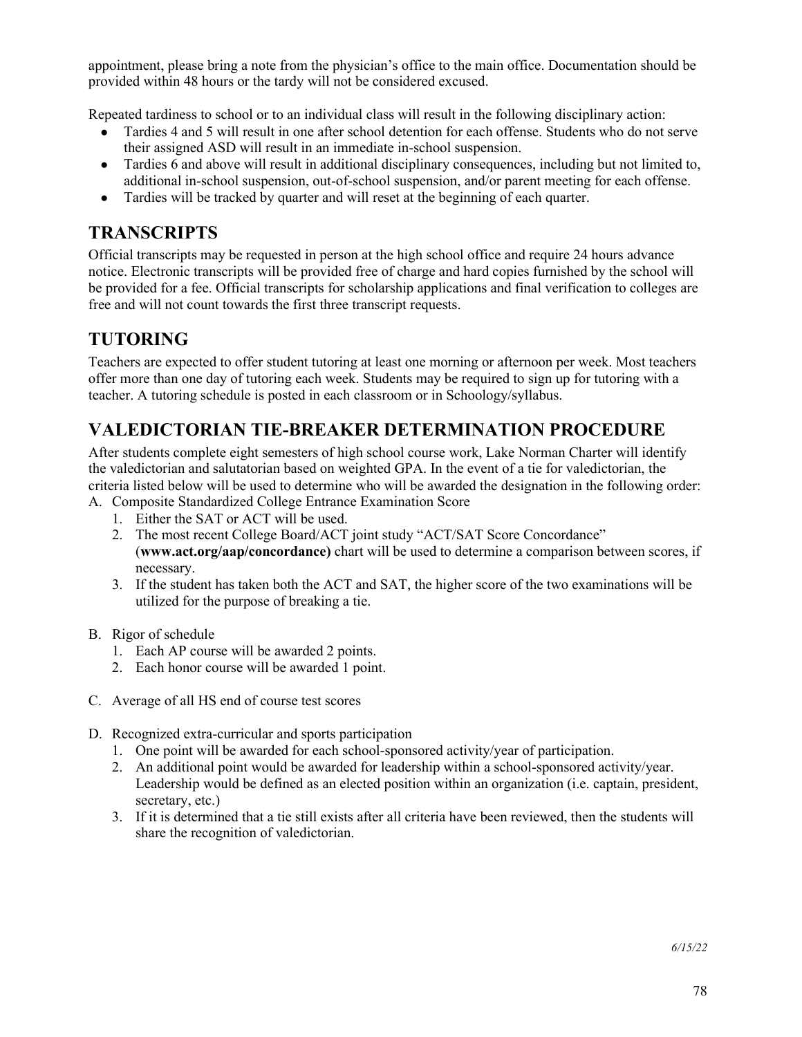appointment, please bring a note from the physician's office to the main office. Documentation should be provided within 48 hours or the tardy will not be considered excused.

Repeated tardiness to school or to an individual class will result in the following disciplinary action:

- Tardies 4 and 5 will result in one after school detention for each offense. Students who do not serve their assigned ASD will result in an immediate in-school suspension.
- Tardies 6 and above will result in additional disciplinary consequences, including but not limited to, additional in-school suspension, out-of-school suspension, and/or parent meeting for each offense.
- Tardies will be tracked by quarter and will reset at the beginning of each quarter.

## TRANSCRIPTS

Official transcripts may be requested in person at the high school office and require 24 hours advance notice. Electronic transcripts will be provided free of charge and hard copies furnished by the school will be provided for a fee. Official transcripts for scholarship applications and final verification to colleges are free and will not count towards the first three transcript requests.

## TUTORING

Teachers are expected to offer student tutoring at least one morning or afternoon per week. Most teachers offer more than one day of tutoring each week. Students may be required to sign up for tutoring with a teacher. A tutoring schedule is posted in each classroom or in Schoology/syllabus.

## VALEDICTORIAN TIE-BREAKER DETERMINATION PROCEDURE

After students complete eight semesters of high school course work, Lake Norman Charter will identify the valedictorian and salutatorian based on weighted GPA. In the event of a tie for valedictorian, the criteria listed below will be used to determine who will be awarded the designation in the following order:

A. Composite Standardized College Entrance Examination Score
   1. Either the SAT or ACT will be used.
   2. The most recent College Board/ACT joint study "ACT/SAT Score Concordance" (**www.act.org/aap/concordance)** chart will be used to determine a comparison between scores, if necessary.
   3. If the student has taken both the ACT and SAT, the higher score of the two examinations will be utilized for the purpose of breaking a tie.

B. Rigor of schedule
   1. Each AP course will be awarded 2 points.
   2. Each honor course will be awarded 1 point.

C. Average of all HS end of course test scores

D. Recognized extra-curricular and sports participation
   1. One point will be awarded for each school-sponsored activity/year of participation.
   2. An additional point would be awarded for leadership within a school-sponsored activity/year. Leadership would be defined as an elected position within an organization (i.e. captain, president, secretary, etc.)
   3. If it is determined that a tie still exists after all criteria have been reviewed, then the students will share the recognition of valedictorian.

*6/15/22*